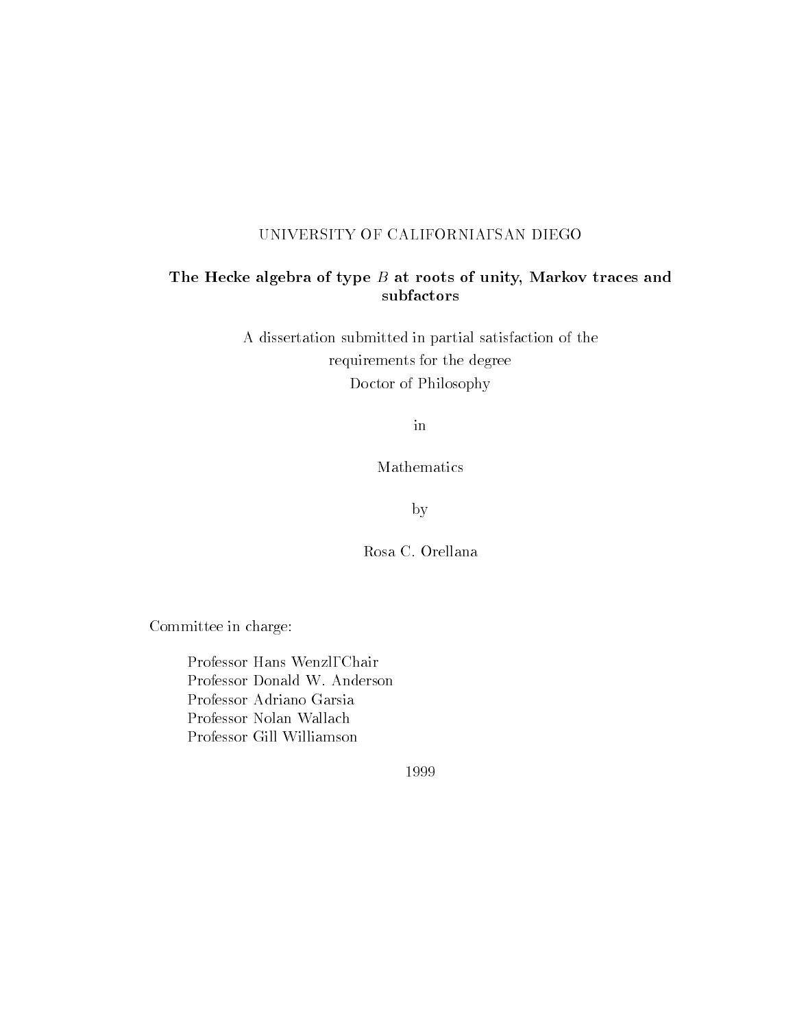UNIVERSITY OF CALIFORNIA, SAN DIEGO

# The Hecke algebra of type $B$ at roots of unity, Markov traces and subfactors

A dissertation submitted in partial satisfaction of the
requirements for the degree
Doctor of Philosophy

in

Mathematics

by

Rosa C. Orellana

Committee in charge:

Professor Hans Wenzl, Chair
Professor Donald W. Anderson
Professor Adriano Garsia
Professor Nolan Wallach
Professor Gill Williamson

1999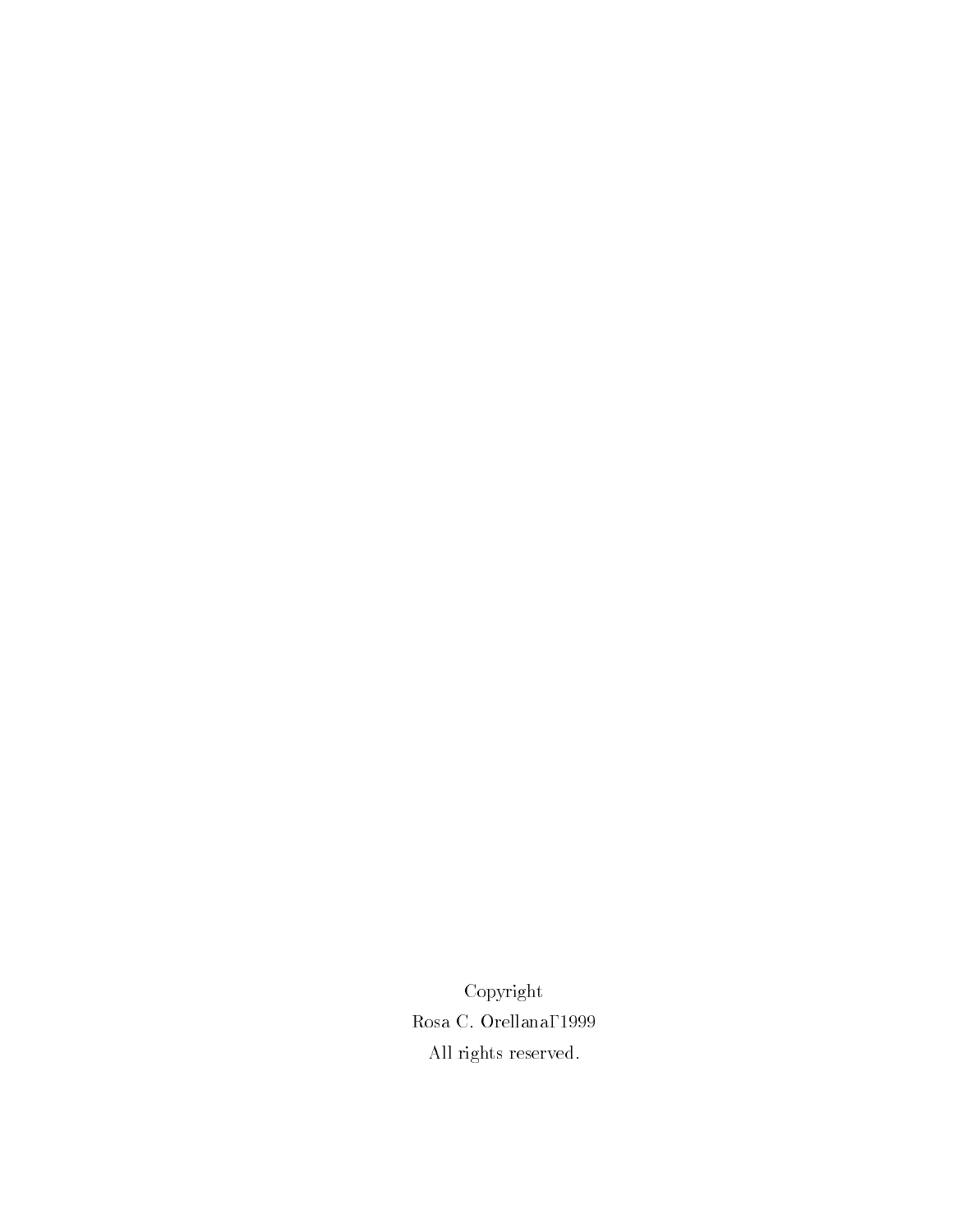Copyright

Rosa C. Orellana, 1999

All rights reserved.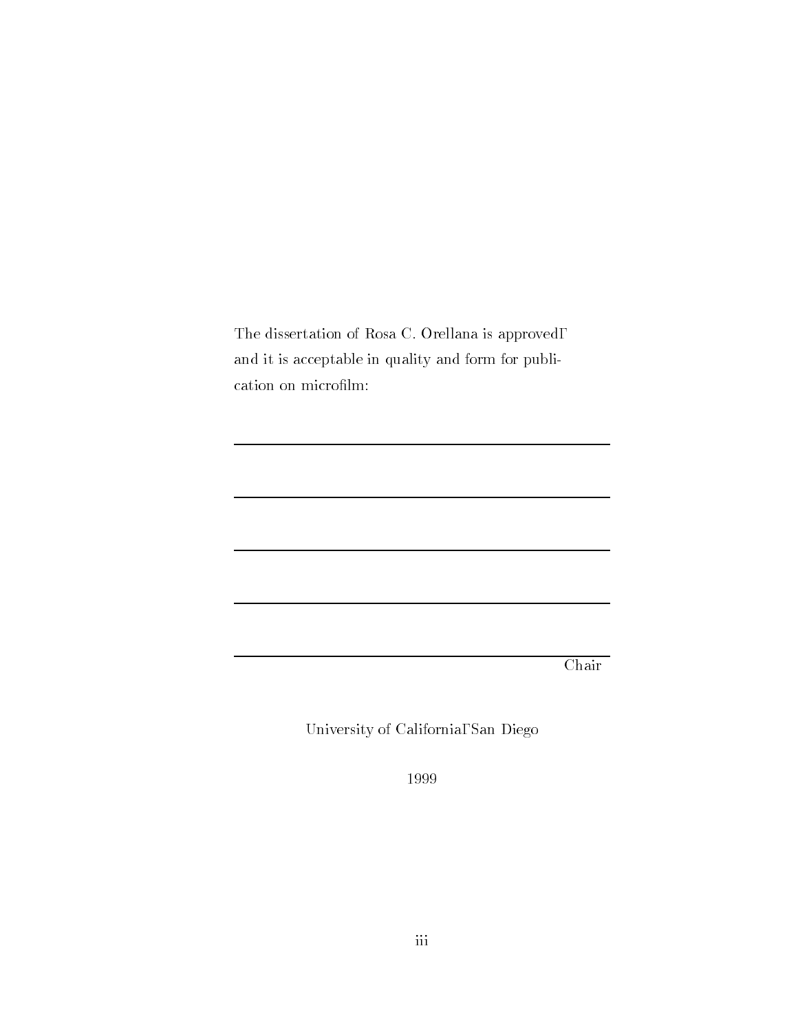The dissertation of Rosa C. Orellana is approvedΓ and it is acceptable in quality and form for publication on microfilm:

\_\_\_\_\_\_\_\_\_\_\_\_\_\_\_\_\_\_\_\_\_\_\_\_\_\_\_\_\_\_\_\_\_\_\_\_\_\_\_\_

\_\_\_\_\_\_\_\_\_\_\_\_\_\_\_\_\_\_\_\_\_\_\_\_\_\_\_\_\_\_\_\_\_\_\_\_\_\_\_\_

\_\_\_\_\_\_\_\_\_\_\_\_\_\_\_\_\_\_\_\_\_\_\_\_\_\_\_\_\_\_\_\_\_\_\_\_\_\_\_\_

\_\_\_\_\_\_\_\_\_\_\_\_\_\_\_\_\_\_\_\_\_\_\_\_\_\_\_\_\_\_\_\_\_\_\_\_\_\_\_\_

\_\_\_\_\_\_\_\_\_\_\_\_\_\_\_\_\_\_\_\_\_\_\_\_\_\_\_\_\_\_\_\_\_\_\_\_\_\_\_\_
Chair

University of CaliforniaΓSan Diego

1999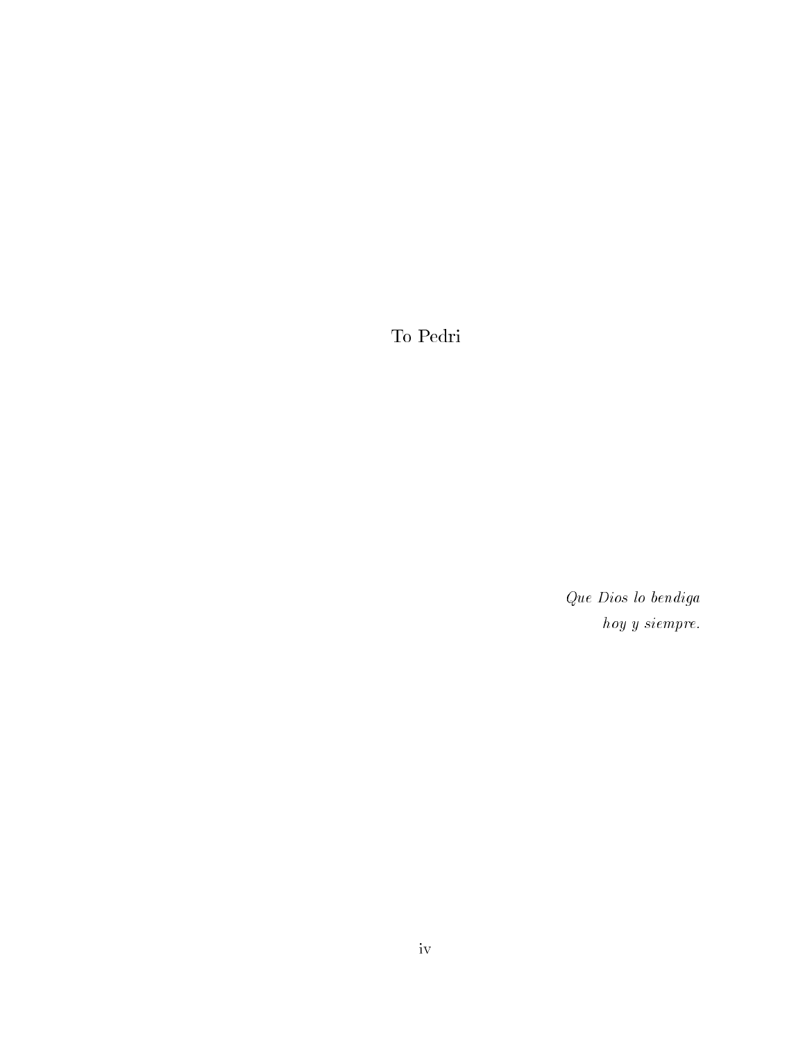To Pedri

*Que Dios lo bendiga*
*hoy y siempre.*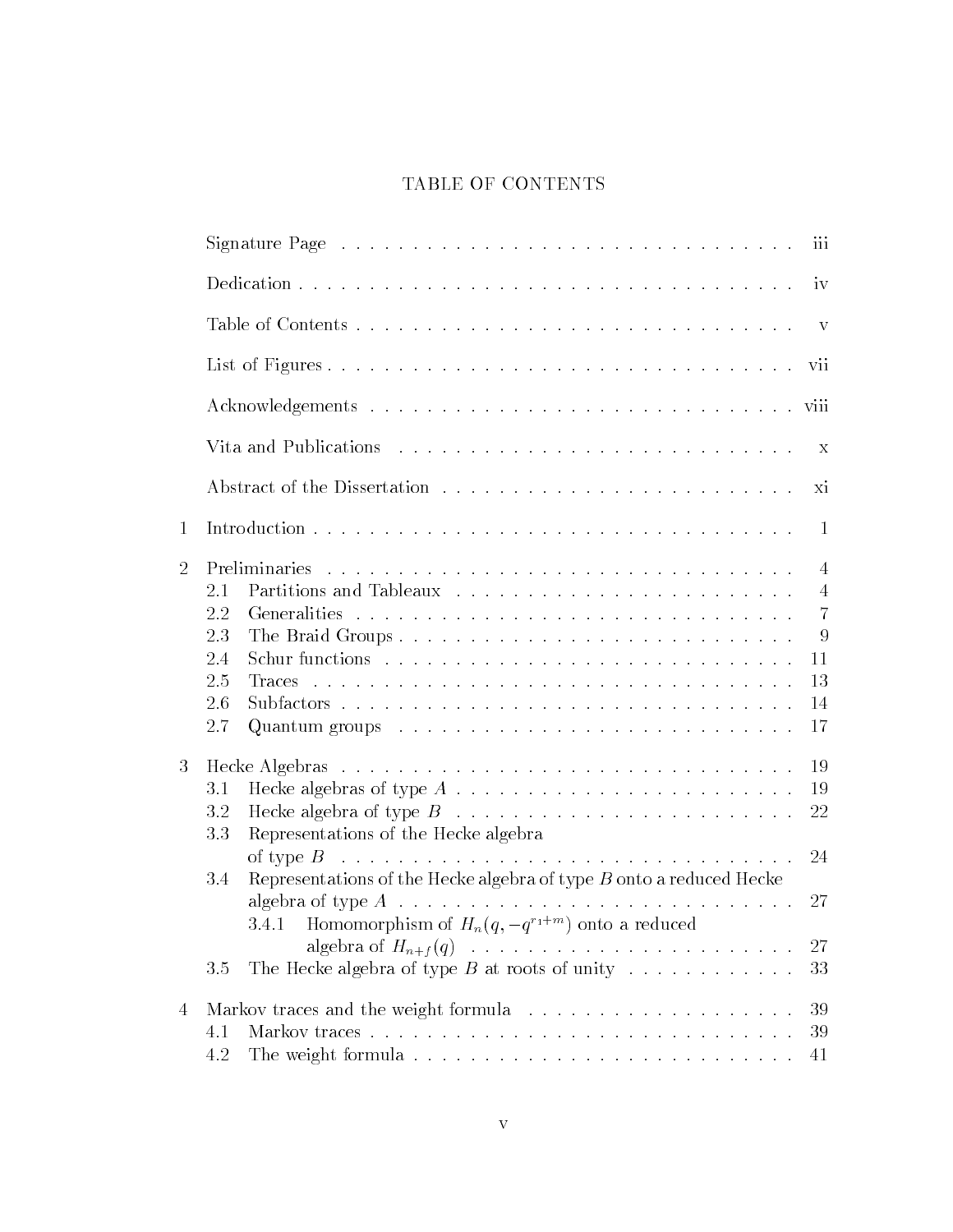# TABLE OF CONTENTS

| | | |
|---|---|---|
| | Signature Page | iii |
| | Dedication | iv |
| | Table of Contents | v |
| | List of Figures | vii |
| | Acknowledgements | viii |
| | Vita and Publications | x |
| | Abstract of the Dissertation | xi |
| 1 | Introduction | 1 |
| 2 | Preliminaries | 4 |
| | 2.1 Partitions and Tableaux | 4 |
| | 2.2 Generalities | 7 |
| | 2.3 The Braid Groups | 9 |
| | 2.4 Schur functions | 11 |
| | 2.5 Traces | 13 |
| | 2.6 Subfactors | 14 |
| | 2.7 Quantum groups | 17 |
| 3 | Hecke Algebras | 19 |
| | 3.1 Hecke algebras of type $A$ | 19 |
| | 3.2 Hecke algebra of type $B$ | 22 |
| | 3.3 Representations of the Hecke algebra of type $B$ | 24 |
| | 3.4 Representations of the Hecke algebra of type $B$ onto a reduced Hecke algebra of type $A$ | 27 |
| | 3.4.1 Homomorphism of $H_n(q, -q^{r_1+m})$ onto a reduced algebra of $H_{n+f}(q)$ | 27 |
| | 3.5 The Hecke algebra of type $B$ at roots of unity | 33 |
| 4 | Markov traces and the weight formula | 39 |
| | 4.1 Markov traces | 39 |
| | 4.2 The weight formula | 41 |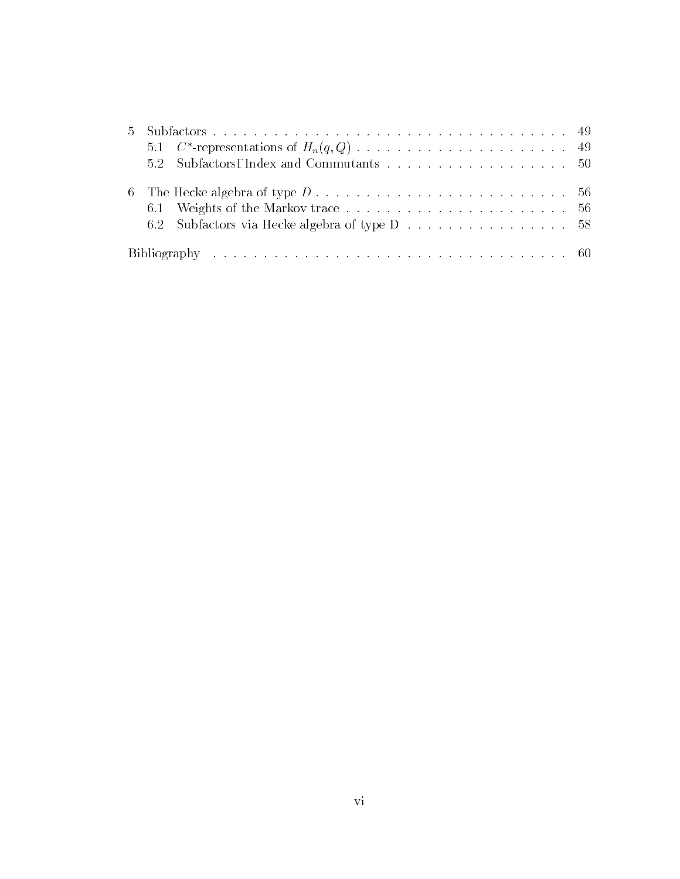5 Subfactors . . . . . . . . . . . . . . . . . . . . . . . . . . . . . . . . . . . . 49

  5.1 $C^*$-representations of $H_n(q, Q)$ . . . . . . . . . . . . . . . . . . . . . 49

  5.2 Subfactors, Index and Commutants . . . . . . . . . . . . . . . . . . . 50

6 The Hecke algebra of type $D$ . . . . . . . . . . . . . . . . . . . . . . . . . 56

  6.1 Weights of the Markov trace . . . . . . . . . . . . . . . . . . . . . . . 56

  6.2 Subfactors via Hecke algebra of type D . . . . . . . . . . . . . . . . . 58

Bibliography . . . . . . . . . . . . . . . . . . . . . . . . . . . . . . . . . . . . 60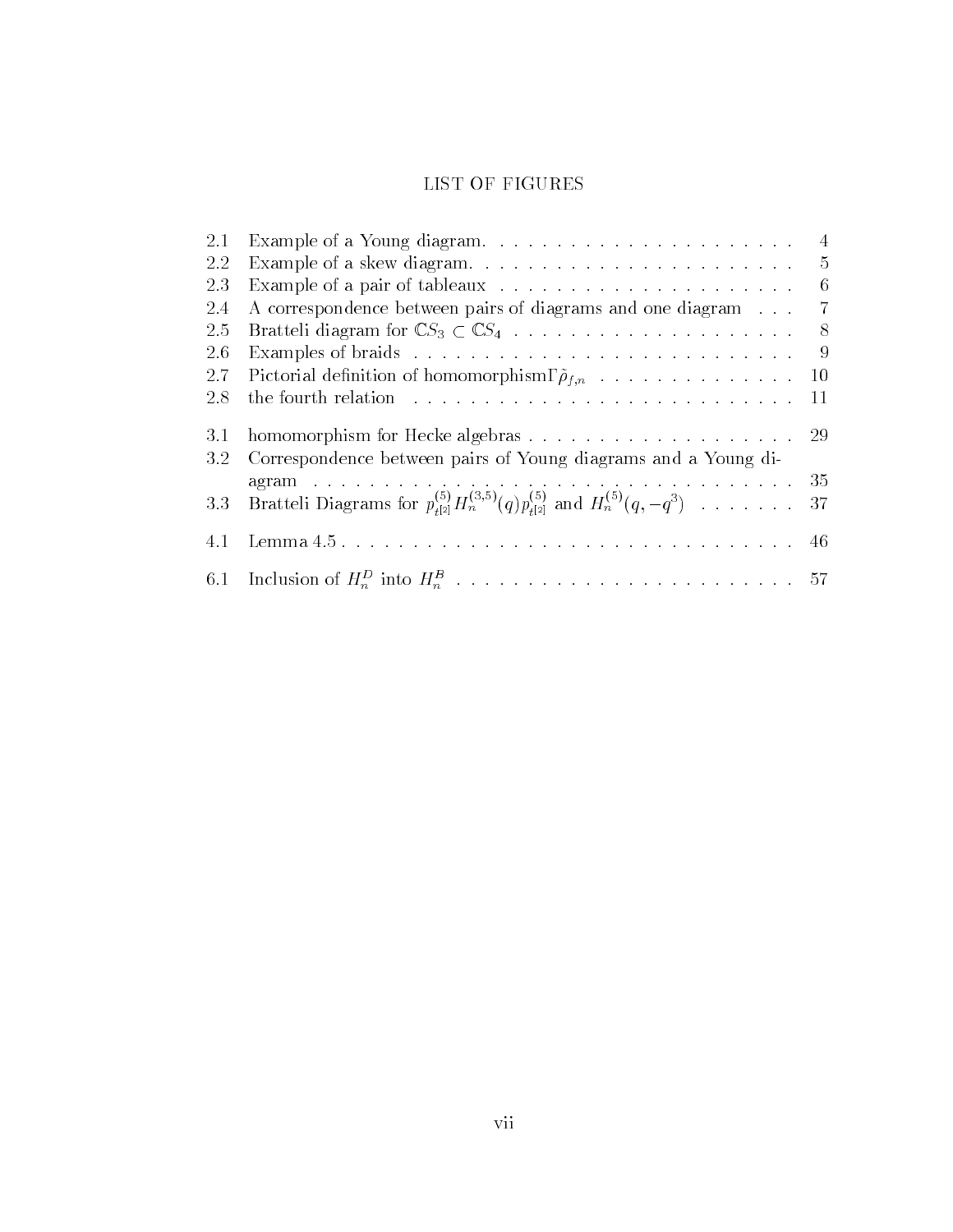# LIST OF FIGURES

| | | |
|---|---|---|
| 2.1 | Example of a Young diagram. | 4 |
| 2.2 | Example of a skew diagram. | 5 |
| 2.3 | Example of a pair of tableaux | 6 |
| 2.4 | A correspondence between pairs of diagrams and one diagram | 7 |
| 2.5 | Bratteli diagram for $\mathbb{C}S_3 \subset \mathbb{C}S_4$ | 8 |
| 2.6 | Examples of braids | 9 |
| 2.7 | Pictorial definition of homomorphism$\Gamma\hat{\rho}_{f,n}$ | 10 |
| 2.8 | the fourth relation | 11 |
| 3.1 | homomorphism for Hecke algebras | 29 |
| 3.2 | Correspondence between pairs of Young diagrams and a Young diagram | 35 |
| 3.3 | Bratteli Diagrams for $p^{(5)}_{t^{[2]}} H^{(3,5)}_n(q) p^{(5)}_{t^{[2]}}$ and $H^{(5)}_n(q, -q^3)$ | 37 |
| 4.1 | Lemma 4.5 | 46 |
| 6.1 | Inclusion of $H^D_n$ into $H^B_n$ | 57 |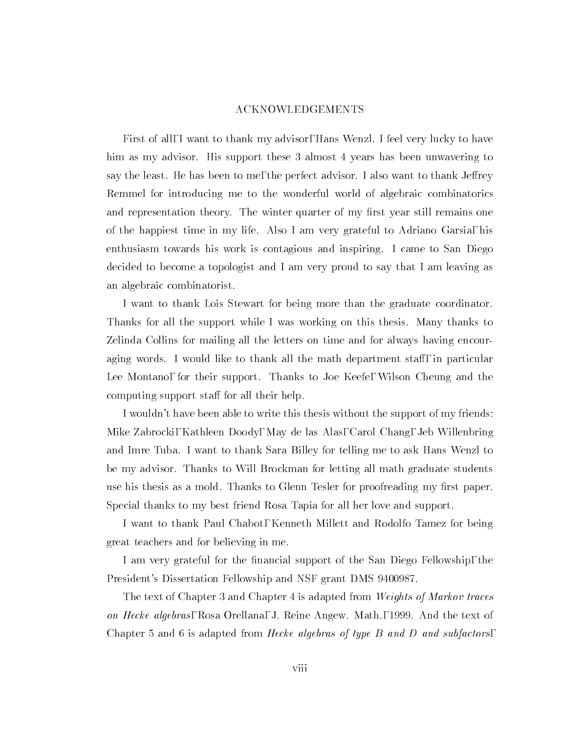# ACKNOWLEDGEMENTS

First of all, I want to thank my advisor, Hans Wenzl. I feel very lucky to have him as my advisor. His support these 3 almost 4 years has been unwavering to say the least. He has been to me, the perfect advisor. I also want to thank Jeffrey Remmel for introducing me to the wonderful world of algebraic combinatorics and representation theory. The winter quarter of my first year still remains one of the happiest time in my life. Also I am very grateful to Adriano Garsia, his enthusiasm towards his work is contagious and inspiring. I came to San Diego decided to become a topologist and I am very proud to say that I am leaving as an algebraic combinatorist.

I want to thank Lois Stewart for being more than the graduate coordinator. Thanks for all the support while I was working on this thesis. Many thanks to Zelinda Collins for mailing all the letters on time and for always having encouraging words. I would like to thank all the math department staff, in particular Lee Montano, for their support. Thanks to Joe Keefe, Wilson Cheung and the computing support staff for all their help.

I wouldn't have been able to write this thesis without the support of my friends: Mike Zabrocki, Kathleen Doody, May de las Alas, Carol Chang, Jeb Willenbring and Imre Tuba. I want to thank Sara Billey for telling me to ask Hans Wenzl to be my advisor. Thanks to Will Brockman for letting all math graduate students use his thesis as a mold. Thanks to Glenn Tesler for proofreading my first paper. Special thanks to my best friend Rosa Tapia for all her love and support.

I want to thank Paul Chabot, Kenneth Millett and Rodolfo Tamez for being great teachers and for believing in me.

I am very grateful for the financial support of the San Diego Fellowship, the President's Dissertation Fellowship and NSF grant DMS 9400987.

The text of Chapter 3 and Chapter 4 is adapted from *Weights of Markov traces on Hecke algebras*, Rosa Orellana, J. Reine Angew. Math., 1999. And the text of Chapter 5 and 6 is adapted from *Hecke algebras of type B and D and subfactors*,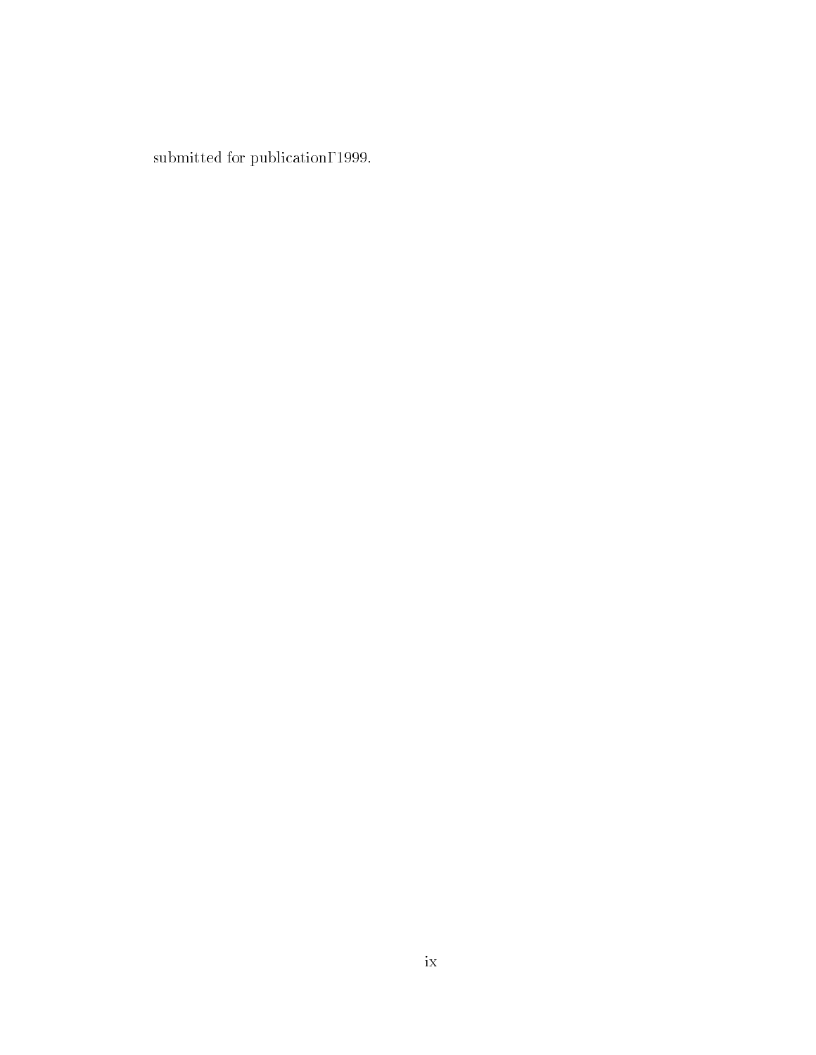submitted for publication, 1999.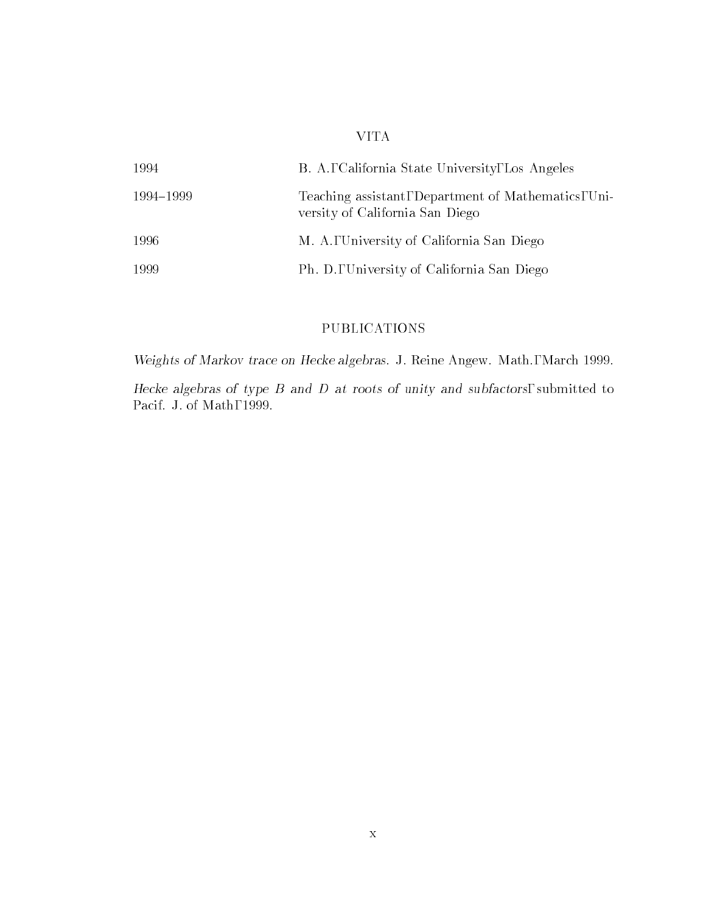## VITA

1994 — B. A., California State University, Los Angeles

1994–1999 — Teaching assistant, Department of Mathematics, University of California San Diego

1996 — M. A., University of California San Diego

1999 — Ph. D., University of California San Diego

## PUBLICATIONS

*Weights of Markov trace on Hecke algebras.* J. Reine Angew. Math., March 1999.

*Hecke algebras of type B and D at roots of unity and subfactors*, submitted to Pacif. J. of Math, 1999.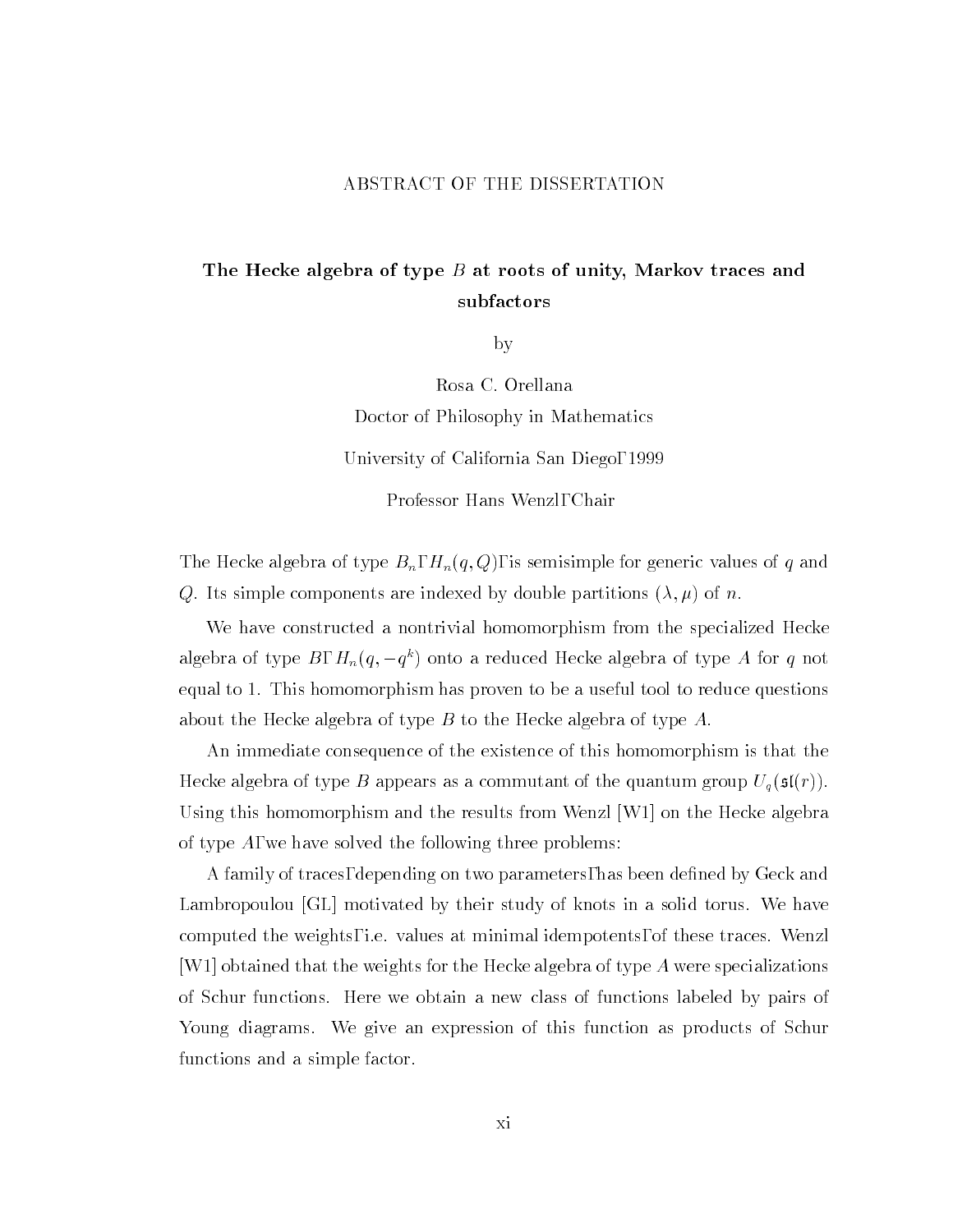ABSTRACT OF THE DISSERTATION

## The Hecke algebra of type $B$ at roots of unity, Markov traces and subfactors

by

Rosa C. Orellana

Doctor of Philosophy in Mathematics

University of California San Diego, 1999

Professor Hans Wenzl, Chair

The Hecke algebra of type $B_n$, $H_n(q, Q)$, is semisimple for generic values of $q$ and $Q$. Its simple components are indexed by double partitions $(\lambda, \mu)$ of $n$.

We have constructed a nontrivial homomorphism from the specialized Hecke algebra of type $B$, $H_n(q, -q^k)$ onto a reduced Hecke algebra of type $A$ for $q$ not equal to 1. This homomorphism has proven to be a useful tool to reduce questions about the Hecke algebra of type $B$ to the Hecke algebra of type $A$.

An immediate consequence of the existence of this homomorphism is that the Hecke algebra of type $B$ appears as a commutant of the quantum group $U_q(\mathfrak{sl}(r))$. Using this homomorphism and the results from Wenzl [W1] on the Hecke algebra of type $A$, we have solved the following three problems:

A family of traces, depending on two parameters, has been defined by Geck and Lambropoulou [GL] motivated by their study of knots in a solid torus. We have computed the weights, i.e. values at minimal idempotents, of these traces. Wenzl [W1] obtained that the weights for the Hecke algebra of type $A$ were specializations of Schur functions. Here we obtain a new class of functions labeled by pairs of Young diagrams. We give an expression of this function as products of Schur functions and a simple factor.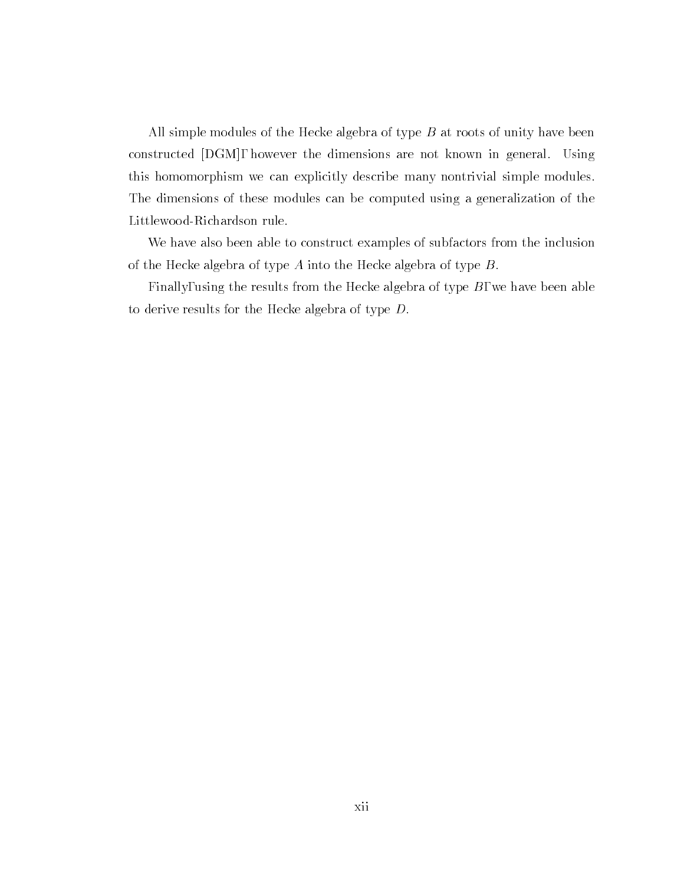All simple modules of the Hecke algebra of type $B$ at roots of unity have been constructed [DGM], however the dimensions are not known in general. Using this homomorphism we can explicitly describe many nontrivial simple modules. The dimensions of these modules can be computed using a generalization of the Littlewood-Richardson rule.

We have also been able to construct examples of subfactors from the inclusion of the Hecke algebra of type $A$ into the Hecke algebra of type $B$.

Finally, using the results from the Hecke algebra of type $B$, we have been able to derive results for the Hecke algebra of type $D$.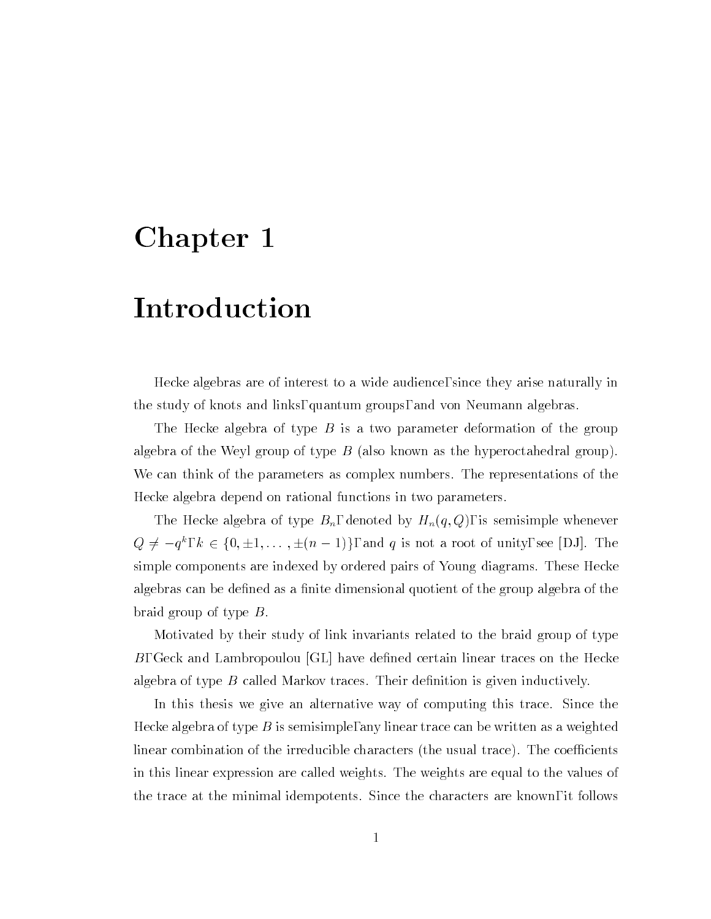# Chapter 1

# Introduction

Hecke algebras are of interest to a wide audience, since they arise naturally in the study of knots and links, quantum groups, and von Neumann algebras.

The Hecke algebra of type $B$ is a two parameter deformation of the group algebra of the Weyl group of type $B$ (also known as the hyperoctahedral group). We can think of the parameters as complex numbers. The representations of the Hecke algebra depend on rational functions in two parameters.

The Hecke algebra of type $B_n$, denoted by $H_n(q,Q)$, is semisimple whenever $Q \neq -q^k$, $k \in \{0, \pm 1, \ldots, \pm(n-1)\}$, and $q$ is not a root of unity, see [DJ]. The simple components are indexed by ordered pairs of Young diagrams. These Hecke algebras can be defined as a finite dimensional quotient of the group algebra of the braid group of type $B$.

Motivated by their study of link invariants related to the braid group of type $B$, Geck and Lambropoulou [GL] have defined certain linear traces on the Hecke algebra of type $B$ called Markov traces. Their definition is given inductively.

In this thesis we give an alternative way of computing this trace. Since the Hecke algebra of type $B$ is semisimple, any linear trace can be written as a weighted linear combination of the irreducible characters (the usual trace). The coefficients in this linear expression are called weights. The weights are equal to the values of the trace at the minimal idempotents. Since the characters are known, it follows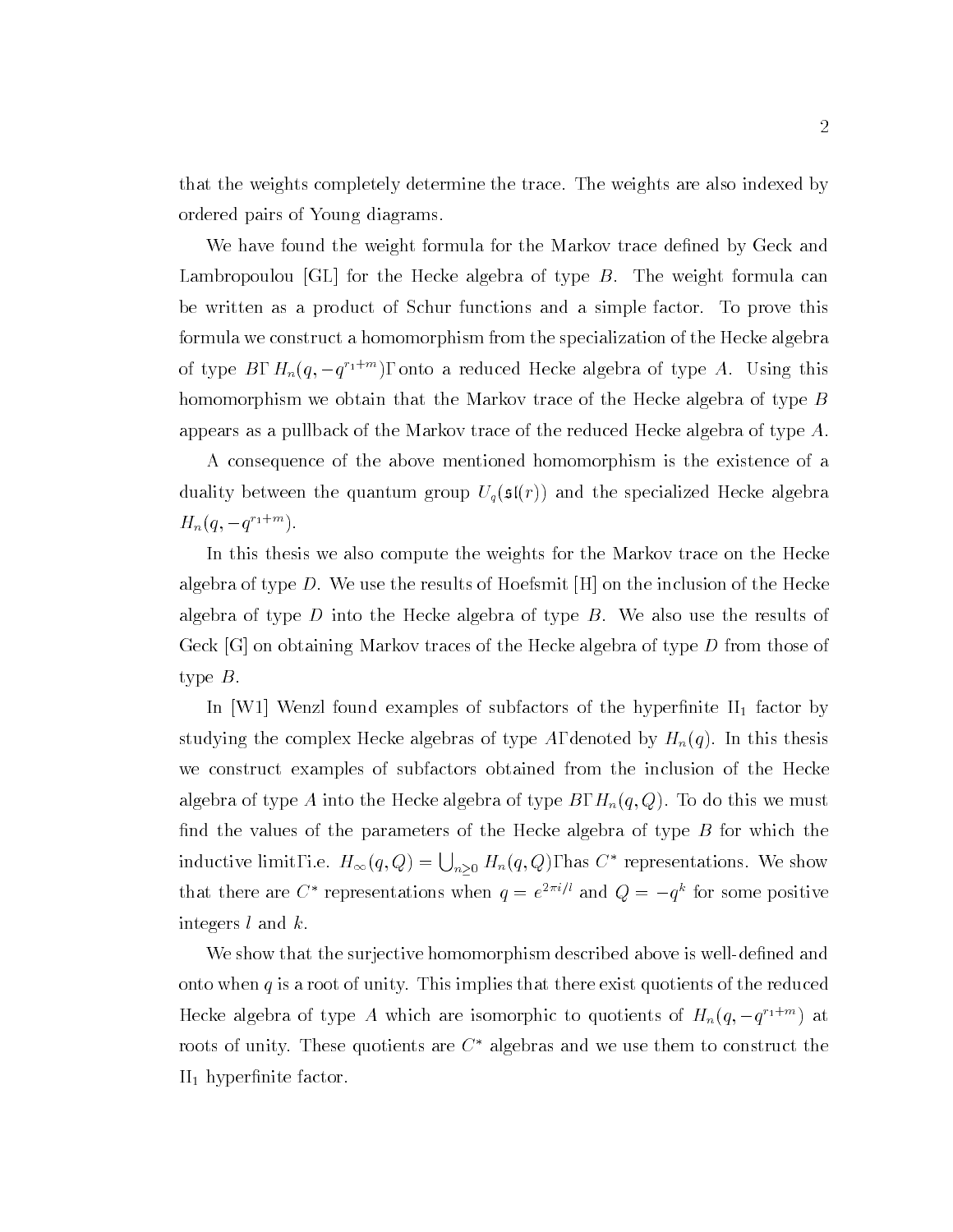that the weights completely determine the trace. The weights are also indexed by ordered pairs of Young diagrams.

We have found the weight formula for the Markov trace defined by Geck and Lambropoulou [GL] for the Hecke algebra of type $B$. The weight formula can be written as a product of Schur functions and a simple factor. To prove this formula we construct a homomorphism from the specialization of the Hecke algebra of type $B$, $H_n(q, -q^{r_1+m})$, onto a reduced Hecke algebra of type $A$. Using this homomorphism we obtain that the Markov trace of the Hecke algebra of type $B$ appears as a pullback of the Markov trace of the reduced Hecke algebra of type $A$.

A consequence of the above mentioned homomorphism is the existence of a duality between the quantum group $U_q(\mathfrak{sl}(r))$ and the specialized Hecke algebra $H_n(q, -q^{r_1+m})$.

In this thesis we also compute the weights for the Markov trace on the Hecke algebra of type $D$. We use the results of Hoefsmit [H] on the inclusion of the Hecke algebra of type $D$ into the Hecke algebra of type $B$. We also use the results of Geck [G] on obtaining Markov traces of the Hecke algebra of type $D$ from those of type $B$.

In [W1] Wenzl found examples of subfactors of the hyperfinite $\text{II}_1$ factor by studying the complex Hecke algebras of type $A$, denoted by $H_n(q)$. In this thesis we construct examples of subfactors obtained from the inclusion of the Hecke algebra of type $A$ into the Hecke algebra of type $B$, $H_n(q, Q)$. To do this we must find the values of the parameters of the Hecke algebra of type $B$ for which the inductive limit, i.e. $H_\infty(q, Q) = \bigcup_{n \geq 0} H_n(q, Q)$, has $C^*$ representations. We show that there are $C^*$ representations when $q = e^{2\pi i/l}$ and $Q = -q^k$ for some positive integers $l$ and $k$.

We show that the surjective homomorphism described above is well-defined and onto when $q$ is a root of unity. This implies that there exist quotients of the reduced Hecke algebra of type $A$ which are isomorphic to quotients of $H_n(q, -q^{r_1+m})$ at roots of unity. These quotients are $C^*$ algebras and we use them to construct the $\text{II}_1$ hyperfinite factor.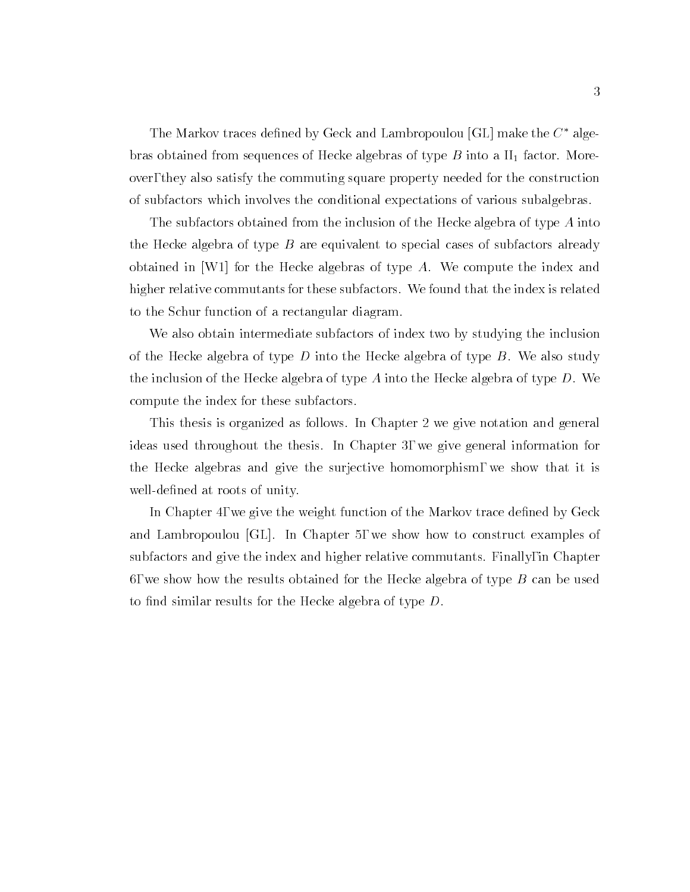The Markov traces defined by Geck and Lambropoulou [GL] make the $C^*$ algebras obtained from sequences of Hecke algebras of type $B$ into a $\mathrm{II}_1$ factor. Moreover, they also satisfy the commuting square property needed for the construction of subfactors which involves the conditional expectations of various subalgebras.

The subfactors obtained from the inclusion of the Hecke algebra of type $A$ into the Hecke algebra of type $B$ are equivalent to special cases of subfactors already obtained in [W1] for the Hecke algebras of type $A$. We compute the index and higher relative commutants for these subfactors. We found that the index is related to the Schur function of a rectangular diagram.

We also obtain intermediate subfactors of index two by studying the inclusion of the Hecke algebra of type $D$ into the Hecke algebra of type $B$. We also study the inclusion of the Hecke algebra of type $A$ into the Hecke algebra of type $D$. We compute the index for these subfactors.

This thesis is organized as follows. In Chapter 2 we give notation and general ideas used throughout the thesis. In Chapter 3, we give general information for the Hecke algebras and give the surjective homomorphism, we show that it is well-defined at roots of unity.

In Chapter 4, we give the weight function of the Markov trace defined by Geck and Lambropoulou [GL]. In Chapter 5, we show how to construct examples of subfactors and give the index and higher relative commutants. Finally, in Chapter 6, we show how the results obtained for the Hecke algebra of type $B$ can be used to find similar results for the Hecke algebra of type $D$.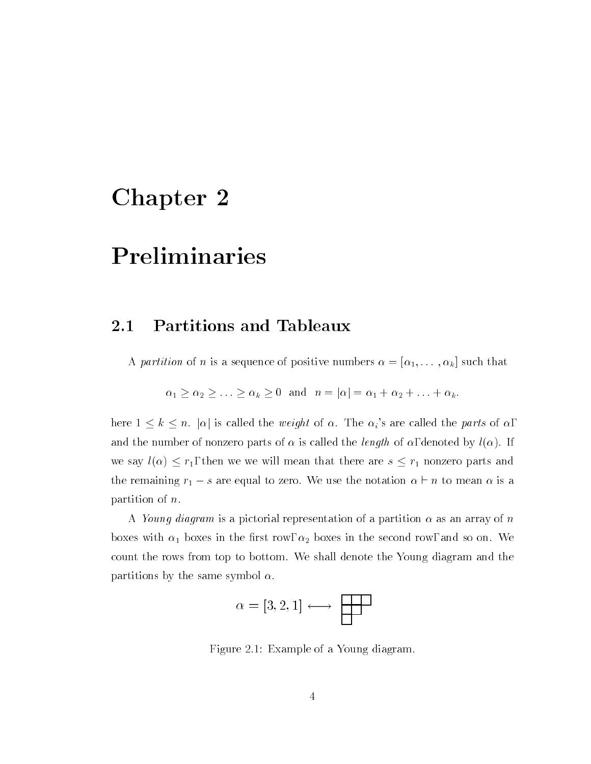# Chapter 2

# Preliminaries

## 2.1 Partitions and Tableaux

A *partition* of $n$ is a sequence of positive numbers $\alpha = [\alpha_1, \ldots, \alpha_k]$ such that

$$\alpha_1 \geq \alpha_2 \geq \ldots \geq \alpha_k \geq 0 \quad \text{and} \quad n = |\alpha| = \alpha_1 + \alpha_2 + \ldots + \alpha_k.$$

here $1 \leq k \leq n$. $|\alpha|$ is called the *weight* of $\alpha$. The $\alpha_i$'s are called the *parts* of $\alpha$, and the number of nonzero parts of $\alpha$ is called the *length* of $\alpha$, denoted by $l(\alpha)$. If we say $l(\alpha) \leq r_1$, then we we will mean that there are $s \leq r_1$ nonzero parts and the remaining $r_1 - s$ are equal to zero. We use the notation $\alpha \vdash n$ to mean $\alpha$ is a partition of $n$.

A *Young diagram* is a pictorial representation of a partition $\alpha$ as an array of $n$ boxes with $\alpha_1$ boxes in the first row, $\alpha_2$ boxes in the second row, and so on. We count the rows from top to bottom. We shall denote the Young diagram and the partitions by the same symbol $\alpha$.

$$\alpha = [3, 2, 1] \longleftrightarrow$$

Figure 2.1: Example of a Young diagram.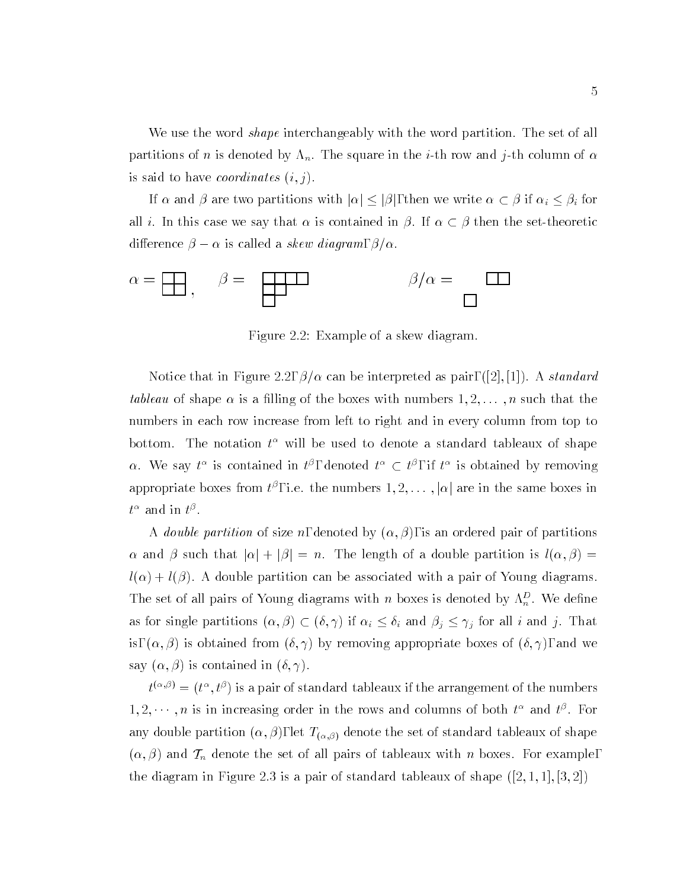We use the word *shape* interchangeably with the word partition. The set of all partitions of $n$ is denoted by $\Lambda_n$. The square in the $i$-th row and $j$-th column of $\alpha$ is said to have *coordinates* $(i, j)$.

If $\alpha$ and $\beta$ are two partitions with $|\alpha| \leq |\beta|$, then we write $\alpha \subset \beta$ if $\alpha_i \leq \beta_i$ for all $i$. In this case we say that $\alpha$ is contained in $\beta$. If $\alpha \subset \beta$ then the set-theoretic difference $\beta - \alpha$ is called a *skew diagram*, $\beta/\alpha$.

Figure 2.2: Example of a skew diagram.

Notice that in Figure 2.2, $\beta/\alpha$ can be interpreted as pair, $([2], [1])$. A *standard tableau* of shape $\alpha$ is a filling of the boxes with numbers $1, 2, \ldots, n$ such that the numbers in each row increase from left to right and in every column from top to bottom. The notation $t^\alpha$ will be used to denote a standard tableaux of shape $\alpha$. We say $t^\alpha$ is contained in $t^\beta$, denoted $t^\alpha \subset t^\beta$, if $t^\alpha$ is obtained by removing appropriate boxes from $t^\beta$, i.e. the numbers $1, 2, \ldots, |\alpha|$ are in the same boxes in $t^\alpha$ and in $t^\beta$.

A *double partition* of size $n$, denoted by $(\alpha, \beta)$, is an ordered pair of partitions $\alpha$ and $\beta$ such that $|\alpha| + |\beta| = n$. The length of a double partition is $l(\alpha, \beta) = l(\alpha) + l(\beta)$. A double partition can be associated with a pair of Young diagrams. The set of all pairs of Young diagrams with $n$ boxes is denoted by $\Lambda_n^D$. We define as for single partitions $(\alpha, \beta) \subset (\delta, \gamma)$ if $\alpha_i \leq \delta_i$ and $\beta_j \leq \gamma_j$ for all $i$ and $j$. That is, $(\alpha, \beta)$ is obtained from $(\delta, \gamma)$ by removing appropriate boxes of $(\delta, \gamma)$, and we say $(\alpha, \beta)$ is contained in $(\delta, \gamma)$.

$t^{(\alpha,\beta)} = (t^\alpha, t^\beta)$ is a pair of standard tableaux if the arrangement of the numbers $1, 2, \cdots, n$ is in increasing order in the rows and columns of both $t^\alpha$ and $t^\beta$. For any double partition $(\alpha, \beta)$, let $T_{(\alpha,\beta)}$ denote the set of standard tableaux of shape $(\alpha, \beta)$ and $\mathcal{T}_n$ denote the set of all pairs of tableaux with $n$ boxes. For example, the diagram in Figure 2.3 is a pair of standard tableaux of shape $([2, 1, 1], [3, 2])$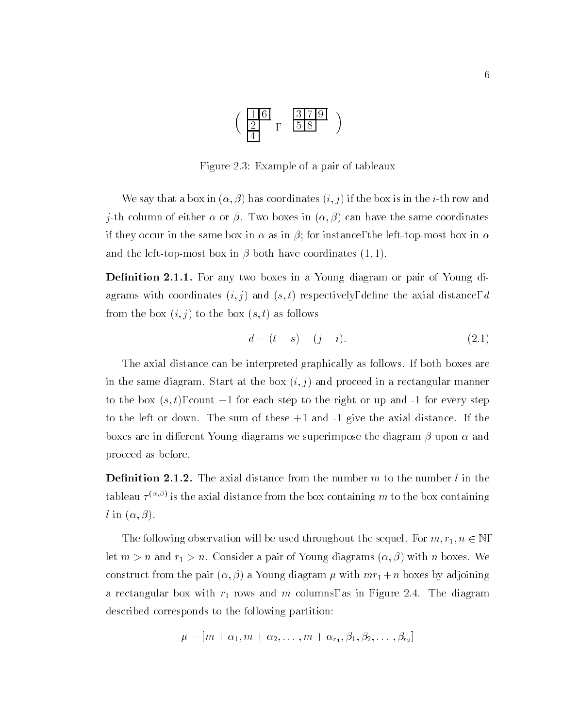$$\left( \begin{array}{|c|c|}\hline 1 & 6 \\ \hline 2 \\ \cline{1-1} 4 \\ \cline{1-1}\end{array} , \begin{array}{|c|c|c|}\hline 3 & 7 & 9 \\ \hline 5 & 8 \\ \cline{1-2}\end{array} \right)$$

Figure 2.3: Example of a pair of tableaux

We say that a box in $(\alpha, \beta)$ has coordinates $(i, j)$ if the box is in the $i$-th row and $j$-th column of either $\alpha$ or $\beta$. Two boxes in $(\alpha, \beta)$ can have the same coordinates if they occur in the same box in $\alpha$ as in $\beta$; for instance, the left-top-most box in $\alpha$ and the left-top-most box in $\beta$ both have coordinates $(1, 1)$.

**Definition 2.1.1.** For any two boxes in a Young diagram or pair of Young diagrams with coordinates $(i, j)$ and $(s, t)$ respectively, define the axial distance, $d$ from the box $(i, j)$ to the box $(s, t)$ as follows

$$d = (t - s) - (j - i). \tag{2.1}$$

The axial distance can be interpreted graphically as follows. If both boxes are in the same diagram. Start at the box $(i, j)$ and proceed in a rectangular manner to the box $(s, t)$, count $+1$ for each step to the right or up and -1 for every step to the left or down. The sum of these $+1$ and -1 give the axial distance. If the boxes are in different Young diagrams we superimpose the diagram $\beta$ upon $\alpha$ and proceed as before.

**Definition 2.1.2.** The axial distance from the number $m$ to the number $l$ in the tableau $\tau^{(\alpha,\beta)}$ is the axial distance from the box containing $m$ to the box containing $l$ in $(\alpha, \beta)$.

The following observation will be used throughout the sequel. For $m, r_1, n \in \mathbb{N}$, let $m > n$ and $r_1 > n$. Consider a pair of Young diagrams $(\alpha, \beta)$ with $n$ boxes. We construct from the pair $(\alpha, \beta)$ a Young diagram $\mu$ with $mr_1 + n$ boxes by adjoining a rectangular box with $r_1$ rows and $m$ columns, as in Figure 2.4. The diagram described corresponds to the following partition:

$$\mu = [m + \alpha_1, m + \alpha_2, \ldots, m + \alpha_{r_1}, \beta_1, \beta_2, \ldots, \beta_{r_2}]$$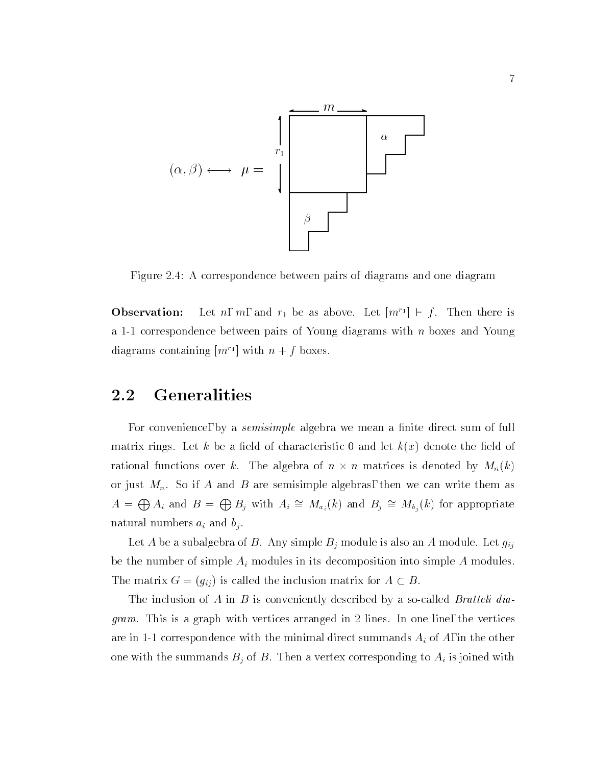$$(\alpha, \beta) \longleftrightarrow \mu =$$

Figure 2.4: A correspondence between pairs of diagrams and one diagram

**Observation:** Let $n$, $m$, and $r_1$ be as above. Let $[m^{r_1}] \vdash f$. Then there is a 1-1 correspondence between pairs of Young diagrams with $n$ boxes and Young diagrams containing $[m^{r_1}]$ with $n + f$ boxes.

## 2.2 Generalities

For convenience, by a *semisimple* algebra we mean a finite direct sum of full matrix rings. Let $k$ be a field of characteristic 0 and let $k(x)$ denote the field of rational functions over $k$. The algebra of $n \times n$ matrices is denoted by $M_n(k)$ or just $M_n$. So if $A$ and $B$ are semisimple algebras, then we can write them as $A = \bigoplus A_i$ and $B = \bigoplus B_j$ with $A_i \cong M_{a_i}(k)$ and $B_j \cong M_{b_j}(k)$ for appropriate natural numbers $a_i$ and $b_j$.

Let $A$ be a subalgebra of $B$. Any simple $B_j$ module is also an $A$ module. Let $g_{ij}$ be the number of simple $A_i$ modules in its decomposition into simple $A$ modules. The matrix $G = (g_{ij})$ is called the inclusion matrix for $A \subset B$.

The inclusion of $A$ in $B$ is conveniently described by a so-called *Bratteli diagram*. This is a graph with vertices arranged in 2 lines. In one line, the vertices are in 1-1 correspondence with the minimal direct summands $A_i$ of $A$, in the other one with the summands $B_j$ of $B$. Then a vertex corresponding to $A_i$ is joined with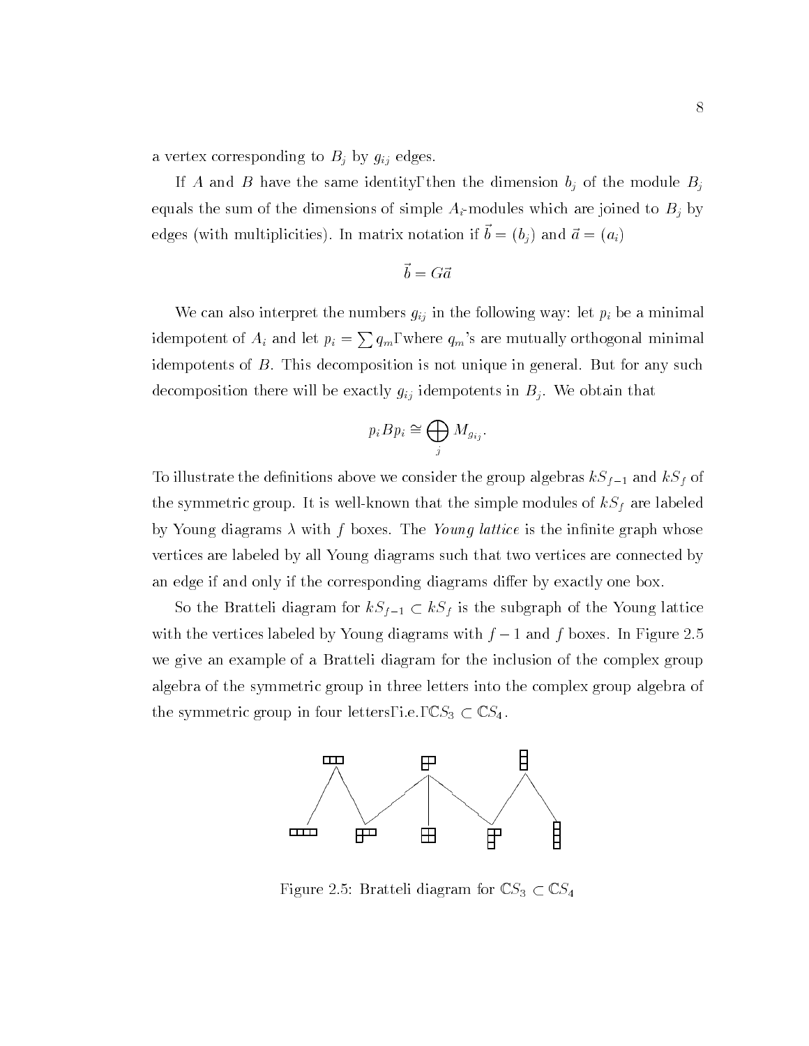a vertex corresponding to $B_j$ by $g_{ij}$ edges.

If $A$ and $B$ have the same identity, then the dimension $b_j$ of the module $B_j$ equals the sum of the dimensions of simple $A_i$-modules which are joined to $B_j$ by edges (with multiplicities). In matrix notation if $\vec{b} = (b_j)$ and $\vec{a} = (a_i)$

$$\vec{b} = G\vec{a}$$

We can also interpret the numbers $g_{ij}$ in the following way: let $p_i$ be a minimal idempotent of $A_i$ and let $p_i = \sum q_m$, where $q_m$'s are mutually orthogonal minimal idempotents of $B$. This decomposition is not unique in general. But for any such decomposition there will be exactly $g_{ij}$ idempotents in $B_j$. We obtain that

$$p_i B p_i \cong \bigoplus_j M_{g_{ij}}.$$

To illustrate the definitions above we consider the group algebras $kS_{f-1}$ and $kS_f$ of the symmetric group. It is well-known that the simple modules of $kS_f$ are labeled by Young diagrams $\lambda$ with $f$ boxes. The *Young lattice* is the infinite graph whose vertices are labeled by all Young diagrams such that two vertices are connected by an edge if and only if the corresponding diagrams differ by exactly one box.

So the Bratteli diagram for $kS_{f-1} \subset kS_f$ is the subgraph of the Young lattice with the vertices labeled by Young diagrams with $f-1$ and $f$ boxes. In Figure 2.5 we give an example of a Bratteli diagram for the inclusion of the complex group algebra of the symmetric group in three letters into the complex group algebra of the symmetric group in four letters, i.e., $\mathbb{C}S_3 \subset \mathbb{C}S_4$.

Figure 2.5: Bratteli diagram for $\mathbb{C}S_3 \subset \mathbb{C}S_4$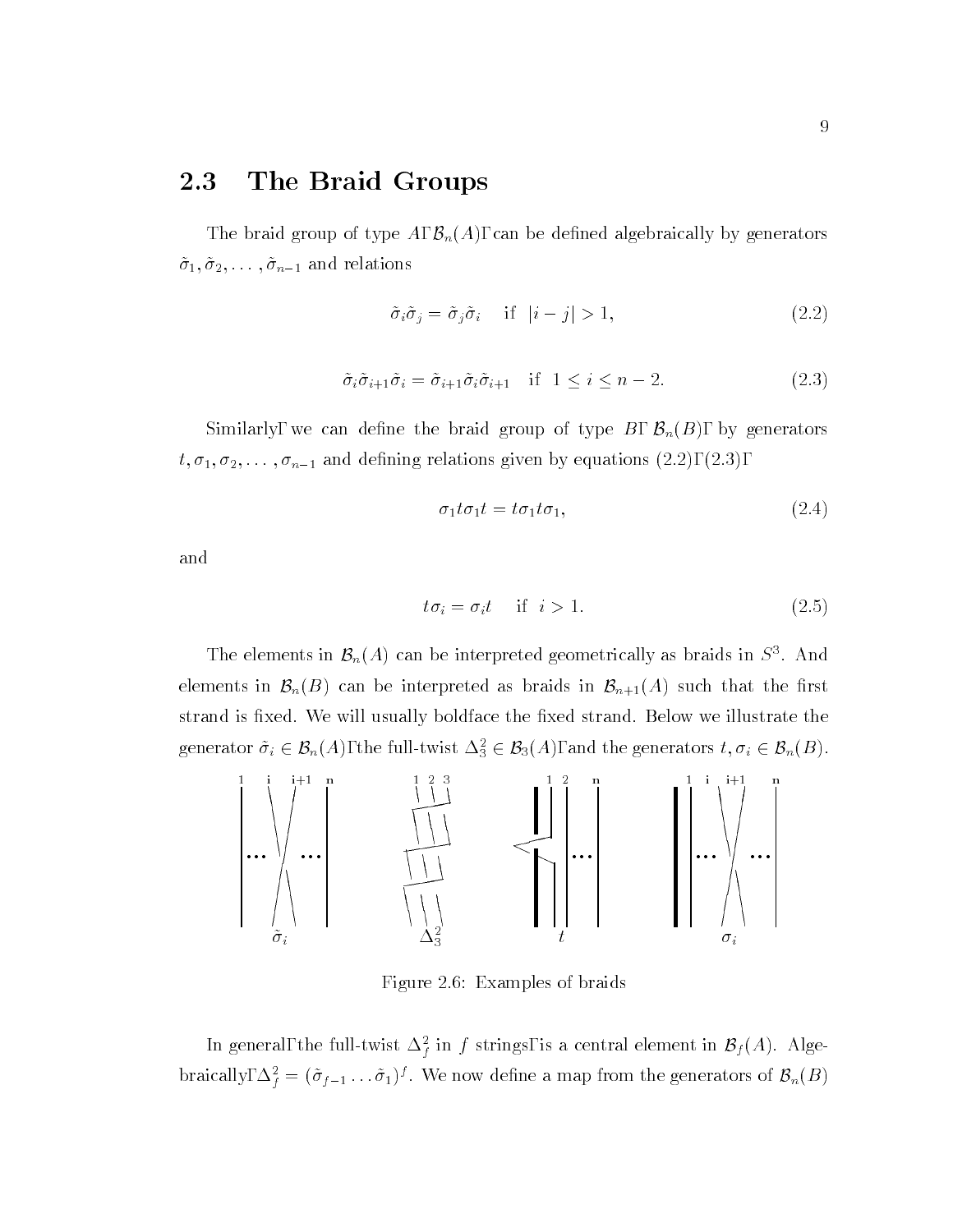## 2.3 The Braid Groups

The braid group of type $A$, $\mathcal{B}_n(A)$, can be defined algebraically by generators $\tilde{\sigma}_1, \tilde{\sigma}_2, \ldots, \tilde{\sigma}_{n-1}$ and relations

$$\tilde{\sigma}_i\tilde{\sigma}_j = \tilde{\sigma}_j\tilde{\sigma}_i \quad \text{if} \quad |i-j| > 1, \tag{2.2}$$

$$\tilde{\sigma}_i\tilde{\sigma}_{i+1}\tilde{\sigma}_i = \tilde{\sigma}_{i+1}\tilde{\sigma}_i\tilde{\sigma}_{i+1} \quad \text{if} \quad 1 \leq i \leq n-2. \tag{2.3}$$

Similarly, we can define the braid group of type $B$, $\mathcal{B}_n(B)$, by generators $t, \sigma_1, \sigma_2, \ldots, \sigma_{n-1}$ and defining relations given by equations (2.2), (2.3),

$$\sigma_1 t \sigma_1 t = t \sigma_1 t \sigma_1, \tag{2.4}$$

and

$$t\sigma_i = \sigma_i t \quad \text{if} \quad i > 1. \tag{2.5}$$

The elements in $\mathcal{B}_n(A)$ can be interpreted geometrically as braids in $S^3$. And elements in $\mathcal{B}_n(B)$ can be interpreted as braids in $\mathcal{B}_{n+1}(A)$ such that the first strand is fixed. We will usually boldface the fixed strand. Below we illustrate the generator $\tilde{\sigma}_i \in \mathcal{B}_n(A)$, the full-twist $\Delta_3^2 \in \mathcal{B}_3(A)$, and the generators $t, \sigma_i \in \mathcal{B}_n(B)$.

Figure 2.6: Examples of braids

In general, the full-twist $\Delta_f^2$ in $f$ strings, is a central element in $\mathcal{B}_f(A)$. Algebraically, $\Delta_f^2 = (\tilde{\sigma}_{f-1} \ldots \tilde{\sigma}_1)^f$. We now define a map from the generators of $\mathcal{B}_n(B)$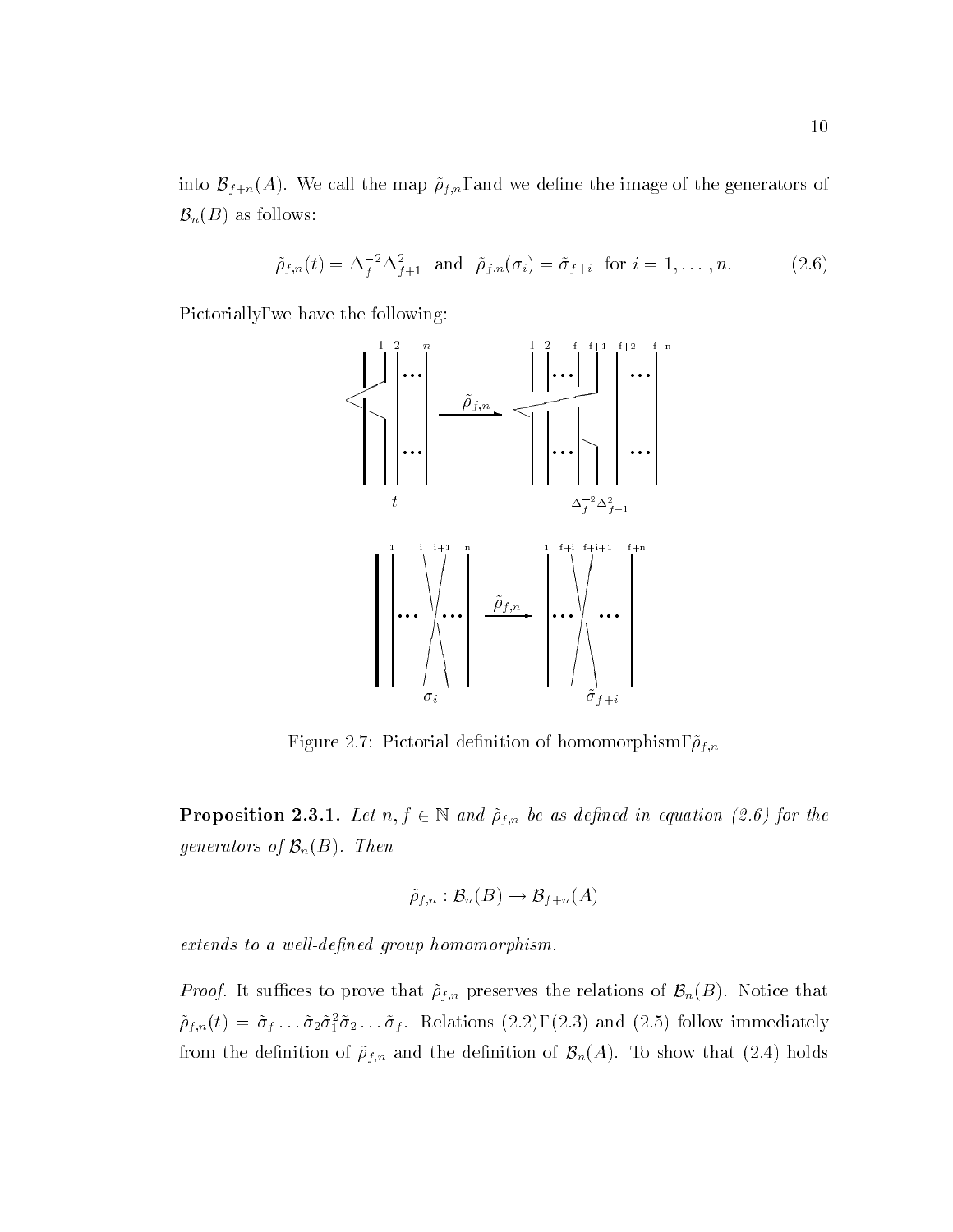into $\mathcal{B}_{f+n}(A)$. We call the map $\tilde{\rho}_{f,n}$, and we define the image of the generators of $\mathcal{B}_n(B)$ as follows:

$$\tilde{\rho}_{f,n}(t) = \Delta_f^{-2}\Delta_{f+1}^2 \ \text{ and } \ \tilde{\rho}_{f,n}(\sigma_i) = \tilde{\sigma}_{f+i} \ \text{ for } i = 1, \ldots, n. \tag{2.6}$$

Pictorially, we have the following:

Figure 2.7: Pictorial definition of homomorphism, $\tilde{\rho}_{f,n}$

**Proposition 2.3.1.** *Let $n, f \in \mathbb{N}$ and $\tilde{\rho}_{f,n}$ be as defined in equation (2.6) for the generators of $\mathcal{B}_n(B)$. Then*

$$\tilde{\rho}_{f,n} : \mathcal{B}_n(B) \to \mathcal{B}_{f+n}(A)$$

*extends to a well-defined group homomorphism.*

*Proof.* It suffices to prove that $\tilde{\rho}_{f,n}$ preserves the relations of $\mathcal{B}_n(B)$. Notice that $\tilde{\rho}_{f,n}(t) = \tilde{\sigma}_f \ldots \tilde{\sigma}_2\tilde{\sigma}_1^2\tilde{\sigma}_2 \ldots \tilde{\sigma}_f$. Relations (2.2), (2.3) and (2.5) follow immediately from the definition of $\tilde{\rho}_{f,n}$ and the definition of $\mathcal{B}_n(A)$. To show that (2.4) holds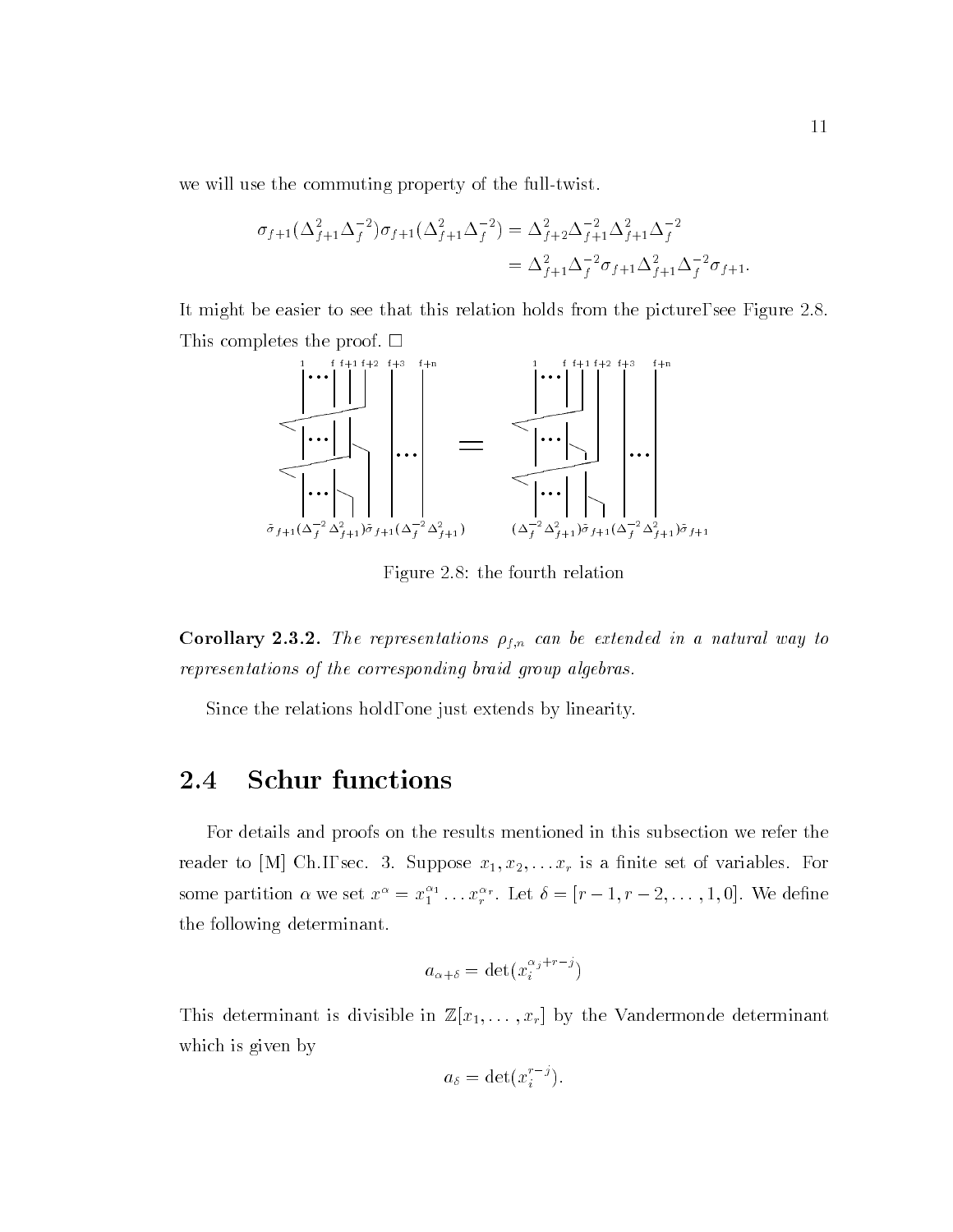we will use the commuting property of the full-twist.

$$\sigma_{f+1}(\Delta_{f+1}^2\Delta_f^{-2})\sigma_{f+1}(\Delta_{f+1}^2\Delta_f^{-2}) = \Delta_{f+2}^2\Delta_{f+1}^{-2}\Delta_{f+1}^2\Delta_f^{-2}$$
$$= \Delta_{f+1}^2\Delta_f^{-2}\sigma_{f+1}\Delta_{f+1}^2\Delta_f^{-2}\sigma_{f+1}.$$

It might be easier to see that this relation holds from the picture, see Figure 2.8. This completes the proof. □

$\tilde{\sigma}_{f+1}(\Delta_f^{-2}\Delta_{f+1}^2)\tilde{\sigma}_{f+1}(\Delta_f^{-2}\Delta_{f+1}^2)$ = $(\Delta_f^{-2}\Delta_{f+1}^2)\tilde{\sigma}_{f+1}(\Delta_f^{-2}\Delta_{f+1}^2)\tilde{\sigma}_{f+1}$

Figure 2.8: the fourth relation

**Corollary 2.3.2.** *The representations $\rho_{f,n}$ can be extended in a natural way to representations of the corresponding braid group algebras.*

Since the relations hold, one just extends by linearity.

## 2.4 Schur functions

For details and proofs on the results mentioned in this subsection we refer the reader to [M] Ch.I, sec. 3. Suppose $x_1, x_2, \ldots x_r$ is a finite set of variables. For some partition $\alpha$ we set $x^\alpha = x_1^{\alpha_1} \ldots x_r^{\alpha_r}$. Let $\delta = [r-1, r-2, \ldots, 1, 0]$. We define the following determinant.

$$a_{\alpha+\delta} = \det(x_i^{\alpha_j+r-j})$$

This determinant is divisible in $\mathbb{Z}[x_1, \ldots, x_r]$ by the Vandermonde determinant which is given by

$$a_\delta = \det(x_i^{r-j}).$$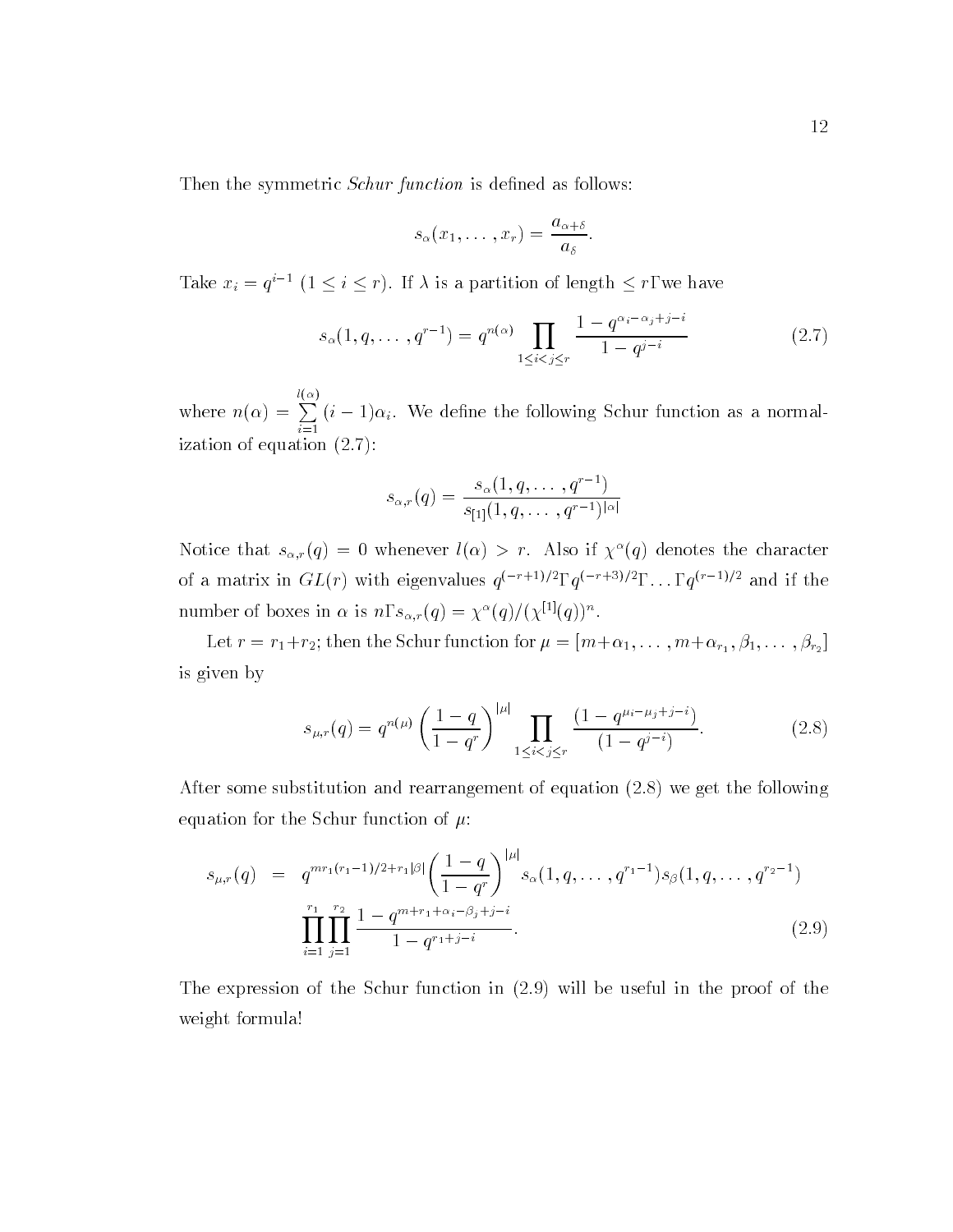Then the symmetric *Schur function* is defined as follows:

$$s_\alpha(x_1, \ldots, x_r) = \frac{a_{\alpha+\delta}}{a_\delta}.$$

Take $x_i = q^{i-1}$ $(1 \leq i \leq r)$. If $\lambda$ is a partition of length $\leq r$Γwe have

$$s_\alpha(1, q, \ldots, q^{r-1}) = q^{n(\alpha)} \prod_{1 \leq i < j \leq r} \frac{1 - q^{\alpha_i - \alpha_j + j - i}}{1 - q^{j-i}} \tag{2.7}$$

where $n(\alpha) = \sum_{i=1}^{l(\alpha)} (i-1)\alpha_i$. We define the following Schur function as a normalization of equation (2.7):

$$s_{\alpha,r}(q) = \frac{s_\alpha(1, q, \ldots, q^{r-1})}{s_{[1]}(1, q, \ldots, q^{r-1})^{|\alpha|}}$$

Notice that $s_{\alpha,r}(q) = 0$ whenever $l(\alpha) > r$. Also if $\chi^\alpha(q)$ denotes the character of a matrix in $GL(r)$ with eigenvalues $q^{(-r+1)/2}$Γ$q^{(-r+3)/2}$Γ$\ldots$Γ$q^{(r-1)/2}$ and if the number of boxes in $\alpha$ is $n$Γ$s_{\alpha,r}(q) = \chi^\alpha(q)/(\chi^{[1]}(q))^n$.

Let $r = r_1 + r_2$; then the Schur function for $\mu = [m+\alpha_1, \ldots, m+\alpha_{r_1}, \beta_1, \ldots, \beta_{r_2}]$ is given by

$$s_{\mu,r}(q) = q^{n(\mu)} \left(\frac{1-q}{1-q^r}\right)^{|\mu|} \prod_{1 \leq i < j \leq r} \frac{(1 - q^{\mu_i - \mu_j + j - i})}{(1 - q^{j-i})}. \tag{2.8}$$

After some substitution and rearrangement of equation (2.8) we get the following equation for the Schur function of $\mu$:

$$\begin{aligned} s_{\mu,r}(q) &= q^{mr_1(r_1-1)/2 + r_1|\beta|} \left(\frac{1-q}{1-q^r}\right)^{|\mu|} s_\alpha(1, q, \ldots, q^{r_1-1}) s_\beta(1, q, \ldots, q^{r_2-1}) \\ & \prod_{i=1}^{r_1} \prod_{j=1}^{r_2} \frac{1 - q^{m + r_1 + \alpha_i - \beta_j + j - i}}{1 - q^{r_1 + j - i}}. \end{aligned} \tag{2.9}$$

The expression of the Schur function in (2.9) will be useful in the proof of the weight formula!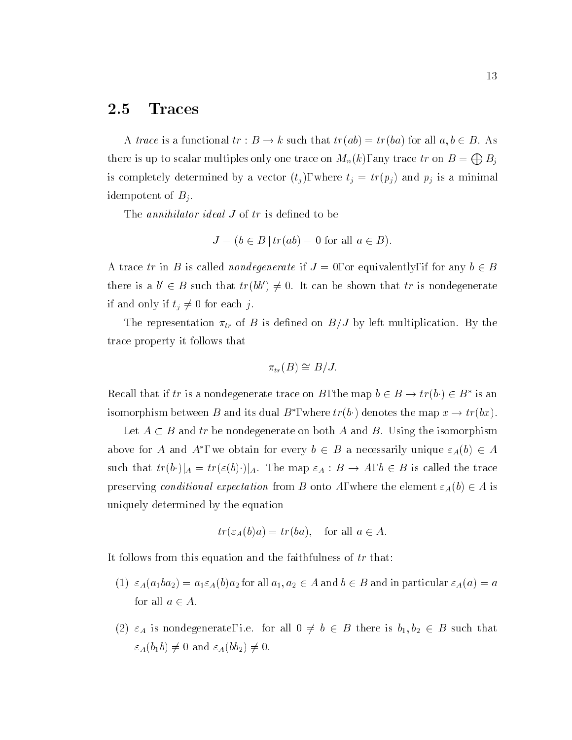## 2.5 Traces

A *trace* is a functional $tr : B \to k$ such that $tr(ab) = tr(ba)$ for all $a, b \in B$. As there is up to scalar multiples only one trace on $M_n(k)$, any trace $tr$ on $B = \bigoplus B_j$ is completely determined by a vector $(t_j)$, where $t_j = tr(p_j)$ and $p_j$ is a minimal idempotent of $B_j$.

The *annihilator ideal* $J$ of $tr$ is defined to be

$$J = (b \in B \mid tr(ab) = 0 \text{ for all } a \in B).$$

A trace $tr$ in $B$ is called *nondegenerate* if $J = 0$, or equivalently, if for any $b \in B$ there is a $b' \in B$ such that $tr(bb') \neq 0$. It can be shown that $tr$ is nondegenerate if and only if $t_j \neq 0$ for each $j$.

The representation $\pi_{tr}$ of $B$ is defined on $B/J$ by left multiplication. By the trace property it follows that

$$\pi_{tr}(B) \cong B/J.$$

Recall that if $tr$ is a nondegenerate trace on $B$, the map $b \in B \to tr(b\cdot) \in B^*$ is an isomorphism between $B$ and its dual $B^*$, where $tr(b\cdot)$ denotes the map $x \to tr(bx)$.

Let $A \subset B$ and $tr$ be nondegenerate on both $A$ and $B$. Using the isomorphism above for $A$ and $A^*$, we obtain for every $b \in B$ a necessarily unique $\varepsilon_A(b) \in A$ such that $tr(b\cdot)|_A = tr(\varepsilon(b)\cdot)|_A$. The map $\varepsilon_A : B \to A$, $b \in B$ is called the trace preserving *conditional expectation* from $B$ onto $A$, where the element $\varepsilon_A(b) \in A$ is uniquely determined by the equation

$$tr(\varepsilon_A(b)a) = tr(ba), \quad \text{for all } a \in A.$$

It follows from this equation and the faithfulness of $tr$ that:

(1) $\varepsilon_A(a_1 b a_2) = a_1 \varepsilon_A(b) a_2$ for all $a_1, a_2 \in A$ and $b \in B$ and in particular $\varepsilon_A(a) = a$ for all $a \in A$.

(2) $\varepsilon_A$ is nondegenerate, i.e. for all $0 \neq b \in B$ there is $b_1, b_2 \in B$ such that $\varepsilon_A(b_1 b) \neq 0$ and $\varepsilon_A(b b_2) \neq 0$.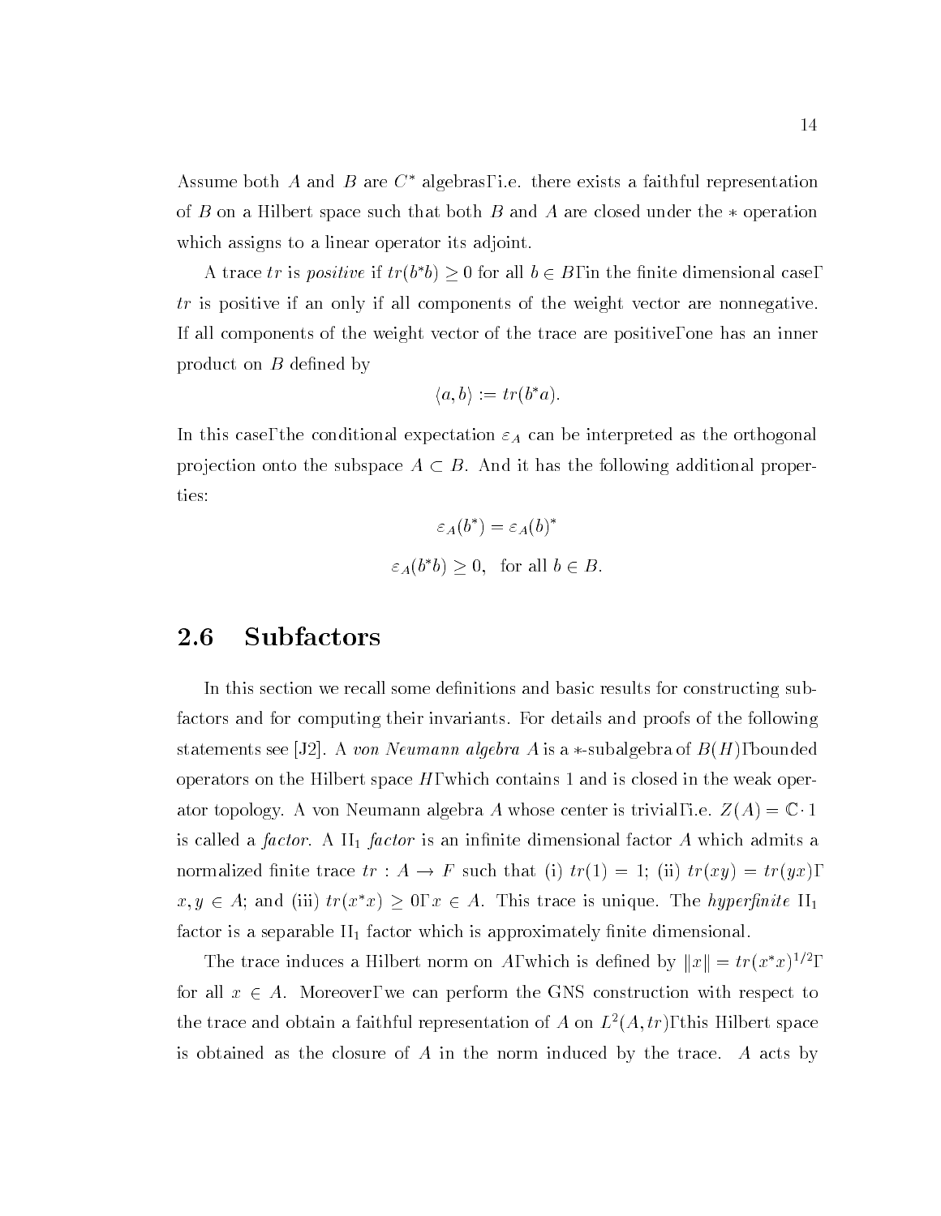Assume both $A$ and $B$ are $C^*$ algebras, i.e. there exists a faithful representation of $B$ on a Hilbert space such that both $B$ and $A$ are closed under the $*$ operation which assigns to a linear operator its adjoint.

A trace $tr$ is *positive* if $tr(b^*b) \geq 0$ for all $b \in B$, in the finite dimensional case, $tr$ is positive if an only if all components of the weight vector are nonnegative. If all components of the weight vector of the trace are positive, one has an inner product on $B$ defined by

$$\langle a, b \rangle := tr(b^*a).$$

In this case, the conditional expectation $\varepsilon_A$ can be interpreted as the orthogonal projection onto the subspace $A \subset B$. And it has the following additional properties:

$$\varepsilon_A(b^*) = \varepsilon_A(b)^*$$

$$\varepsilon_A(b^*b) \geq 0, \quad \text{for all } b \in B.$$

## 2.6 Subfactors

In this section we recall some definitions and basic results for constructing subfactors and for computing their invariants. For details and proofs of the following statements see [J2]. A *von Neumann algebra* $A$ is a $*$-subalgebra of $B(H)$, bounded operators on the Hilbert space $H$, which contains 1 and is closed in the weak operator topology. A von Neumann algebra $A$ whose center is trivial, i.e. $Z(A) = \mathbb{C} \cdot 1$ is called a *factor*. A $\mathrm{II}_1$ *factor* is an infinite dimensional factor $A$ which admits a normalized finite trace $tr : A \to F$ such that (i) $tr(1) = 1$; (ii) $tr(xy) = tr(yx)$, $x, y \in A$; and (iii) $tr(x^*x) \geq 0$, $x \in A$. This trace is unique. The *hyperfinite* $\mathrm{II}_1$ factor is a separable $\mathrm{II}_1$ factor which is approximately finite dimensional.

The trace induces a Hilbert norm on $A$, which is defined by $\|x\| = tr(x^*x)^{1/2}$, for all $x \in A$. Moreover, we can perform the GNS construction with respect to the trace and obtain a faithful representation of $A$ on $L^2(A, tr)$, this Hilbert space is obtained as the closure of $A$ in the norm induced by the trace. $A$ acts by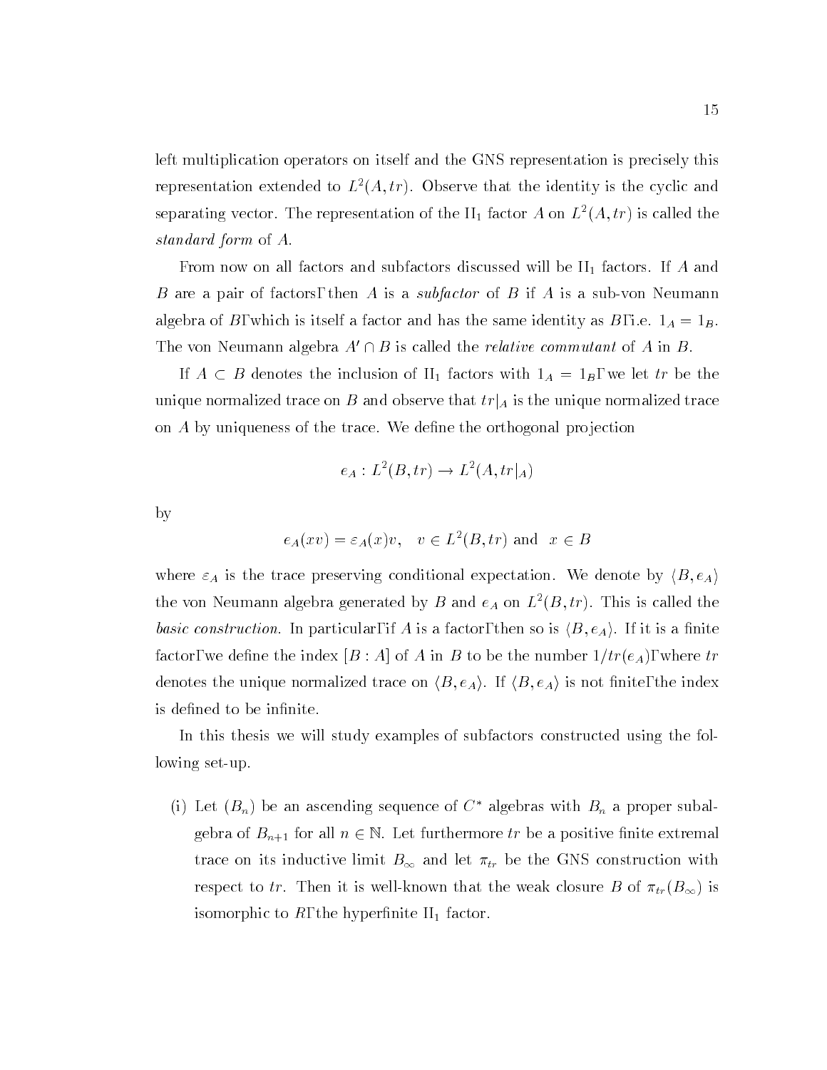left multiplication operators on itself and the GNS representation is precisely this representation extended to $L^2(A, tr)$. Observe that the identity is the cyclic and separating vector. The representation of the $\mathrm{II}_1$ factor $A$ on $L^2(A, tr)$ is called the *standard form* of $A$.

From now on all factors and subfactors discussed will be $\mathrm{II}_1$ factors. If $A$ and $B$ are a pair of factors, then $A$ is a *subfactor* of $B$ if $A$ is a sub-von Neumann algebra of $B$, which is itself a factor and has the same identity as $B$, i.e. $1_A = 1_B$. The von Neumann algebra $A' \cap B$ is called the *relative commutant* of $A$ in $B$.

If $A \subset B$ denotes the inclusion of $\mathrm{II}_1$ factors with $1_A = 1_B$, we let $tr$ be the unique normalized trace on $B$ and observe that $tr|_A$ is the unique normalized trace on $A$ by uniqueness of the trace. We define the orthogonal projection

$$e_A : L^2(B, tr) \to L^2(A, tr|_A)$$

by

$$e_A(xv) = \varepsilon_A(x)v, \quad v \in L^2(B, tr) \text{ and } \ x \in B$$

where $\varepsilon_A$ is the trace preserving conditional expectation. We denote by $\langle B, e_A \rangle$ the von Neumann algebra generated by $B$ and $e_A$ on $L^2(B, tr)$. This is called the *basic construction*. In particular, if $A$ is a factor, then so is $\langle B, e_A \rangle$. If it is a finite factor, we define the index $[B : A]$ of $A$ in $B$ to be the number $1/tr(e_A)$, where $tr$ denotes the unique normalized trace on $\langle B, e_A \rangle$. If $\langle B, e_A \rangle$ is not finite, the index is defined to be infinite.

In this thesis we will study examples of subfactors constructed using the following set-up.

(i) Let $(B_n)$ be an ascending sequence of $C^*$ algebras with $B_n$ a proper subalgebra of $B_{n+1}$ for all $n \in \mathbb{N}$. Let furthermore $tr$ be a positive finite extremal trace on its inductive limit $B_\infty$ and let $\pi_{tr}$ be the GNS construction with respect to $tr$. Then it is well-known that the weak closure $B$ of $\pi_{tr}(B_\infty)$ is isomorphic to $R$, the hyperfinite $\mathrm{II}_1$ factor.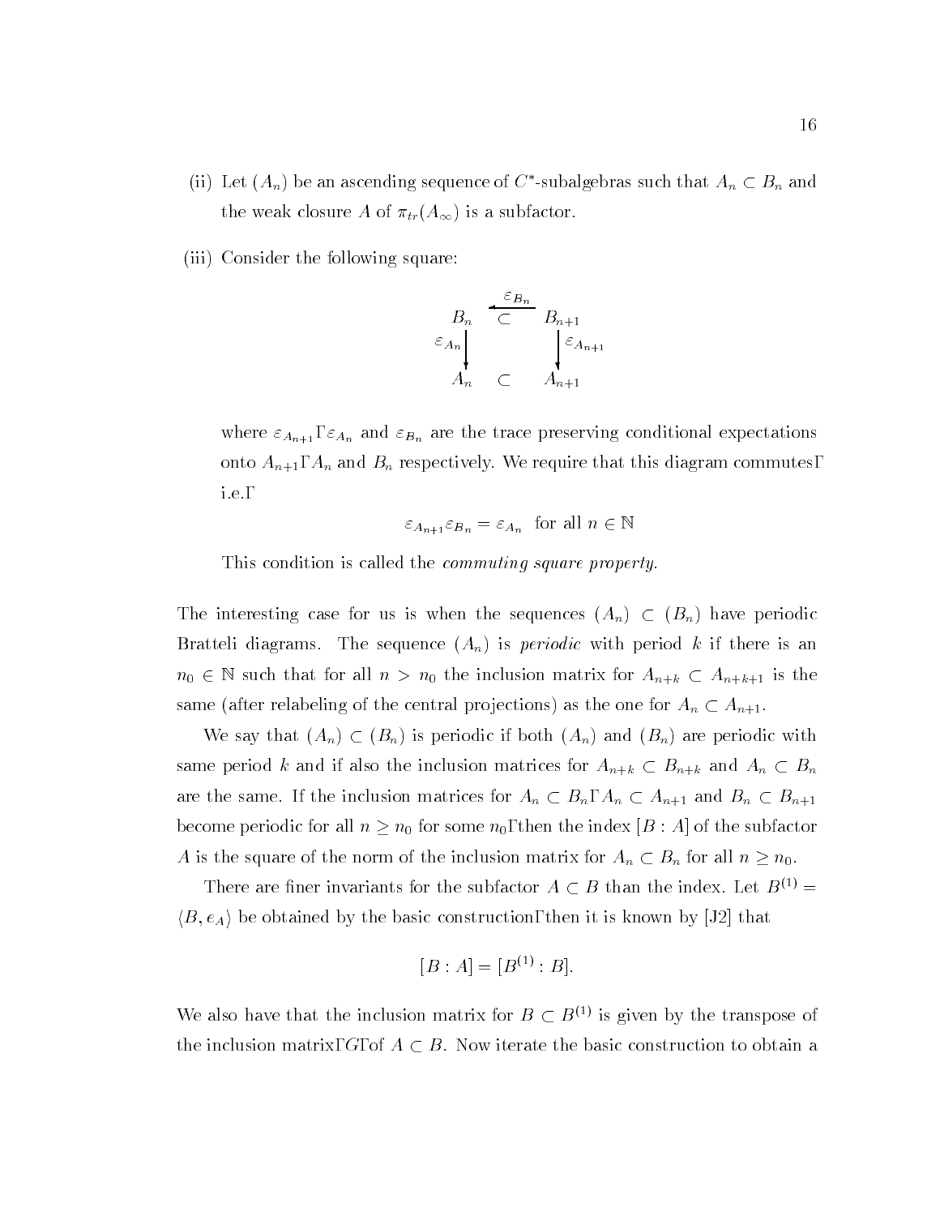(ii) Let $(A_n)$ be an ascending sequence of $C^*$-subalgebras such that $A_n \subset B_n$ and the weak closure $A$ of $\pi_{tr}(A_\infty)$ is a subfactor.

(iii) Consider the following square:

$$\begin{array}{ccc} B_n & \overset{\varepsilon_{B_n}}{\longleftarrow}\!\!\!\!\!\!\!\!\subset & B_{n+1} \\ {\scriptstyle \varepsilon_{A_n}}\big\downarrow & & \big\downarrow{\scriptstyle \varepsilon_{A_{n+1}}} \\ A_n & \subset & A_{n+1} \end{array}$$

where $\varepsilon_{A_{n+1}}$, $\varepsilon_{A_n}$ and $\varepsilon_{B_n}$ are the trace preserving conditional expectations onto $A_{n+1}$, $A_n$ and $B_n$ respectively. We require that this diagram commutes, i.e.,

$$\varepsilon_{A_{n+1}}\varepsilon_{B_n} = \varepsilon_{A_n} \quad \text{for all } n \in \mathbb{N}$$

This condition is called the *commuting square property*.

The interesting case for us is when the sequences $(A_n) \subset (B_n)$ have periodic Bratteli diagrams. The sequence $(A_n)$ is *periodic* with period $k$ if there is an $n_0 \in \mathbb{N}$ such that for all $n > n_0$ the inclusion matrix for $A_{n+k} \subset A_{n+k+1}$ is the same (after relabeling of the central projections) as the one for $A_n \subset A_{n+1}$.

We say that $(A_n) \subset (B_n)$ is periodic if both $(A_n)$ and $(B_n)$ are periodic with same period $k$ and if also the inclusion matrices for $A_{n+k} \subset B_{n+k}$ and $A_n \subset B_n$ are the same. If the inclusion matrices for $A_n \subset B_n$, $A_n \subset A_{n+1}$ and $B_n \subset B_{n+1}$ become periodic for all $n \geq n_0$ for some $n_0$, then the index $[B : A]$ of the subfactor $A$ is the square of the norm of the inclusion matrix for $A_n \subset B_n$ for all $n \geq n_0$.

There are finer invariants for the subfactor $A \subset B$ than the index. Let $B^{(1)} = \langle B, e_A \rangle$ be obtained by the basic construction, then it is known by [J2] that

$$[B : A] = [B^{(1)} : B].$$

We also have that the inclusion matrix for $B \subset B^{(1)}$ is given by the transpose of the inclusion matrix, $G$, of $A \subset B$. Now iterate the basic construction to obtain a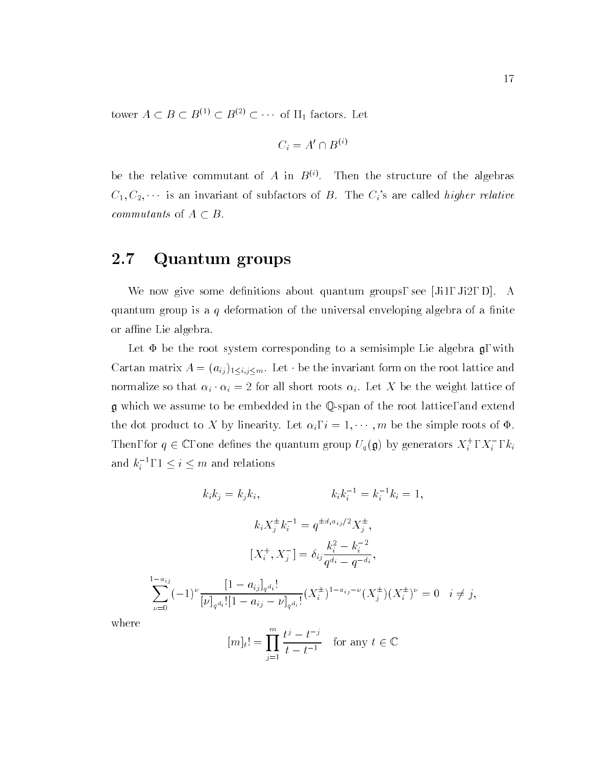tower $A \subset B \subset B^{(1)} \subset B^{(2)} \subset \cdots$ of $\text{II}_1$ factors. Let

$$C_i = A' \cap B^{(i)}$$

be the relative commutant of $A$ in $B^{(i)}$. Then the structure of the algebras $C_1, C_2, \cdots$ is an invariant of subfactors of $B$. The $C_i$'s are called *higher relative commutants* of $A \subset B$.

## 2.7 Quantum groups

We now give some definitions about quantum groups, see [Ji1, Ji2, D]. A quantum group is a $q$ deformation of the universal enveloping algebra of a finite or affine Lie algebra.

Let $\Phi$ be the root system corresponding to a semisimple Lie algebra $\mathfrak{g}$, with Cartan matrix $A = (a_{ij})_{1\le i,j\le m}$. Let $\cdot$ be the invariant form on the root lattice and normalize so that $\alpha_i \cdot \alpha_i = 2$ for all short roots $\alpha_i$. Let $X$ be the weight lattice of $\mathfrak{g}$ which we assume to be embedded in the $\mathbb{Q}$-span of the root lattice, and extend the dot product to $X$ by linearity. Let $\alpha_i, i = 1, \cdots, m$ be the simple roots of $\Phi$. Then, for $q \in \mathbb{C}$, one defines the quantum group $U_q(\mathfrak{g})$ by generators $X_i^+, X_i^-, k_i$ and $k_i^{-1}, 1 \le i \le m$ and relations

$$k_i k_j = k_j k_i, \qquad\qquad k_i k_i^{-1} = k_i^{-1} k_i = 1,$$

$$k_i X_j^{\pm} k_i^{-1} = q^{\pm d_i a_{ij}/2} X_j^{\pm},$$

$$[X_i^+, X_j^-] = \delta_{ij} \frac{k_i^2 - k_i^{-2}}{q^{d_i} - q^{-d_i}},$$

$$\sum_{\nu=0}^{1-a_{ij}} (-1)^{\nu} \frac{[1-a_{ij}]_{q^{d_i}}!}{[\nu]_{q^{d_i}}! [1-a_{ij}-\nu]_{q^{d_i}}!} (X_i^{\pm})^{1-a_{ij}-\nu} (X_j^{\pm}) (X_i^{\pm})^{\nu} = 0 \quad i \ne j,$$

where

$$[m]_t! = \prod_{j=1}^{m} \frac{t^j - t^{-j}}{t - t^{-1}} \quad \text{for any } t \in \mathbb{C}$$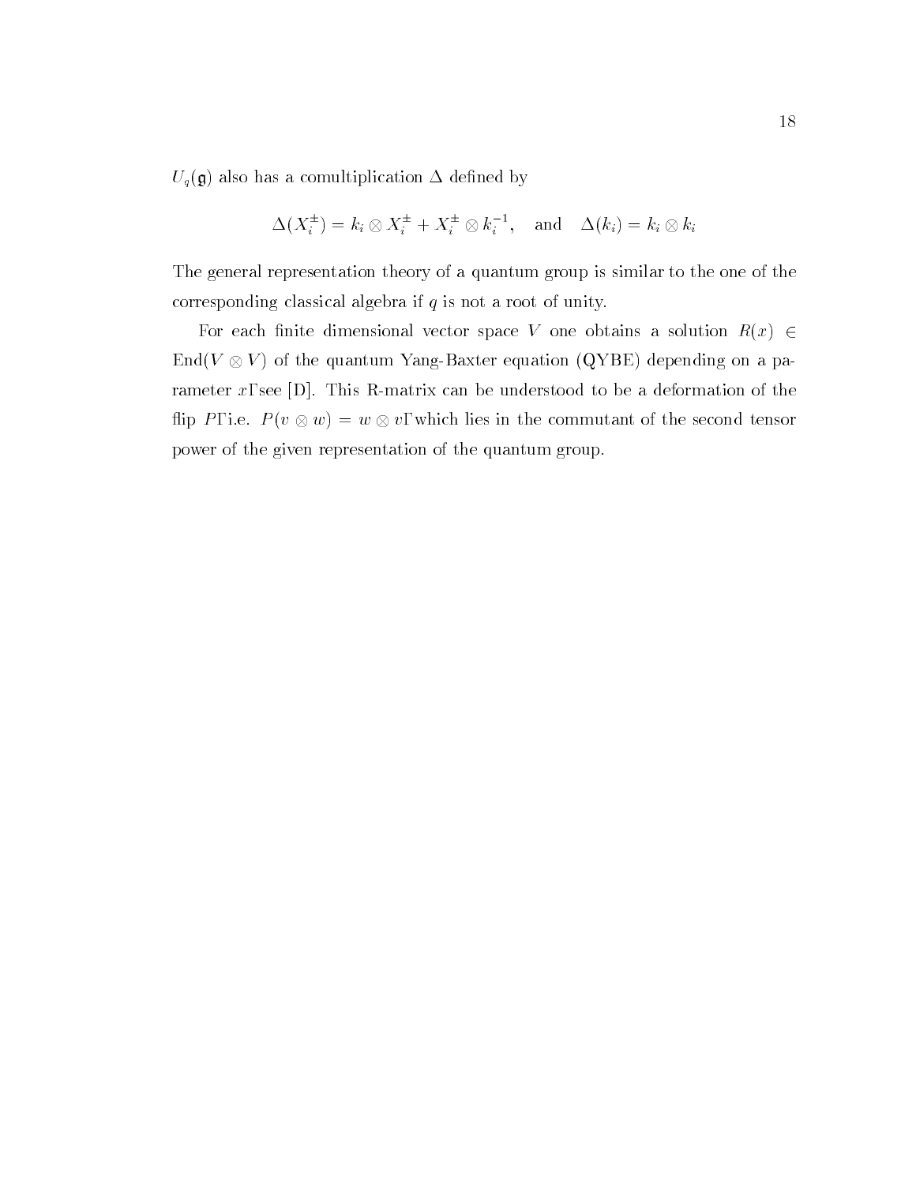$U_q(\mathfrak{g})$ also has a comultiplication $\Delta$ defined by

$$\Delta(X_i^{\pm}) = k_i \otimes X_i^{\pm} + X_i^{\pm} \otimes k_i^{-1}, \quad \text{and} \quad \Delta(k_i) = k_i \otimes k_i$$

The general representation theory of a quantum group is similar to the one of the corresponding classical algebra if $q$ is not a root of unity.

For each finite dimensional vector space $V$ one obtains a solution $R(x) \in \mathrm{End}(V \otimes V)$ of the quantum Yang-Baxter equation (QYBE) depending on a parameter $x$, see [D]. This R-matrix can be understood to be a deformation of the flip $P$, i.e. $P(v \otimes w) = w \otimes v$, which lies in the commutant of the second tensor power of the given representation of the quantum group.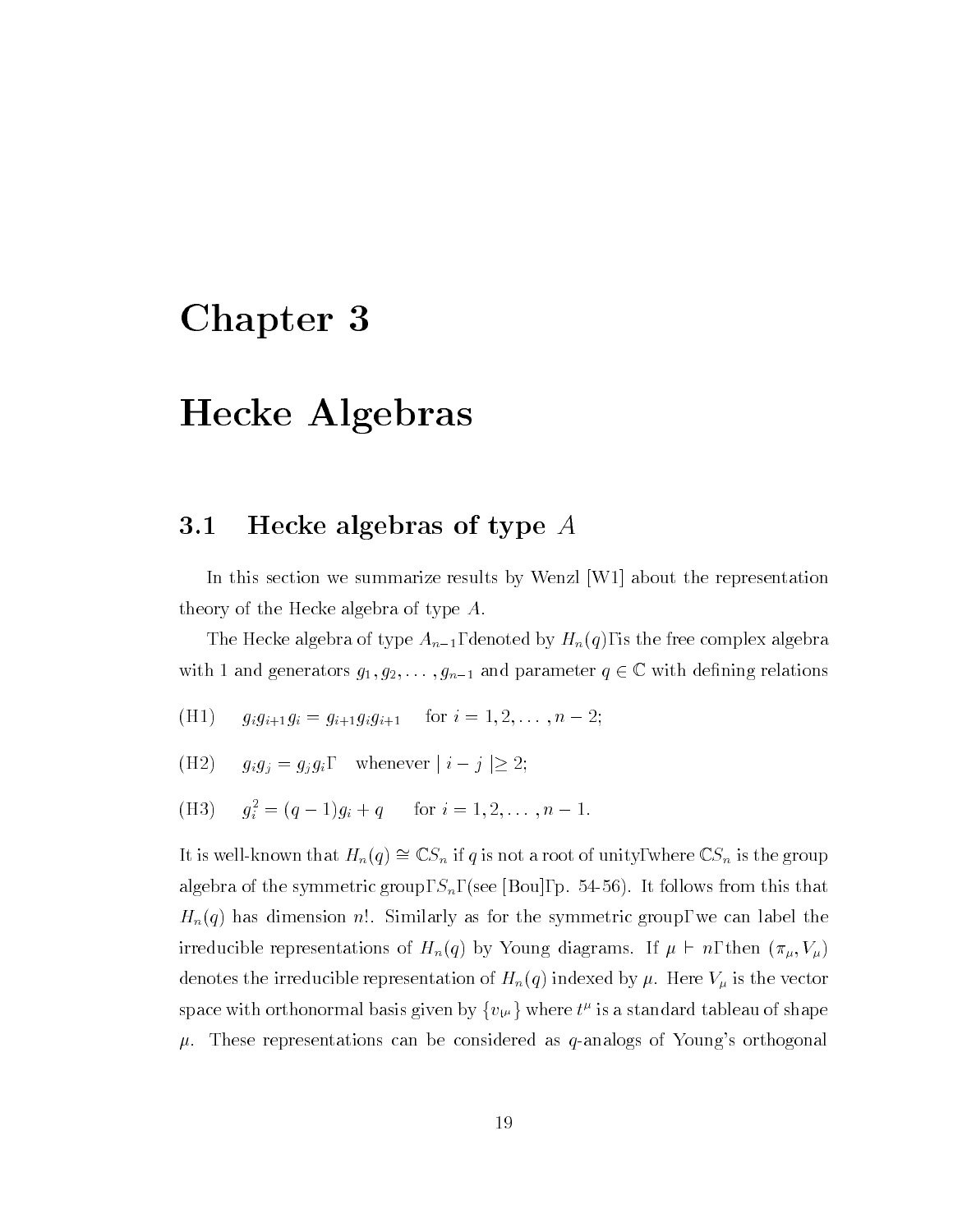# Chapter 3

# Hecke Algebras

## 3.1 Hecke algebras of type $A$

In this section we summarize results by Wenzl [W1] about the representation theory of the Hecke algebra of type $A$.

The Hecke algebra of type $A_{n-1}$, denoted by $H_n(q)$, is the free complex algebra with 1 and generators $g_1, g_2, \ldots, g_{n-1}$ and parameter $q \in \mathbb{C}$ with defining relations

(H1) $\quad g_i g_{i+1} g_i = g_{i+1} g_i g_{i+1} \quad$ for $i = 1, 2, \ldots, n-2$;

(H2) $\quad g_i g_j = g_j g_i, \quad$ whenever $\mid i - j \mid \geq 2$;

(H3) $\quad g_i^2 = (q-1)g_i + q \quad$ for $i = 1, 2, \ldots, n-1$.

It is well-known that $H_n(q) \cong \mathbb{C}S_n$ if $q$ is not a root of unity, where $\mathbb{C}S_n$ is the group algebra of the symmetric group, $S_n$, (see [Bou], p. 54-56). It follows from this that $H_n(q)$ has dimension $n!$. Similarly as for the symmetric group, we can label the irreducible representations of $H_n(q)$ by Young diagrams. If $\mu \vdash n$, then $(\pi_\mu, V_\mu)$ denotes the irreducible representation of $H_n(q)$ indexed by $\mu$. Here $V_\mu$ is the vector space with orthonormal basis given by $\{v_{t^\mu}\}$ where $t^\mu$ is a standard tableau of shape $\mu$. These representations can be considered as $q$-analogs of Young's orthogonal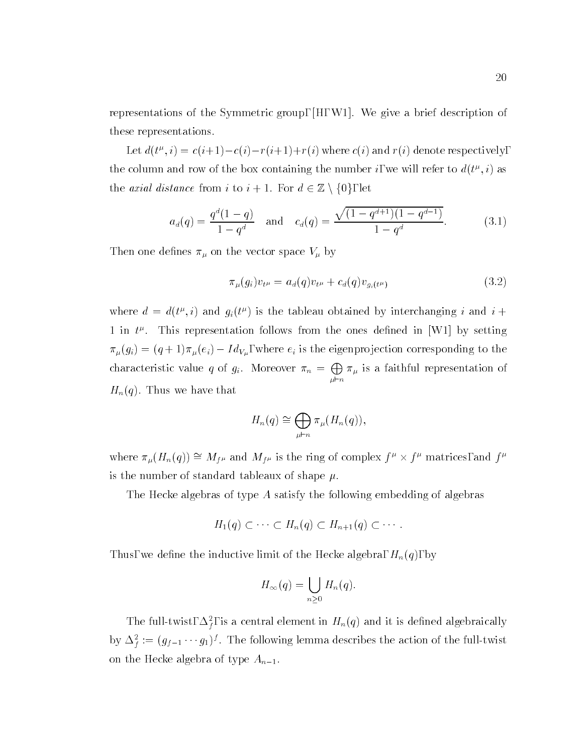representations of the Symmetric group, [H, W1]. We give a brief description of these representations.

Let $d(t^\mu, i) = c(i+1) - c(i) - r(i+1) + r(i)$ where $c(i)$ and $r(i)$ denote respectively, the column and row of the box containing the number $i$, we will refer to $d(t^\mu, i)$ as the *axial distance* from $i$ to $i+1$. For $d \in \mathbb{Z} \setminus \{0\}$, let

$$a_d(q) = \frac{q^d(1-q)}{1-q^d} \quad \text{and} \quad c_d(q) = \frac{\sqrt{(1-q^{d+1})(1-q^{d-1})}}{1-q^d}. \tag{3.1}$$

Then one defines $\pi_\mu$ on the vector space $V_\mu$ by

$$\pi_\mu(g_i)v_{t^\mu} = a_d(q)v_{t^\mu} + c_d(q)v_{g_i(t^\mu)} \tag{3.2}$$

where $d = d(t^\mu, i)$ and $g_i(t^\mu)$ is the tableau obtained by interchanging $i$ and $i+1$ in $t^\mu$. This representation follows from the ones defined in [W1] by setting $\pi_\mu(g_i) = (q+1)\pi_\mu(e_i) - Id_{V_\mu}$, where $e_i$ is the eigenprojection corresponding to the characteristic value $q$ of $g_i$. Moreover $\pi_n = \bigoplus_{\mu \vdash n} \pi_\mu$ is a faithful representation of $H_n(q)$. Thus we have that

$$H_n(q) \cong \bigoplus_{\mu \vdash n} \pi_\mu(H_n(q)),$$

where $\pi_\mu(H_n(q)) \cong M_{f^\mu}$ and $M_{f^\mu}$ is the ring of complex $f^\mu \times f^\mu$ matrices, and $f^\mu$ is the number of standard tableaux of shape $\mu$.

The Hecke algebras of type $A$ satisfy the following embedding of algebras

$$H_1(q) \subset \cdots \subset H_n(q) \subset H_{n+1}(q) \subset \cdots.$$

Thus, we define the inductive limit of the Hecke algebra, $H_n(q)$, by

$$H_\infty(q) = \bigcup_{n \geq 0} H_n(q).$$

The full-twist, $\Delta_f^2$, is a central element in $H_n(q)$ and it is defined algebraically by $\Delta_f^2 := (g_{f-1} \cdots g_1)^f$. The following lemma describes the action of the full-twist on the Hecke algebra of type $A_{n-1}$.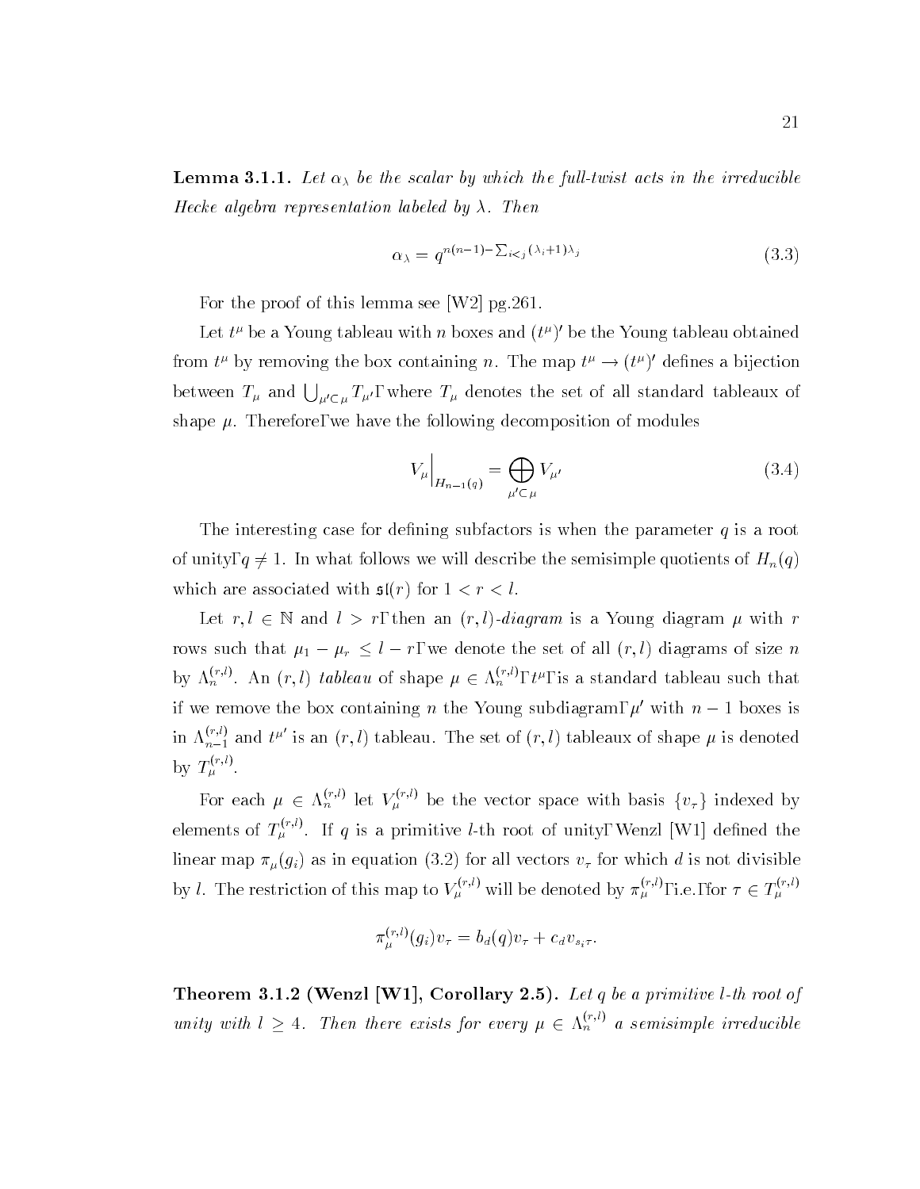**Lemma 3.1.1.** *Let $\alpha_\lambda$ be the scalar by which the full-twist acts in the irreducible Hecke algebra representation labeled by $\lambda$. Then*

$$\alpha_\lambda = q^{n(n-1)-\sum_{i<j}(\lambda_i+1)\lambda_j} \tag{3.3}$$

For the proof of this lemma see [W2] pg.261.

Let $t^\mu$ be a Young tableau with $n$ boxes and $(t^\mu)'$ be the Young tableau obtained from $t^\mu$ by removing the box containing $n$. The map $t^\mu \to (t^\mu)'$ defines a bijection between $T_\mu$ and $\bigcup_{\mu' \subset \mu} T_{\mu'}$, where $T_\mu$ denotes the set of all standard tableaux of shape $\mu$. Therefore, we have the following decomposition of modules

$$V_\mu\Big|_{H_{n-1}(q)} = \bigoplus_{\mu' \subset \mu} V_{\mu'} \tag{3.4}$$

The interesting case for defining subfactors is when the parameter $q$ is a root of unity, $q \neq 1$. In what follows we will describe the semisimple quotients of $H_n(q)$ which are associated with $\mathfrak{sl}(r)$ for $1 < r < l$.

Let $r, l \in \mathbb{N}$ and $l > r$, then an $(r,l)$*-diagram* is a Young diagram $\mu$ with $r$ rows such that $\mu_1 - \mu_r \leq l - r$, we denote the set of all $(r,l)$ diagrams of size $n$ by $\Lambda_n^{(r,l)}$. An $(r,l)$ *tableau* of shape $\mu \in \Lambda_n^{(r,l)}$, $t^\mu$, is a standard tableau such that if we remove the box containing $n$ the Young subdiagram, $\mu'$ with $n-1$ boxes is in $\Lambda_{n-1}^{(r,l)}$ and $t^{\mu'}$ is an $(r,l)$ tableau. The set of $(r,l)$ tableaux of shape $\mu$ is denoted by $T_\mu^{(r,l)}$.

For each $\mu \in \Lambda_n^{(r,l)}$ let $V_\mu^{(r,l)}$ be the vector space with basis $\{v_\tau\}$ indexed by elements of $T_\mu^{(r,l)}$. If $q$ is a primitive $l$-th root of unity, Wenzl [W1] defined the linear map $\pi_\mu(g_i)$ as in equation (3.2) for all vectors $v_\tau$ for which $d$ is not divisible by $l$. The restriction of this map to $V_\mu^{(r,l)}$ will be denoted by $\pi_\mu^{(r,l)}$, i.e., for $\tau \in T_\mu^{(r,l)}$

$$\pi_\mu^{(r,l)}(g_i)v_\tau = b_d(q)v_\tau + c_d v_{s_i\tau}.$$

**Theorem 3.1.2 (Wenzl [W1], Corollary 2.5).** *Let $q$ be a primitive $l$-th root of unity with $l \geq 4$. Then there exists for every $\mu \in \Lambda_n^{(r,l)}$ a semisimple irreducible*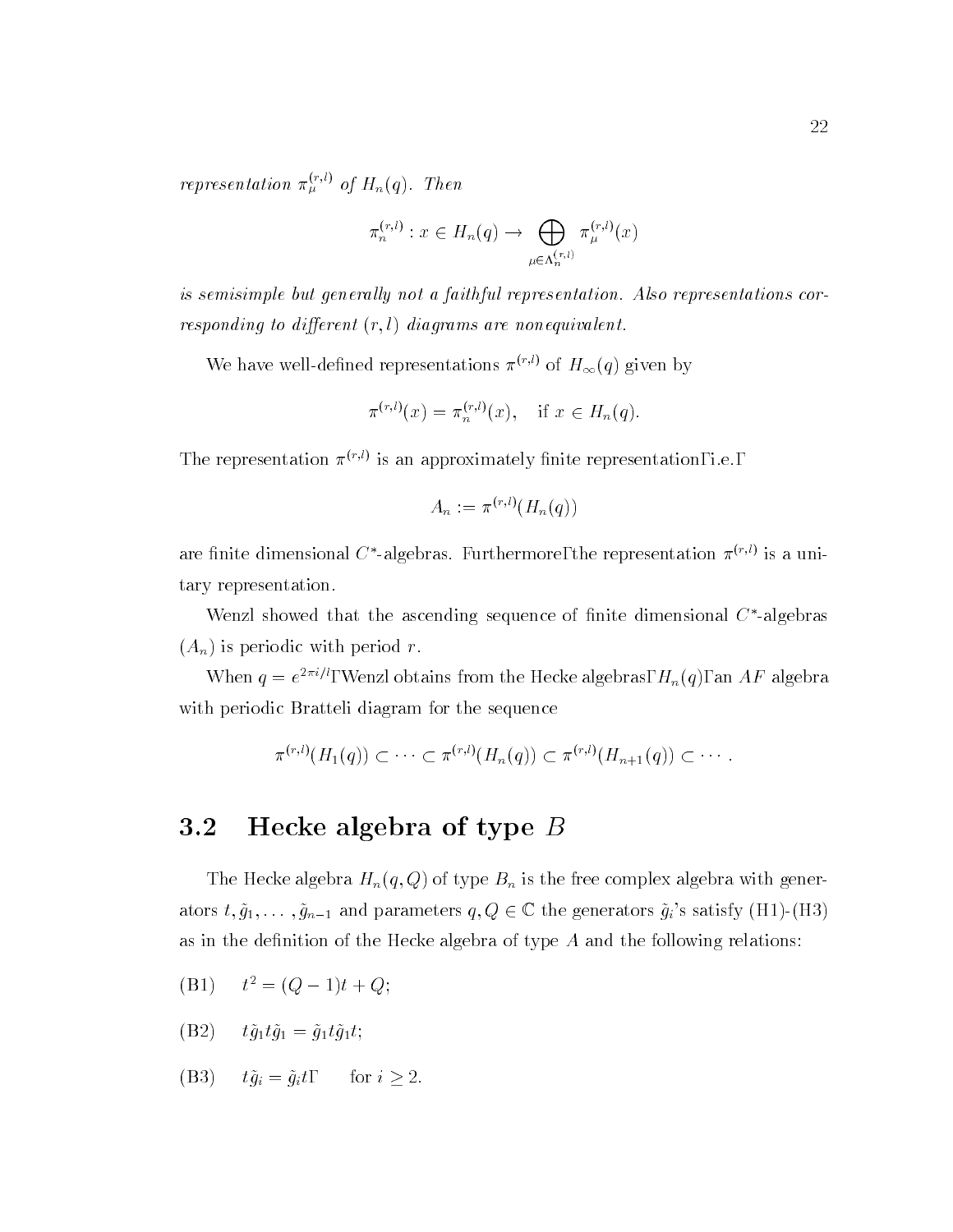*representation* $\pi_\mu^{(r,l)}$ *of* $H_n(q)$. *Then*

$$\pi_n^{(r,l)} : x \in H_n(q) \to \bigoplus_{\mu \in \Lambda_n^{(r,l)}} \pi_\mu^{(r,l)}(x)$$

*is semisimple but generally not a faithful representation. Also representations corresponding to different* $(r, l)$ *diagrams are nonequivalent.*

We have well-defined representations $\pi^{(r,l)}$ of $H_\infty(q)$ given by

$$\pi^{(r,l)}(x) = \pi_n^{(r,l)}(x), \quad \text{if } x \in H_n(q).$$

The representation $\pi^{(r,l)}$ is an approximately finite representation, i.e.,

$$A_n := \pi^{(r,l)}(H_n(q))$$

are finite dimensional $C^*$-algebras. Furthermore, the representation $\pi^{(r,l)}$ is a unitary representation.

Wenzl showed that the ascending sequence of finite dimensional $C^*$-algebras $(A_n)$ is periodic with period $r$.

When $q = e^{2\pi i/l}$, Wenzl obtains from the Hecke algebras, $H_n(q)$, an $AF$ algebra with periodic Bratteli diagram for the sequence

$$\pi^{(r,l)}(H_1(q)) \subset \cdots \subset \pi^{(r,l)}(H_n(q)) \subset \pi^{(r,l)}(H_{n+1}(q)) \subset \cdots.$$

## 3.2 Hecke algebra of type $B$

The Hecke algebra $H_n(q, Q)$ of type $B_n$ is the free complex algebra with generators $t, \tilde{g}_1, \ldots, \tilde{g}_{n-1}$ and parameters $q, Q \in \mathbb{C}$ the generators $\tilde{g}_i$'s satisfy (H1)-(H3) as in the definition of the Hecke algebra of type $A$ and the following relations:

(B1) $\quad t^2 = (Q-1)t + Q;$

(B2) $\quad t\tilde{g}_1 t\tilde{g}_1 = \tilde{g}_1 t\tilde{g}_1 t;$

(B3) $\quad t\tilde{g}_i = \tilde{g}_i t, \qquad \text{for } i \geq 2.$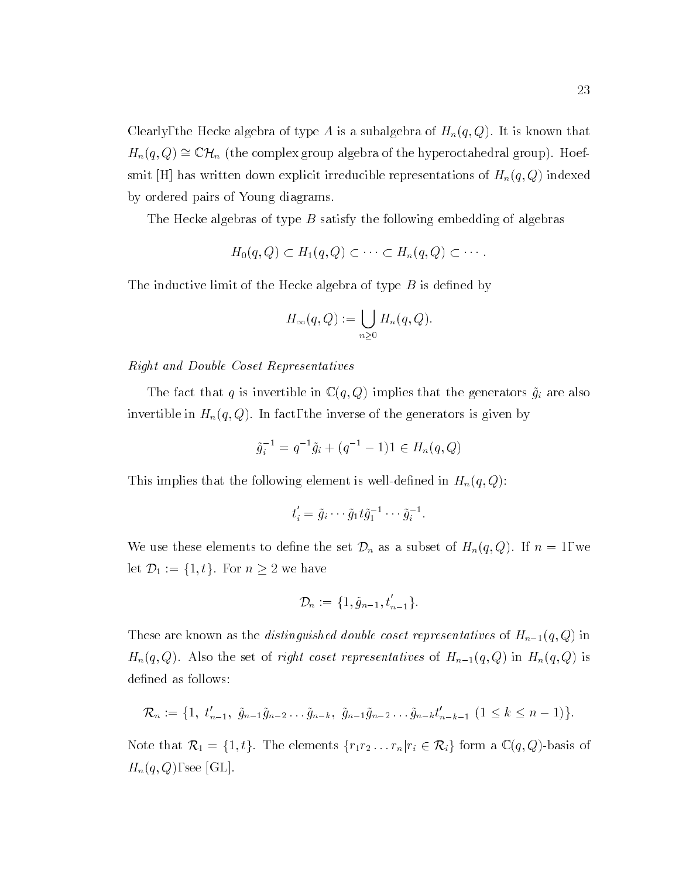Clearly, the Hecke algebra of type $A$ is a subalgebra of $H_n(q,Q)$. It is known that $H_n(q,Q) \cong \mathbb{C}\mathcal{H}_n$ (the complex group algebra of the hyperoctahedral group). Hoefsmit [H] has written down explicit irreducible representations of $H_n(q,Q)$ indexed by ordered pairs of Young diagrams.

The Hecke algebras of type $B$ satisfy the following embedding of algebras

$$H_0(q,Q) \subset H_1(q,Q) \subset \cdots \subset H_n(q,Q) \subset \cdots.$$

The inductive limit of the Hecke algebra of type $B$ is defined by

$$H_\infty(q,Q) := \bigcup_{n\geq 0} H_n(q,Q).$$

*Right and Double Coset Representatives*

The fact that $q$ is invertible in $\mathbb{C}(q,Q)$ implies that the generators $\tilde{g}_i$ are also invertible in $H_n(q,Q)$. In fact, the inverse of the generators is given by

$$\tilde{g}_i^{-1} = q^{-1}\tilde{g}_i + (q^{-1}-1)1 \in H_n(q,Q)$$

This implies that the following element is well-defined in $H_n(q,Q)$:

$$t_i' = \tilde{g}_i \cdots \tilde{g}_1 t \tilde{g}_1^{-1} \cdots \tilde{g}_i^{-1}.$$

We use these elements to define the set $\mathcal{D}_n$ as a subset of $H_n(q,Q)$. If $n=1$, we let $\mathcal{D}_1 := \{1,t\}$. For $n \geq 2$ we have

$$\mathcal{D}_n := \{1, \tilde{g}_{n-1}, t_{n-1}'\}.$$

These are known as the *distinguished double coset representatives* of $H_{n-1}(q,Q)$ in $H_n(q,Q)$. Also the set of *right coset representatives* of $H_{n-1}(q,Q)$ in $H_n(q,Q)$ is defined as follows:

$$\mathcal{R}_n := \{1,\ t_{n-1}',\ \tilde{g}_{n-1}\tilde{g}_{n-2}\ldots\tilde{g}_{n-k},\ \tilde{g}_{n-1}\tilde{g}_{n-2}\ldots\tilde{g}_{n-k}t_{n-k-1}'\ (1 \leq k \leq n-1)\}.$$

Note that $\mathcal{R}_1 = \{1,t\}$. The elements $\{r_1 r_2 \ldots r_n | r_i \in \mathcal{R}_i\}$ form a $\mathbb{C}(q,Q)$-basis of $H_n(q,Q)$, see [GL].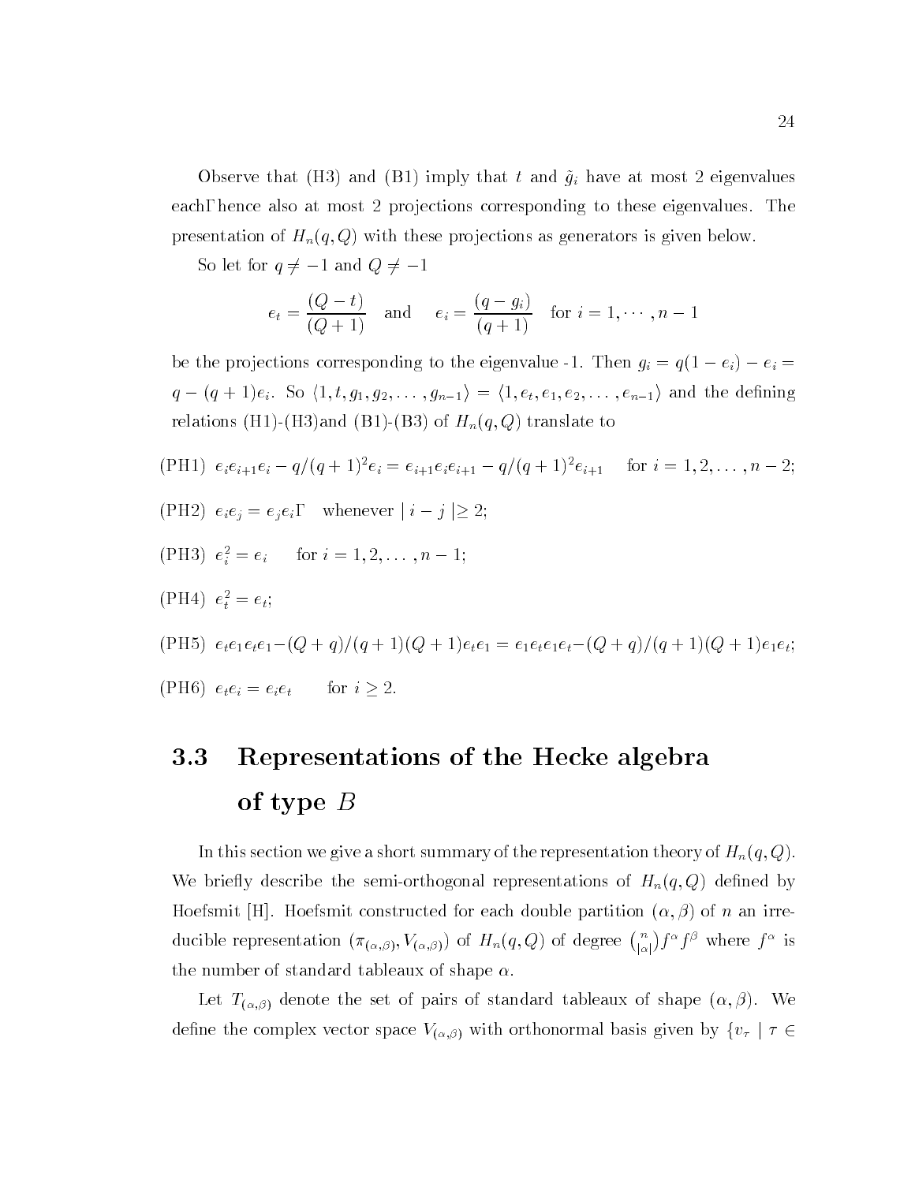Observe that (H3) and (B1) imply that $t$ and $\tilde{g}_i$ have at most 2 eigenvalues each, hence also at most 2 projections corresponding to these eigenvalues. The presentation of $H_n(q, Q)$ with these projections as generators is given below.

So let for $q \neq -1$ and $Q \neq -1$

$$e_t = \frac{(Q - t)}{(Q + 1)} \quad \text{and} \quad e_i = \frac{(q - g_i)}{(q + 1)} \quad \text{for } i = 1, \cdots, n - 1$$

be the projections corresponding to the eigenvalue -1. Then $g_i = q(1 - e_i) - e_i = q - (q + 1)e_i$. So $\langle 1, t, g_1, g_2, \dots, g_{n-1} \rangle = \langle 1, e_t, e_1, e_2, \dots, e_{n-1} \rangle$ and the defining relations (H1)-(H3)and (B1)-(B3) of $H_n(q, Q)$ translate to

(PH1) $e_i e_{i+1} e_i - q/(q+1)^2 e_i = e_{i+1} e_i e_{i+1} - q/(q+1)^2 e_{i+1}$ for $i = 1, 2, \dots, n-2$;

(PH2) $e_i e_j = e_j e_i$, whenever $| i - j | \geq 2$;

(PH3) $e_i^2 = e_i$ for $i = 1, 2, \dots, n-1$;

(PH4) $e_t^2 = e_t$;

(PH5) $e_t e_1 e_t e_1 - (Q+q)/(q+1)(Q+1) e_t e_1 = e_1 e_t e_1 e_t - (Q+q)/(q+1)(Q+1) e_1 e_t$;

(PH6) $e_t e_i = e_i e_t$ for $i \geq 2$.

## 3.3 Representations of the Hecke algebra of type $B$

In this section we give a short summary of the representation theory of $H_n(q, Q)$. We briefly describe the semi-orthogonal representations of $H_n(q, Q)$ defined by Hoefsmit [H]. Hoefsmit constructed for each double partition $(\alpha, \beta)$ of $n$ an irreducible representation $(\pi_{(\alpha,\beta)}, V_{(\alpha,\beta)})$ of $H_n(q, Q)$ of degree $\binom{n}{|\alpha|} f^\alpha f^\beta$ where $f^\alpha$ is the number of standard tableaux of shape $\alpha$.

Let $T_{(\alpha,\beta)}$ denote the set of pairs of standard tableaux of shape $(\alpha, \beta)$. We define the complex vector space $V_{(\alpha,\beta)}$ with orthonormal basis given by $\{v_\tau \mid \tau \in$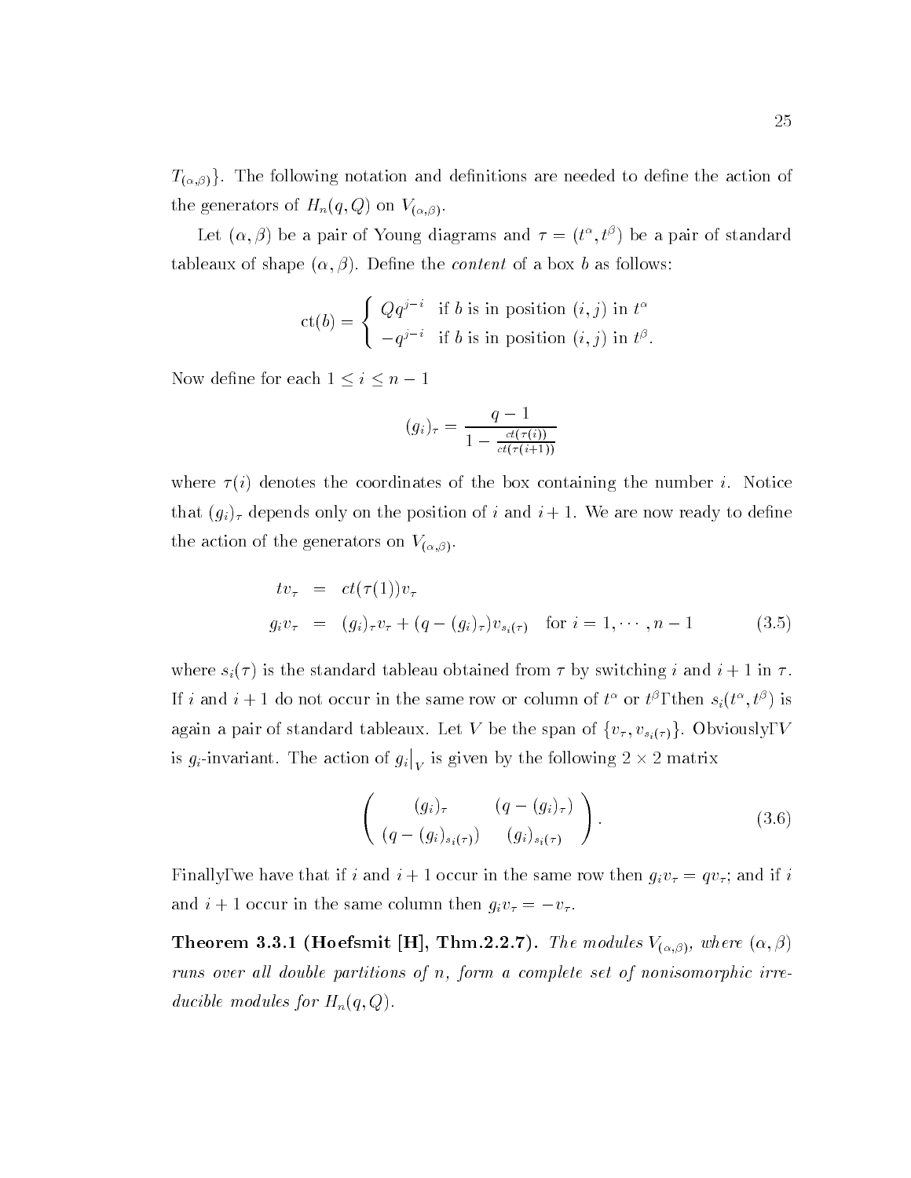$T_{(\alpha,\beta)}\}$. The following notation and definitions are needed to define the action of the generators of $H_n(q,Q)$ on $V_{(\alpha,\beta)}$.

Let $(\alpha,\beta)$ be a pair of Young diagrams and $\tau = (t^\alpha, t^\beta)$ be a pair of standard tableaux of shape $(\alpha,\beta)$. Define the *content* of a box $b$ as follows:

$$\mathrm{ct}(b) = \begin{cases} Qq^{j-i} & \text{if } b \text{ is in position } (i,j) \text{ in } t^\alpha \\ -q^{j-i} & \text{if } b \text{ is in position } (i,j) \text{ in } t^\beta. \end{cases}$$

Now define for each $1 \leq i \leq n-1$

$$(g_i)_\tau = \frac{q-1}{1 - \frac{ct(\tau(i))}{ct(\tau(i+1))}}$$

where $\tau(i)$ denotes the coordinates of the box containing the number $i$. Notice that $(g_i)_\tau$ depends only on the position of $i$ and $i+1$. We are now ready to define the action of the generators on $V_{(\alpha,\beta)}$.

$$\begin{aligned} tv_\tau &= ct(\tau(1))v_\tau \\ g_i v_\tau &= (g_i)_\tau v_\tau + (q - (g_i)_\tau) v_{s_i(\tau)} \quad \text{for } i = 1, \cdots, n-1 \end{aligned} \tag{3.5}$$

where $s_i(\tau)$ is the standard tableau obtained from $\tau$ by switching $i$ and $i+1$ in $\tau$. If $i$ and $i+1$ do not occur in the same row or column of $t^\alpha$ or $t^\beta$, then $s_i(t^\alpha, t^\beta)$ is again a pair of standard tableaux. Let $V$ be the span of $\{v_\tau, v_{s_i(\tau)}\}$. Obviously, $V$ is $g_i$-invariant. The action of $g_i\big|_V$ is given by the following $2 \times 2$ matrix

$$\begin{pmatrix} (g_i)_\tau & (q - (g_i)_\tau) \\ (q - (g_i)_{s_i(\tau)}) & (g_i)_{s_i(\tau)} \end{pmatrix}. \tag{3.6}$$

Finally, we have that if $i$ and $i+1$ occur in the same row then $g_i v_\tau = q v_\tau$; and if $i$ and $i+1$ occur in the same column then $g_i v_\tau = -v_\tau$.

**Theorem 3.3.1 (Hoefsmit [H], Thm.2.2.7).** *The modules $V_{(\alpha,\beta)}$, where $(\alpha,\beta)$ runs over all double partitions of $n$, form a complete set of nonisomorphic irreducible modules for $H_n(q,Q)$.*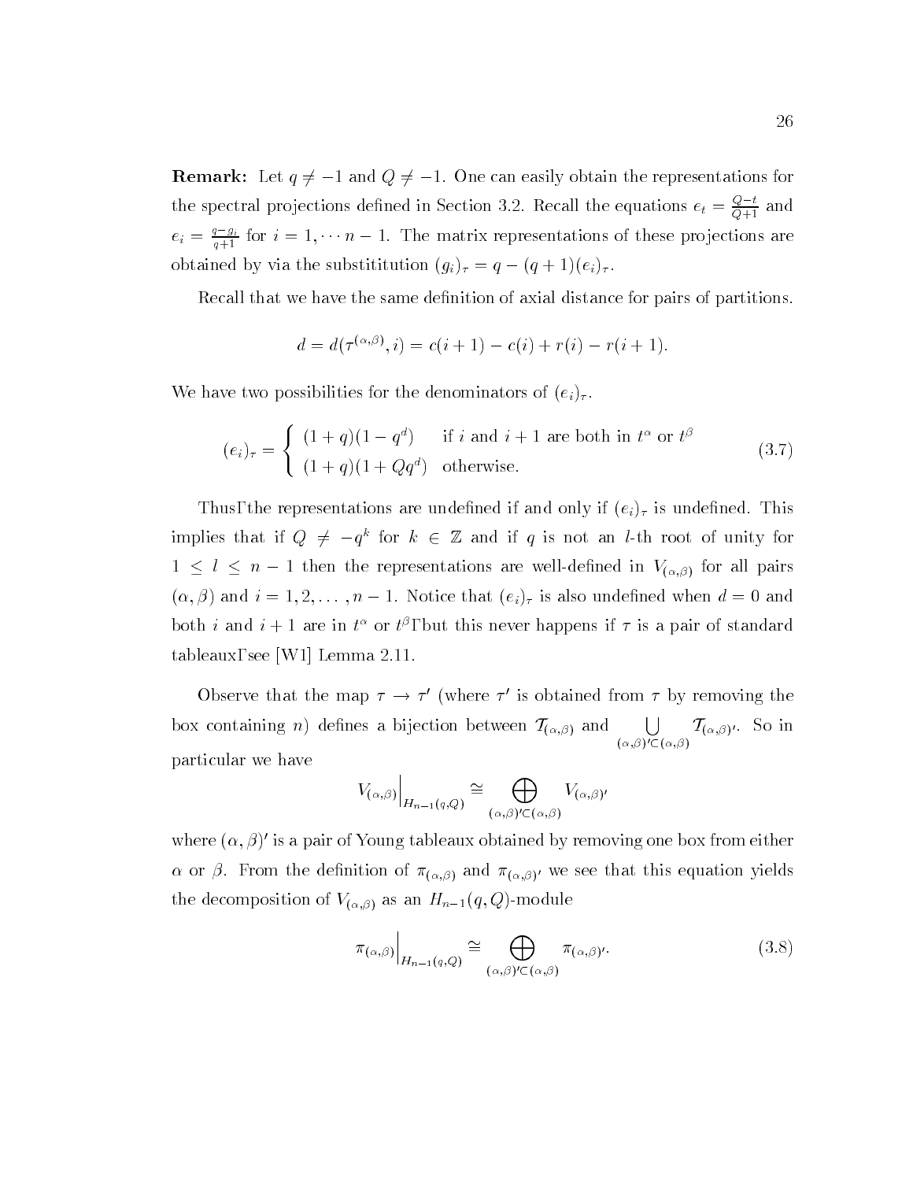**Remark:** Let $q \neq -1$ and $Q \neq -1$. One can easily obtain the representations for the spectral projections defined in Section 3.2. Recall the equations $e_t = \frac{Q-t}{Q+1}$ and $e_i = \frac{q-g_i}{q+1}$ for $i = 1, \cdots n-1$. The matrix representations of these projections are obtained by via the substititution $(g_i)_\tau = q - (q+1)(e_i)_\tau$.

Recall that we have the same definition of axial distance for pairs of partitions.

$$d = d(\tau^{(\alpha,\beta)}, i) = c(i+1) - c(i) + r(i) - r(i+1).$$

We have two possibilities for the denominators of $(e_i)_\tau$.

$$(e_i)_\tau = \begin{cases} (1+q)(1-q^d) & \text{if } i \text{ and } i+1 \text{ are both in } t^\alpha \text{ or } t^\beta \\ (1+q)(1+Qq^d) & \text{otherwise.} \end{cases} \tag{3.7}$$

Thus, the representations are undefined if and only if $(e_i)_\tau$ is undefined. This implies that if $Q \neq -q^k$ for $k \in \mathbb{Z}$ and if $q$ is not an $l$-th root of unity for $1 \leq l \leq n-1$ then the representations are well-defined in $V_{(\alpha,\beta)}$ for all pairs $(\alpha, \beta)$ and $i = 1, 2, \ldots, n-1$. Notice that $(e_i)_\tau$ is also undefined when $d = 0$ and both $i$ and $i+1$ are in $t^\alpha$ or $t^\beta$, but this never happens if $\tau$ is a pair of standard tableaux, see [W1] Lemma 2.11.

Observe that the map $\tau \to \tau'$ (where $\tau'$ is obtained from $\tau$ by removing the box containing $n$) defines a bijection between $\mathcal{T}_{(\alpha,\beta)}$ and $\bigcup_{(\alpha,\beta)' \subset (\alpha,\beta)} \mathcal{T}_{(\alpha,\beta)'}$. So in particular we have

$$V_{(\alpha,\beta)}\Big|_{H_{n-1}(q,Q)} \cong \bigoplus_{(\alpha,\beta)' \subset (\alpha,\beta)} V_{(\alpha,\beta)'}$$

where $(\alpha, \beta)'$ is a pair of Young tableaux obtained by removing one box from either $\alpha$ or $\beta$. From the definition of $\pi_{(\alpha,\beta)}$ and $\pi_{(\alpha,\beta)'}$ we see that this equation yields the decomposition of $V_{(\alpha,\beta)}$ as an $H_{n-1}(q,Q)$-module

$$\pi_{(\alpha,\beta)}\Big|_{H_{n-1}(q,Q)} \cong \bigoplus_{(\alpha,\beta)' \subset (\alpha,\beta)} \pi_{(\alpha,\beta)'}. \tag{3.8}$$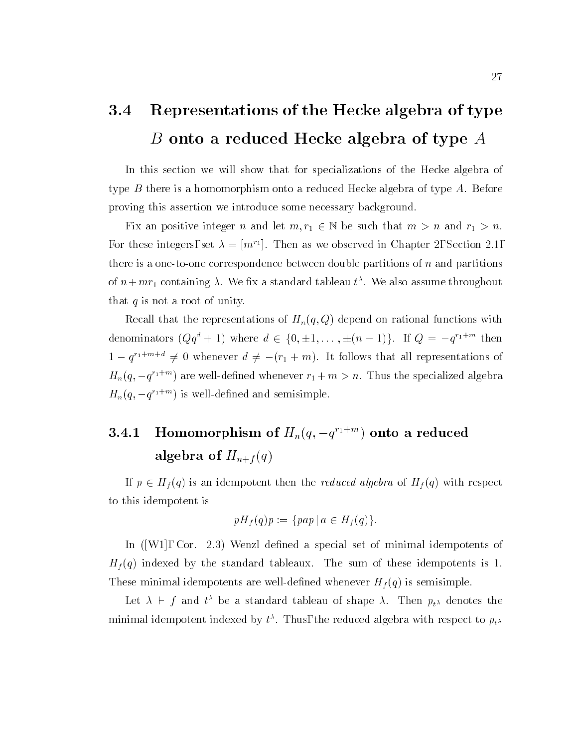## 3.4 Representations of the Hecke algebra of type $B$ onto a reduced Hecke algebra of type $A$

In this section we will show that for specializations of the Hecke algebra of type $B$ there is a homomorphism onto a reduced Hecke algebra of type $A$. Before proving this assertion we introduce some necessary background.

Fix an positive integer $n$ and let $m, r_1 \in \mathbb{N}$ be such that $m > n$ and $r_1 > n$. For these integers, set $\lambda = [m^{r_1}]$. Then as we observed in Chapter 2, Section 2.1, there is a one-to-one correspondence between double partitions of $n$ and partitions of $n + mr_1$ containing $\lambda$. We fix a standard tableau $t^\lambda$. We also assume throughout that $q$ is not a root of unity.

Recall that the representations of $H_n(q, Q)$ depend on rational functions with denominators $(Qq^d + 1)$ where $d \in \{0, \pm 1, \dots, \pm(n-1)\}$. If $Q = -q^{r_1+m}$ then $1 - q^{r_1+m+d} \neq 0$ whenever $d \neq -(r_1 + m)$. It follows that all representations of $H_n(q, -q^{r_1+m})$ are well-defined whenever $r_1 + m > n$. Thus the specialized algebra $H_n(q, -q^{r_1+m})$ is well-defined and semisimple.

### 3.4.1 Homomorphism of $H_n(q, -q^{r_1+m})$ onto a reduced algebra of $H_{n+f}(q)$

If $p \in H_f(q)$ is an idempotent then the *reduced algebra* of $H_f(q)$ with respect to this idempotent is

$$pH_f(q)p := \{pap \mid a \in H_f(q)\}.$$

In ([W1], Cor. 2.3) Wenzl defined a special set of minimal idempotents of $H_f(q)$ indexed by the standard tableaux. The sum of these idempotents is 1. These minimal idempotents are well-defined whenever $H_f(q)$ is semisimple.

Let $\lambda \vdash f$ and $t^\lambda$ be a standard tableau of shape $\lambda$. Then $p_{t^\lambda}$ denotes the minimal idempotent indexed by $t^\lambda$. Thus, the reduced algebra with respect to $p_{t^\lambda}$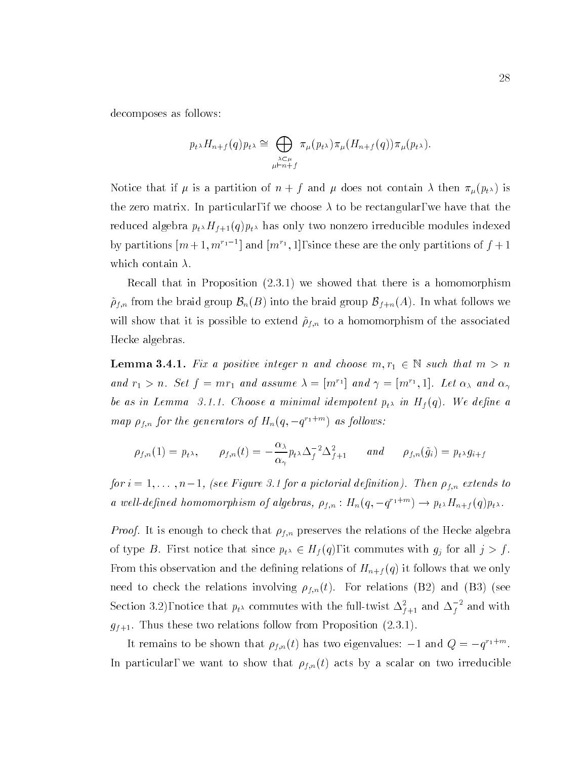decomposes as follows:

$$p_{t^\lambda} H_{n+f}(q) p_{t^\lambda} \cong \bigoplus_{\substack{\lambda \subset \mu \\ \mu \vdash n+f}} \pi_\mu(p_{t^\lambda}) \pi_\mu(H_{n+f}(q)) \pi_\mu(p_{t^\lambda}).$$

Notice that if $\mu$ is a partition of $n+f$ and $\mu$ does not contain $\lambda$ then $\pi_\mu(p_{t^\lambda})$ is the zero matrix. In particular, if we choose $\lambda$ to be rectangular, we have that the reduced algebra $p_{t^\lambda} H_{f+1}(q) p_{t^\lambda}$ has only two nonzero irreducible modules indexed by partitions $[m+1, m^{r_1-1}]$ and $[m^{r_1}, 1]$, since these are the only partitions of $f+1$ which contain $\lambda$.

Recall that in Proposition (2.3.1) we showed that there is a homomorphism $\tilde{\rho}_{f,n}$ from the braid group $\mathcal{B}_n(B)$ into the braid group $\mathcal{B}_{f+n}(A)$. In what follows we will show that it is possible to extend $\tilde{\rho}_{f,n}$ to a homomorphism of the associated Hecke algebras.

**Lemma 3.4.1.** *Fix a positive integer $n$ and choose $m, r_1 \in \mathbb{N}$ such that $m > n$ and $r_1 > n$. Set $f = mr_1$ and assume $\lambda = [m^{r_1}]$ and $\gamma = [m^{r_1}, 1]$. Let $\alpha_\lambda$ and $\alpha_\gamma$ be as in Lemma 3.1.1. Choose a minimal idempotent $p_{t^\lambda}$ in $H_f(q)$. We define a map $\rho_{f,n}$ for the generators of $H_n(q, -q^{r_1+m})$ as follows:*

$$\rho_{f,n}(1) = p_{t^\lambda}, \qquad \rho_{f,n}(t) = -\frac{\alpha_\lambda}{\alpha_\gamma} p_{t^\lambda} \Delta_f^{-2} \Delta_{f+1}^2 \qquad \textit{and} \qquad \rho_{f,n}(\tilde{g}_i) = p_{t^\lambda} g_{i+f}$$

*for $i = 1, \ldots, n-1$, (see Figure 3.1 for a pictorial definition). Then $\rho_{f,n}$ extends to a well-defined homomorphism of algebras, $\rho_{f,n} : H_n(q, -q^{r_1+m}) \to p_{t^\lambda} H_{n+f}(q) p_{t^\lambda}$.*

*Proof.* It is enough to check that $\rho_{f,n}$ preserves the relations of the Hecke algebra of type $B$. First notice that since $p_{t^\lambda} \in H_f(q)$, it commutes with $g_j$ for all $j > f$. From this observation and the defining relations of $H_{n+f}(q)$ it follows that we only need to check the relations involving $\rho_{f,n}(t)$. For relations (B2) and (B3) (see Section 3.2), notice that $p_{t^\lambda}$ commutes with the full-twist $\Delta_{f+1}^2$ and $\Delta_f^{-2}$ and with $g_{f+1}$. Thus these two relations follow from Proposition (2.3.1).

It remains to be shown that $\rho_{f,n}(t)$ has two eigenvalues: $-1$ and $Q = -q^{r_1+m}$. In particular, we want to show that $\rho_{f,n}(t)$ acts by a scalar on two irreducible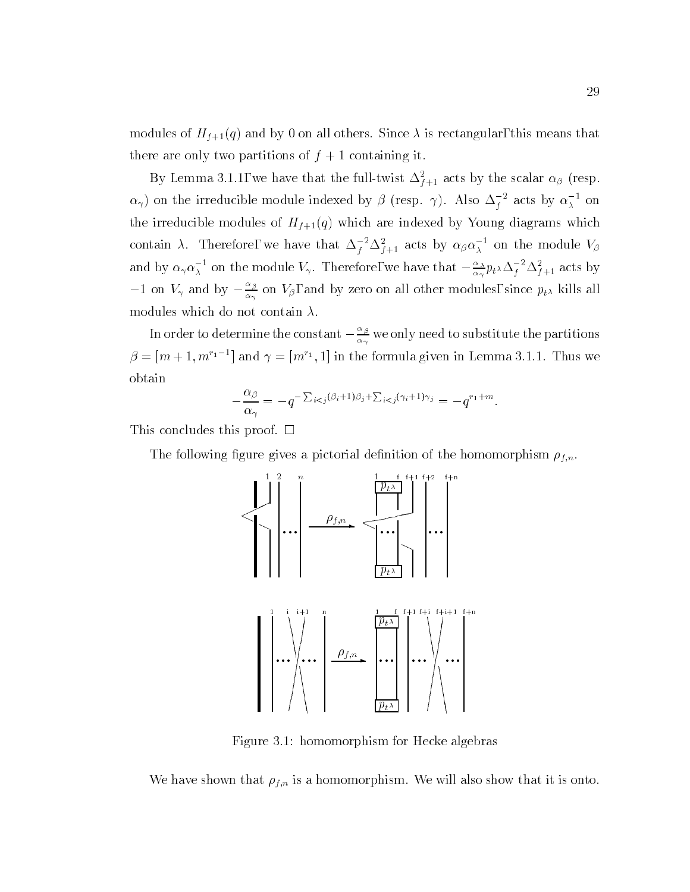modules of $H_{f+1}(q)$ and by 0 on all others. Since $\lambda$ is rectangular, this means that there are only two partitions of $f+1$ containing it.

By Lemma 3.1.1, we have that the full-twist $\Delta^2_{f+1}$ acts by the scalar $\alpha_\beta$ (resp. $\alpha_\gamma$) on the irreducible module indexed by $\beta$ (resp. $\gamma$). Also $\Delta_f^{-2}$ acts by $\alpha_\lambda^{-1}$ on the irreducible modules of $H_{f+1}(q)$ which are indexed by Young diagrams which contain $\lambda$. Therefore, we have that $\Delta_f^{-2}\Delta^2_{f+1}$ acts by $\alpha_\beta\alpha_\lambda^{-1}$ on the module $V_\beta$ and by $\alpha_\gamma\alpha_\lambda^{-1}$ on the module $V_\gamma$. Therefore, we have that $-\frac{\alpha_\lambda}{\alpha_\gamma}p_{t^\lambda}\Delta_f^{-2}\Delta^2_{f+1}$ acts by $-1$ on $V_\gamma$ and by $-\frac{\alpha_\beta}{\alpha_\gamma}$ on $V_\beta$, and by zero on all other modules, since $p_{t^\lambda}$ kills all modules which do not contain $\lambda$.

In order to determine the constant $-\frac{\alpha_\beta}{\alpha_\gamma}$ we only need to substitute the partitions $\beta = [m+1, m^{r_1-1}]$ and $\gamma = [m^{r_1}, 1]$ in the formula given in Lemma 3.1.1. Thus we obtain

$$-\frac{\alpha_\beta}{\alpha_\gamma} = -q^{-\sum_{i<j}(\beta_i+1)\beta_j + \sum_{i<j}(\gamma_i+1)\gamma_j} = -q^{r_1+m}.$$

This concludes this proof. □

The following figure gives a pictorial definition of the homomorphism $\rho_{f,n}$.

Figure 3.1: homomorphism for Hecke algebras

We have shown that $\rho_{f,n}$ is a homomorphism. We will also show that it is onto.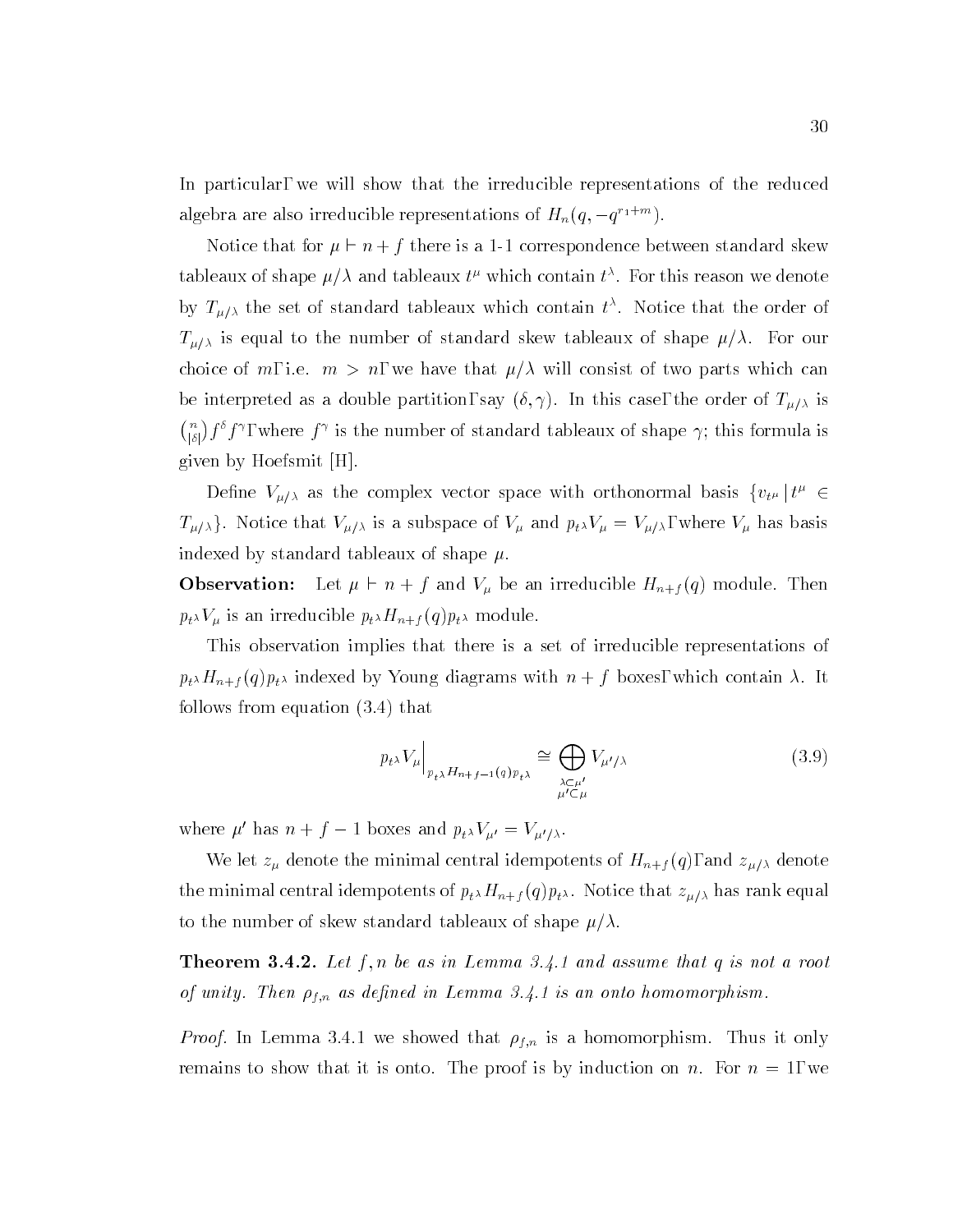In particular, we will show that the irreducible representations of the reduced algebra are also irreducible representations of $H_n(q, -q^{r_1+m})$.

Notice that for $\mu \vdash n+f$ there is a 1-1 correspondence between standard skew tableaux of shape $\mu/\lambda$ and tableaux $t^\mu$ which contain $t^\lambda$. For this reason we denote by $T_{\mu/\lambda}$ the set of standard tableaux which contain $t^\lambda$. Notice that the order of $T_{\mu/\lambda}$ is equal to the number of standard skew tableaux of shape $\mu/\lambda$. For our choice of $m$, i.e. $m > n$, we have that $\mu/\lambda$ will consist of two parts which can be interpreted as a double partition, say $(\delta, \gamma)$. In this case, the order of $T_{\mu/\lambda}$ is $\binom{n}{|\delta|} f^\delta f^\gamma$, where $f^\gamma$ is the number of standard tableaux of shape $\gamma$; this formula is given by Hoefsmit [H].

Define $V_{\mu/\lambda}$ as the complex vector space with orthonormal basis $\{v_{t^\mu} \,|\, t^\mu \in T_{\mu/\lambda}\}$. Notice that $V_{\mu/\lambda}$ is a subspace of $V_\mu$ and $p_{t^\lambda} V_\mu = V_{\mu/\lambda}$, where $V_\mu$ has basis indexed by standard tableaux of shape $\mu$.

**Observation:** Let $\mu \vdash n+f$ and $V_\mu$ be an irreducible $H_{n+f}(q)$ module. Then $p_{t^\lambda} V_\mu$ is an irreducible $p_{t^\lambda} H_{n+f}(q) p_{t^\lambda}$ module.

This observation implies that there is a set of irreducible representations of $p_{t^\lambda} H_{n+f}(q) p_{t^\lambda}$ indexed by Young diagrams with $n+f$ boxes, which contain $\lambda$. It follows from equation (3.4) that

$$p_{t^\lambda} V_\mu \Big|_{p_{t^\lambda} H_{n+f-1}(q) p_{t^\lambda}} \cong \bigoplus_{\substack{\lambda \subset \mu' \\ \mu' \subset \mu}} V_{\mu'/\lambda} \tag{3.9}$$

where $\mu'$ has $n+f-1$ boxes and $p_{t^\lambda} V_{\mu'} = V_{\mu'/\lambda}$.

We let $z_\mu$ denote the minimal central idempotents of $H_{n+f}(q)$, and $z_{\mu/\lambda}$ denote the minimal central idempotents of $p_{t^\lambda} H_{n+f}(q) p_{t^\lambda}$. Notice that $z_{\mu/\lambda}$ has rank equal to the number of skew standard tableaux of shape $\mu/\lambda$.

**Theorem 3.4.2.** *Let $f, n$ be as in Lemma 3.4.1 and assume that $q$ is not a root of unity. Then $\rho_{f,n}$ as defined in Lemma 3.4.1 is an onto homomorphism.*

*Proof.* In Lemma 3.4.1 we showed that $\rho_{f,n}$ is a homomorphism. Thus it only remains to show that it is onto. The proof is by induction on $n$. For $n = 1$, we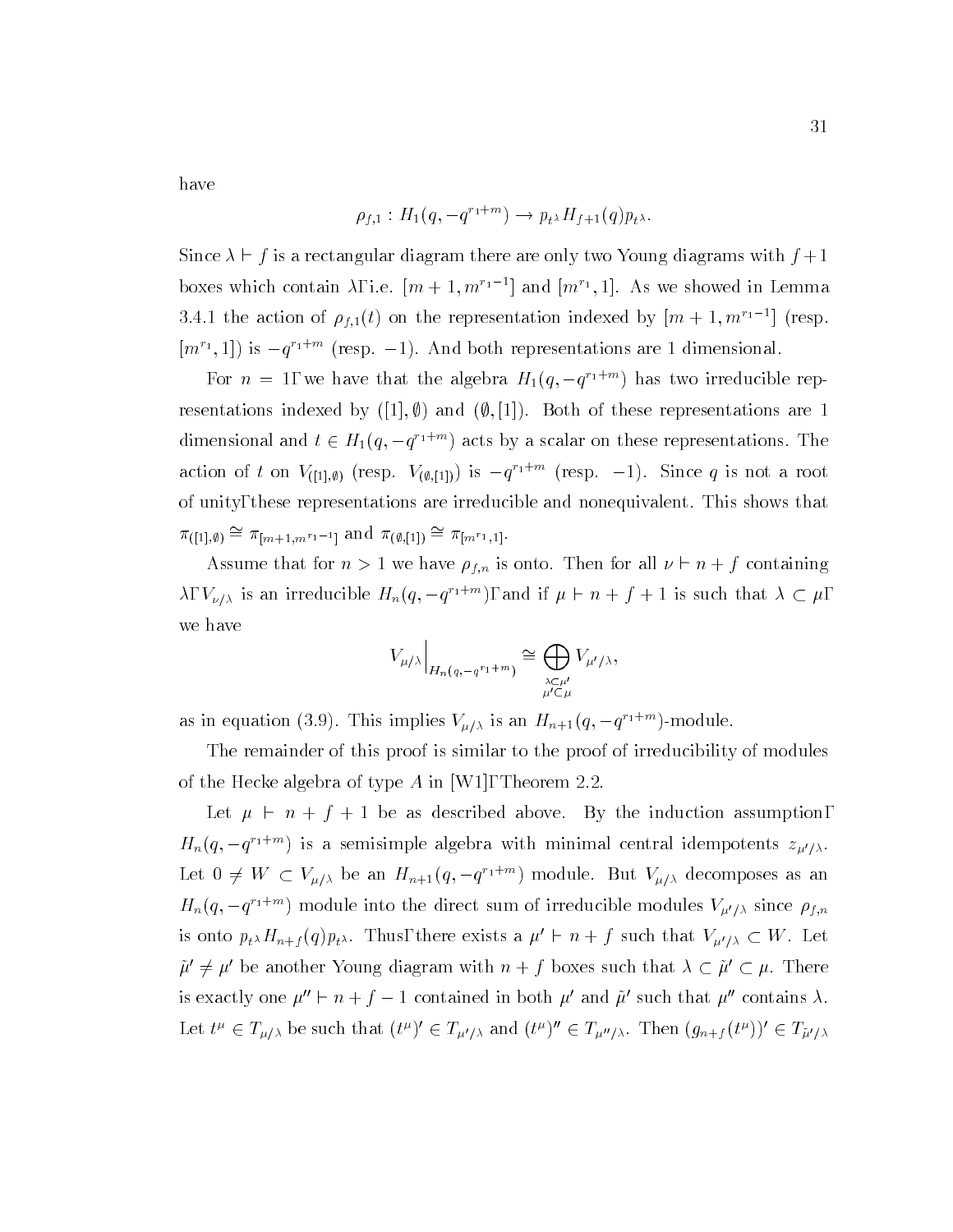have

$$\rho_{f,1} : H_1(q, -q^{r_1+m}) \to p_{t^\lambda} H_{f+1}(q) p_{t^\lambda}.$$

Since $\lambda \vdash f$ is a rectangular diagram there are only two Young diagrams with $f+1$ boxes which contain $\lambda$, i.e. $[m+1, m^{r_1-1}]$ and $[m^{r_1}, 1]$. As we showed in Lemma 3.4.1 the action of $\rho_{f,1}(t)$ on the representation indexed by $[m+1, m^{r_1-1}]$ (resp. $[m^{r_1}, 1]$) is $-q^{r_1+m}$ (resp. $-1$). And both representations are 1 dimensional.

For $n = 1$, we have that the algebra $H_1(q, -q^{r_1+m})$ has two irreducible representations indexed by $([1], \emptyset)$ and $(\emptyset, [1])$. Both of these representations are 1 dimensional and $t \in H_1(q, -q^{r_1+m})$ acts by a scalar on these representations. The action of $t$ on $V_{([1],\emptyset)}$ (resp. $V_{(\emptyset,[1])}$) is $-q^{r_1+m}$ (resp. $-1$). Since $q$ is not a root of unity, these representations are irreducible and nonequivalent. This shows that $\pi_{([1],\emptyset)} \cong \pi_{[m+1,m^{r_1-1}]}$ and $\pi_{(\emptyset,[1])} \cong \pi_{[m^{r_1},1]}$.

Assume that for $n > 1$ we have $\rho_{f,n}$ is onto. Then for all $\nu \vdash n+f$ containing $\lambda$, $V_{\nu/\lambda}$ is an irreducible $H_n(q, -q^{r_1+m})$, and if $\mu \vdash n+f+1$ is such that $\lambda \subset \mu$, we have

$$V_{\mu/\lambda}\Big|_{H_n(q,-q^{r_1+m})} \cong \bigoplus_{\substack{\lambda \subset \mu' \\ \mu' \subset \mu}} V_{\mu'/\lambda},$$

as in equation (3.9). This implies $V_{\mu/\lambda}$ is an $H_{n+1}(q, -q^{r_1+m})$-module.

The remainder of this proof is similar to the proof of irreducibility of modules of the Hecke algebra of type $A$ in [W1], Theorem 2.2.

Let $\mu \vdash n+f+1$ be as described above. By the induction assumption, $H_n(q, -q^{r_1+m})$ is a semisimple algebra with minimal central idempotents $z_{\mu'/\lambda}$. Let $0 \neq W \subset V_{\mu/\lambda}$ be an $H_{n+1}(q, -q^{r_1+m})$ module. But $V_{\mu/\lambda}$ decomposes as an $H_n(q, -q^{r_1+m})$ module into the direct sum of irreducible modules $V_{\mu'/\lambda}$ since $\rho_{f,n}$ is onto $p_{t^\lambda} H_{n+f}(q) p_{t^\lambda}$. Thus, there exists a $\mu' \vdash n+f$ such that $V_{\mu'/\lambda} \subset W$. Let $\tilde{\mu}' \neq \mu'$ be another Young diagram with $n+f$ boxes such that $\lambda \subset \tilde{\mu}' \subset \mu$. There is exactly one $\mu'' \vdash n+f-1$ contained in both $\mu'$ and $\tilde{\mu}'$ such that $\mu''$ contains $\lambda$. Let $t^\mu \in T_{\mu/\lambda}$ be such that $(t^\mu)' \in T_{\mu'/\lambda}$ and $(t^\mu)'' \in T_{\mu''/\lambda}$. Then $(g_{n+f}(t^\mu))' \in T_{\tilde{\mu}'/\lambda}$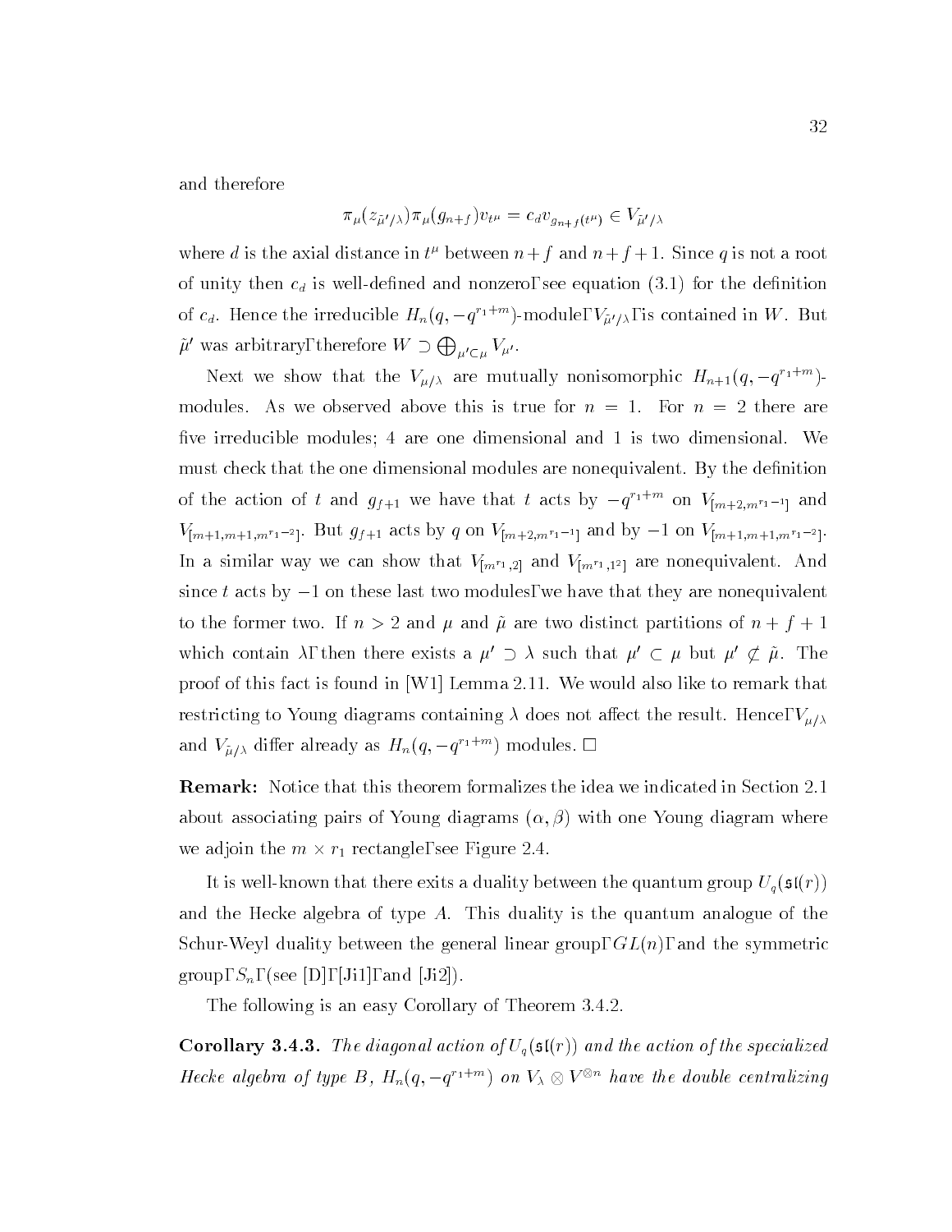and therefore

$$\pi_\mu(z_{\tilde{\mu}'/\lambda})\pi_\mu(g_{n+f})v_{t^\mu} = c_d v_{g_{n+f}(t^\mu)} \in V_{\tilde{\mu}'/\lambda}$$

where $d$ is the axial distance in $t^\mu$ between $n+f$ and $n+f+1$. Since $q$ is not a root of unity then $c_d$ is well-defined and nonzero, see equation (3.1) for the definition of $c_d$. Hence the irreducible $H_n(q, -q^{r_1+m})$-module, $V_{\tilde{\mu}'/\lambda}$, is contained in $W$. But $\tilde{\mu}'$ was arbitrary, therefore $W \supset \bigoplus_{\mu' \subset \mu} V_{\mu'}$.

Next we show that the $V_{\mu/\lambda}$ are mutually nonisomorphic $H_{n+1}(q, -q^{r_1+m})$-modules. As we observed above this is true for $n = 1$. For $n = 2$ there are five irreducible modules; 4 are one dimensional and 1 is two dimensional. We must check that the one dimensional modules are nonequivalent. By the definition of the action of $t$ and $g_{f+1}$ we have that $t$ acts by $-q^{r_1+m}$ on $V_{[m+2, m^{r_1-1}]}$ and $V_{[m+1, m+1, m^{r_1-2}]}$. But $g_{f+1}$ acts by $q$ on $V_{[m+2, m^{r_1-1}]}$ and by $-1$ on $V_{[m+1, m+1, m^{r_1-2}]}$. In a similar way we can show that $V_{[m^{r_1}, 2]}$ and $V_{[m^{r_1}, 1^2]}$ are nonequivalent. And since $t$ acts by $-1$ on these last two modules, we have that they are nonequivalent to the former two. If $n > 2$ and $\mu$ and $\tilde{\mu}$ are two distinct partitions of $n + f + 1$ which contain $\lambda$, then there exists a $\mu' \supset \lambda$ such that $\mu' \subset \mu$ but $\mu' \not\subset \tilde{\mu}$. The proof of this fact is found in [W1] Lemma 2.11. We would also like to remark that restricting to Young diagrams containing $\lambda$ does not affect the result. Hence, $V_{\mu/\lambda}$ and $V_{\tilde{\mu}/\lambda}$ differ already as $H_n(q, -q^{r_1+m})$ modules. □

**Remark:** Notice that this theorem formalizes the idea we indicated in Section 2.1 about associating pairs of Young diagrams $(\alpha, \beta)$ with one Young diagram where we adjoin the $m \times r_1$ rectangle, see Figure 2.4.

It is well-known that there exits a duality between the quantum group $U_q(\mathfrak{sl}(r))$ and the Hecke algebra of type $A$. This duality is the quantum analogue of the Schur-Weyl duality between the general linear group, $GL(n)$, and the symmetric group, $S_n$, (see [D], [Ji1], and [Ji2]).

The following is an easy Corollary of Theorem 3.4.2.

**Corollary 3.4.3.** *The diagonal action of $U_q(\mathfrak{sl}(r))$ and the action of the specialized Hecke algebra of type B, $H_n(q, -q^{r_1+m})$ on $V_\lambda \otimes V^{\otimes n}$ have the double centralizing*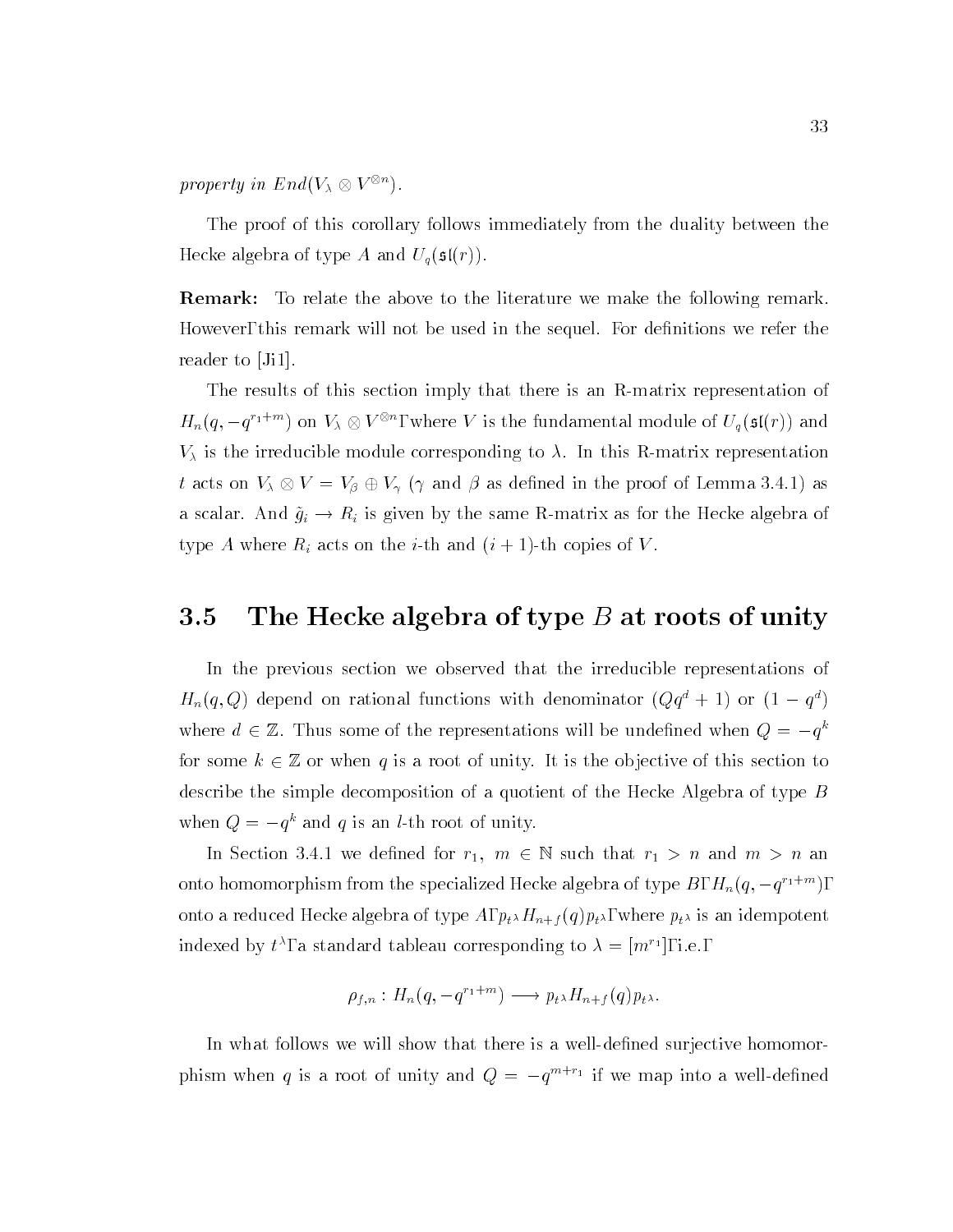*property in* $End(V_\lambda \otimes V^{\otimes n})$.

The proof of this corollary follows immediately from the duality between the Hecke algebra of type $A$ and $U_q(\mathfrak{sl}(r))$.

**Remark:** To relate the above to the literature we make the following remark. However, this remark will not be used in the sequel. For definitions we refer the reader to [Ji1].

The results of this section imply that there is an R-matrix representation of $H_n(q, -q^{r_1+m})$ on $V_\lambda \otimes V^{\otimes n}$, where $V$ is the fundamental module of $U_q(\mathfrak{sl}(r))$ and $V_\lambda$ is the irreducible module corresponding to $\lambda$. In this R-matrix representation $t$ acts on $V_\lambda \otimes V = V_\beta \oplus V_\gamma$ ($\gamma$ and $\beta$ as defined in the proof of Lemma 3.4.1) as a scalar. And $\tilde{g}_i \to R_i$ is given by the same R-matrix as for the Hecke algebra of type $A$ where $R_i$ acts on the $i$-th and $(i+1)$-th copies of $V$.

## 3.5 The Hecke algebra of type $B$ at roots of unity

In the previous section we observed that the irreducible representations of $H_n(q, Q)$ depend on rational functions with denominator $(Qq^d + 1)$ or $(1 - q^d)$ where $d \in \mathbb{Z}$. Thus some of the representations will be undefined when $Q = -q^k$ for some $k \in \mathbb{Z}$ or when $q$ is a root of unity. It is the objective of this section to describe the simple decomposition of a quotient of the Hecke Algebra of type $B$ when $Q = -q^k$ and $q$ is an $l$-th root of unity.

In Section 3.4.1 we defined for $r_1$, $m \in \mathbb{N}$ such that $r_1 > n$ and $m > n$ an onto homomorphism from the specialized Hecke algebra of type $B$, $H_n(q, -q^{r_1+m})$, onto a reduced Hecke algebra of type $A$, $p_{t^\lambda} H_{n+f}(q) p_{t^\lambda}$, where $p_{t^\lambda}$ is an idempotent indexed by $t^\lambda$, a standard tableau corresponding to $\lambda = [m^{r_1}]$, i.e.,

$$\rho_{f,n} : H_n(q, -q^{r_1+m}) \longrightarrow p_{t^\lambda} H_{n+f}(q) p_{t^\lambda}.$$

In what follows we will show that there is a well-defined surjective homomorphism when $q$ is a root of unity and $Q = -q^{m+r_1}$ if we map into a well-defined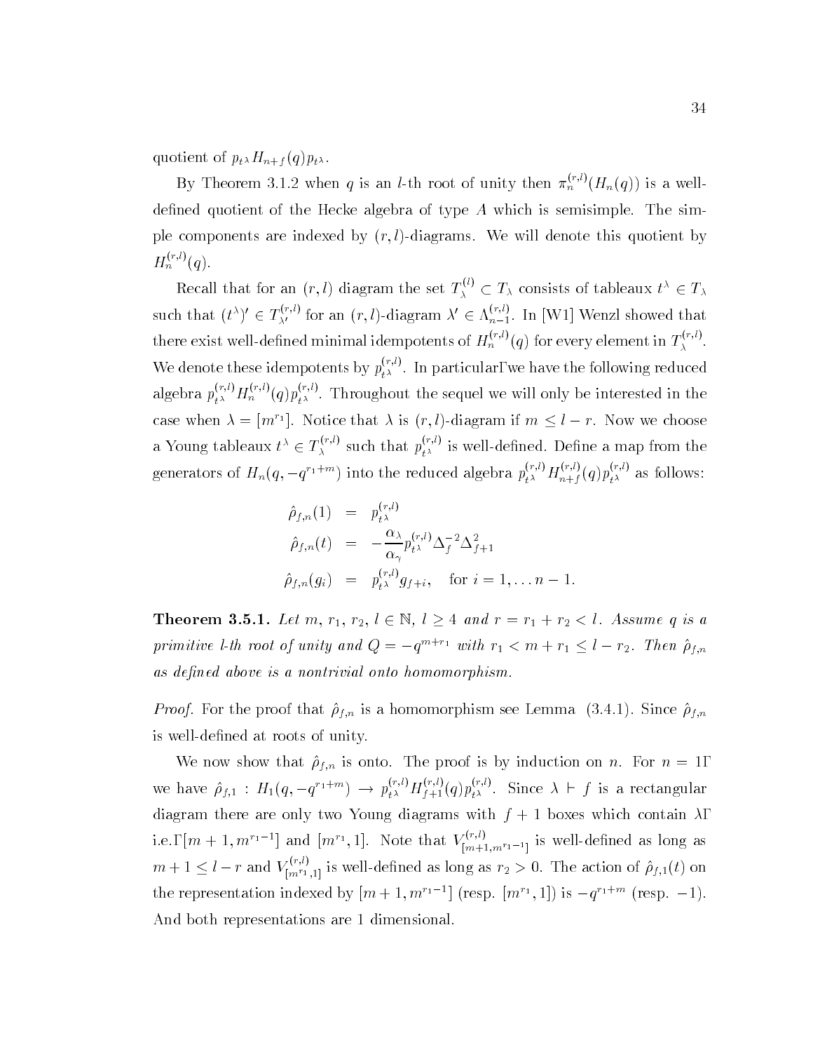quotient of $p_{t^\lambda} H_{n+f}(q) p_{t^\lambda}$.

By Theorem 3.1.2 when $q$ is an $l$-th root of unity then $\pi_n^{(r,l)}(H_n(q))$ is a well-defined quotient of the Hecke algebra of type $A$ which is semisimple. The simple components are indexed by $(r,l)$-diagrams. We will denote this quotient by $H_n^{(r,l)}(q)$.

Recall that for an $(r,l)$ diagram the set $T_\lambda^{(l)} \subset T_\lambda$ consists of tableaux $t^\lambda \in T_\lambda$ such that $(t^\lambda)' \in T_{\lambda'}^{(r,l)}$ for an $(r,l)$-diagram $\lambda' \in \Lambda_{n-1}^{(r,l)}$. In [W1] Wenzl showed that there exist well-defined minimal idempotents of $H_n^{(r,l)}(q)$ for every element in $T_\lambda^{(r,l)}$. We denote these idempotents by $p_{t^\lambda}^{(r,l)}$. In particular, we have the following reduced algebra $p_{t^\lambda}^{(r,l)} H_n^{(r,l)}(q) p_{t^\lambda}^{(r,l)}$. Throughout the sequel we will only be interested in the case when $\lambda = [m^{r_1}]$. Notice that $\lambda$ is $(r,l)$-diagram if $m \leq l - r$. Now we choose a Young tableaux $t^\lambda \in T_\lambda^{(r,l)}$ such that $p_{t^\lambda}^{(r,l)}$ is well-defined. Define a map from the generators of $H_n(q, -q^{r_1+m})$ into the reduced algebra $p_{t^\lambda}^{(r,l)} H_{n+f}^{(r,l)}(q) p_{t^\lambda}^{(r,l)}$ as follows:

$$
\begin{aligned}
\hat{\rho}_{f,n}(1) &= p_{t^\lambda}^{(r,l)} \\
\hat{\rho}_{f,n}(t) &= -\frac{\alpha_\lambda}{\alpha_\gamma} p_{t^\lambda}^{(r,l)} \Delta_f^{-2} \Delta_{f+1}^2 \\
\hat{\rho}_{f,n}(g_i) &= p_{t^\lambda}^{(r,l)} g_{f+i}, \quad \text{for } i = 1, \ldots n-1.
\end{aligned}
$$

**Theorem 3.5.1.** *Let $m$, $r_1$, $r_2$, $l \in \mathbb{N}$, $l \geq 4$ and $r = r_1 + r_2 < l$. Assume $q$ is a primitive $l$-th root of unity and $Q = -q^{m+r_1}$ with $r_1 < m + r_1 \leq l - r_2$. Then $\hat{\rho}_{f,n}$ as defined above is a nontrivial onto homomorphism.*

*Proof.* For the proof that $\hat{\rho}_{f,n}$ is a homomorphism see Lemma (3.4.1). Since $\hat{\rho}_{f,n}$ is well-defined at roots of unity.

We now show that $\hat{\rho}_{f,n}$ is onto. The proof is by induction on $n$. For $n = 1$, we have $\hat{\rho}_{f,1} : H_1(q, -q^{r_1+m}) \to p_{t^\lambda}^{(r,l)} H_{f+1}^{(r,l)}(q) p_{t^\lambda}^{(r,l)}$. Since $\lambda \vdash f$ is a rectangular diagram there are only two Young diagrams with $f+1$ boxes which contain $\lambda$, i.e., $[m+1, m^{r_1-1}]$ and $[m^{r_1}, 1]$. Note that $V_{[m+1,m^{r_1-1}]}^{(r,l)}$ is well-defined as long as $m + 1 \leq l - r$ and $V_{[m^{r_1},1]}^{(r,l)}$ is well-defined as long as $r_2 > 0$. The action of $\hat{\rho}_{f,1}(t)$ on the representation indexed by $[m+1, m^{r_1-1}]$ (resp. $[m^{r_1}, 1]$) is $-q^{r_1+m}$ (resp. $-1$). And both representations are 1 dimensional.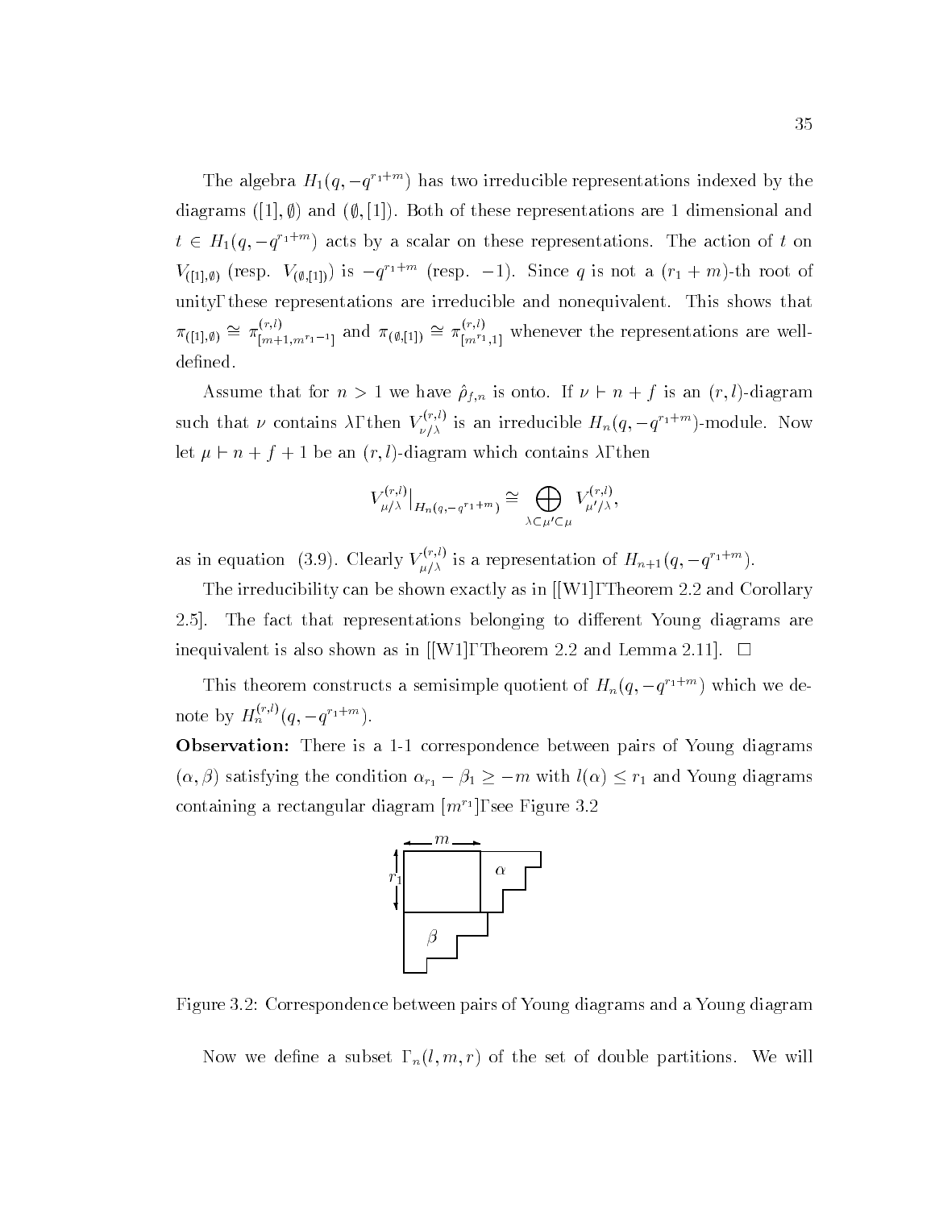The algebra $H_1(q, -q^{r_1+m})$ has two irreducible representations indexed by the diagrams $([1], \emptyset)$ and $(\emptyset, [1])$. Both of these representations are 1 dimensional and $t \in H_1(q, -q^{r_1+m})$ acts by a scalar on these representations. The action of $t$ on $V_{([1],\emptyset)}$ (resp. $V_{(\emptyset,[1])}$) is $-q^{r_1+m}$ (resp. $-1$). Since $q$ is not a $(r_1+m)$-th root of unity, these representations are irreducible and nonequivalent. This shows that $\pi_{([1],\emptyset)} \cong \pi^{(r,l)}_{[m+1,m^{r_1-1}]}$ and $\pi_{(\emptyset,[1])} \cong \pi^{(r,l)}_{[m^{r_1},1]}$ whenever the representations are well-defined.

Assume that for $n > 1$ we have $\hat{\rho}_{f,n}$ is onto. If $\nu \vdash n+f$ is an $(r,l)$-diagram such that $\nu$ contains $\lambda$, then $V^{(r,l)}_{\nu/\lambda}$ is an irreducible $H_n(q, -q^{r_1+m})$-module. Now let $\mu \vdash n+f+1$ be an $(r,l)$-diagram which contains $\lambda$, then

$$V^{(r,l)}_{\mu/\lambda}\big|_{H_n(q,-q^{r_1+m})} \cong \bigoplus_{\lambda \subset \mu' \subset \mu} V^{(r,l)}_{\mu'/\lambda},$$

as in equation (3.9). Clearly $V^{(r,l)}_{\mu/\lambda}$ is a representation of $H_{n+1}(q, -q^{r_1+m})$.

The irreducibility can be shown exactly as in [[W1], Theorem 2.2 and Corollary 2.5]. The fact that representations belonging to different Young diagrams are inequivalent is also shown as in [[W1], Theorem 2.2 and Lemma 2.11]. □

This theorem constructs a semisimple quotient of $H_n(q, -q^{r_1+m})$ which we denote by $H^{(r,l)}_n(q, -q^{r_1+m})$.

**Observation:** There is a 1-1 correspondence between pairs of Young diagrams $(\alpha, \beta)$ satisfying the condition $\alpha_{r_1} - \beta_1 \geq -m$ with $l(\alpha) \leq r_1$ and Young diagrams containing a rectangular diagram $[m^{r_1}]$, see Figure 3.2

Figure 3.2: Correspondence between pairs of Young diagrams and a Young diagram

Now we define a subset $\Gamma_n(l, m, r)$ of the set of double partitions. We will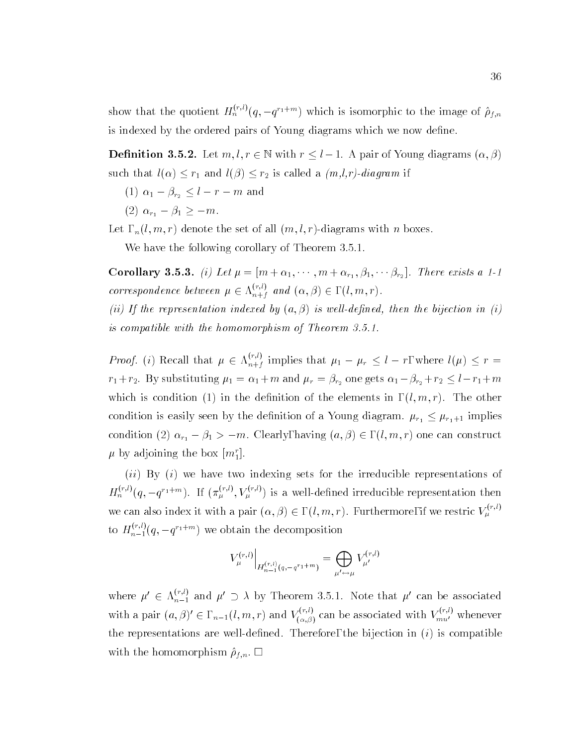show that the quotient $H_n^{(r,l)}(q, -q^{r_1+m})$ which is isomorphic to the image of $\hat{\rho}_{f,n}$ is indexed by the ordered pairs of Young diagrams which we now define.

**Definition 3.5.2.** Let $m, l, r \in \mathbb{N}$ with $r \leq l-1$. A pair of Young diagrams $(\alpha, \beta)$ such that $l(\alpha) \leq r_1$ and $l(\beta) \leq r_2$ is called a *(m,l,r)-diagram* if

(1) $\alpha_1 - \beta_{r_2} \leq l - r - m$ and

(2) $\alpha_{r_1} - \beta_1 \geq -m$.

Let $\Gamma_n(l, m, r)$ denote the set of all $(m, l, r)$-diagrams with $n$ boxes.

We have the following corollary of Theorem 3.5.1.

**Corollary 3.5.3.** *(i) Let $\mu = [m + \alpha_1, \cdots, m + \alpha_{r_1}, \beta_1, \cdots \beta_{r_2}]$. There exists a 1-1 correspondence between $\mu \in \Lambda_{n+f}^{(r,l)}$ and $(\alpha, \beta) \in \Gamma(l, m, r)$.*
*(ii) If the representation indexed by $(a, \beta)$ is well-defined, then the bijection in (i) is compatible with the homomorphism of Theorem 3.5.1.*

*Proof.* $(i)$ Recall that $\mu \in \Lambda_{n+f}^{(r,l)}$ implies that $\mu_1 - \mu_r \leq l - r$, where $l(\mu) \leq r = r_1 + r_2$. By substituting $\mu_1 = \alpha_1 + m$ and $\mu_r = \beta_{r_2}$ one gets $\alpha_1 - \beta_{r_2} + r_2 \leq l - r_1 + m$ which is condition (1) in the definition of the elements in $\Gamma(l, m, r)$. The other condition is easily seen by the definition of a Young diagram. $\mu_{r_1} \leq \mu_{r_1+1}$ implies condition (2) $\alpha_{r_1} - \beta_1 > -m$. Clearly, having $(a, \beta) \in \Gamma(l, m, r)$ one can construct $\mu$ by adjoining the box $[m_1^r]$.

$(ii)$ By $(i)$ we have two indexing sets for the irreducible representations of $H_n^{(r,l)}(q, -q^{r_1+m})$. If $(\pi_\mu^{(r,l)}, V_\mu^{(r,l)})$ is a well-defined irreducible representation then we can also index it with a pair $(\alpha, \beta) \in \Gamma(l, m, r)$. Furthermore, if we restric $V_\mu^{(r,l)}$ to $H_{n-1}^{(r,l)}(q, -q^{r_1+m})$ we obtain the decomposition

$$V_\mu^{(r,l)}\Big|_{H_{n-1}^{(r,l)}(q,-q^{r_1+m})} = \bigoplus_{\mu' \leftrightarrow \mu} V_{\mu'}^{(r,l)}$$

where $\mu' \in \Lambda_{n-1}^{(r,l)}$ and $\mu' \supset \lambda$ by Theorem 3.5.1. Note that $\mu'$ can be associated with a pair $(a, \beta)' \in \Gamma_{n-1}(l, m, r)$ and $V_{(\alpha,\beta)}^{(r,l)}$ can be associated with $V_{mu'}^{(r,l)}$ whenever the representations are well-defined. Therefore, the bijection in $(i)$ is compatible with the homomorphism $\hat{\rho}_{f,n}$. $\square$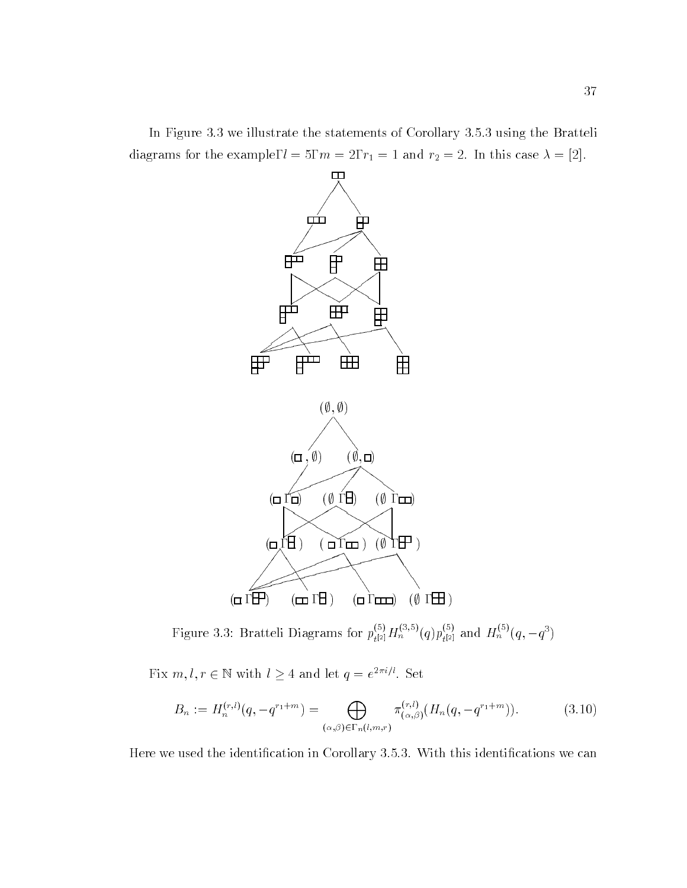In Figure 3.3 we illustrate the statements of Corollary 3.5.3 using the Bratteli diagrams for the example, $l = 5$, $m = 2$, $r_1 = 1$ and $r_2 = 2$. In this case $\lambda = [2]$.

Figure 3.3: Bratteli Diagrams for $p^{(5)}_{t^{[2]}} H^{(3,5)}_n(q) p^{(5)}_{t^{[2]}}$ and $H^{(5)}_n(q, -q^3)$

Fix $m, l, r \in \mathbb{N}$ with $l \geq 4$ and let $q = e^{2\pi i/l}$. Set

$$B_n := H^{(r,l)}_n(q, -q^{r_1+m}) = \bigoplus_{(\alpha,\beta)\in\Gamma_n(l,m,r)} \pi^{(r,l)}_{(\alpha,\beta)}(H_n(q, -q^{r_1+m})). \tag{3.10}$$

Here we used the identification in Corollary 3.5.3. With this identifications we can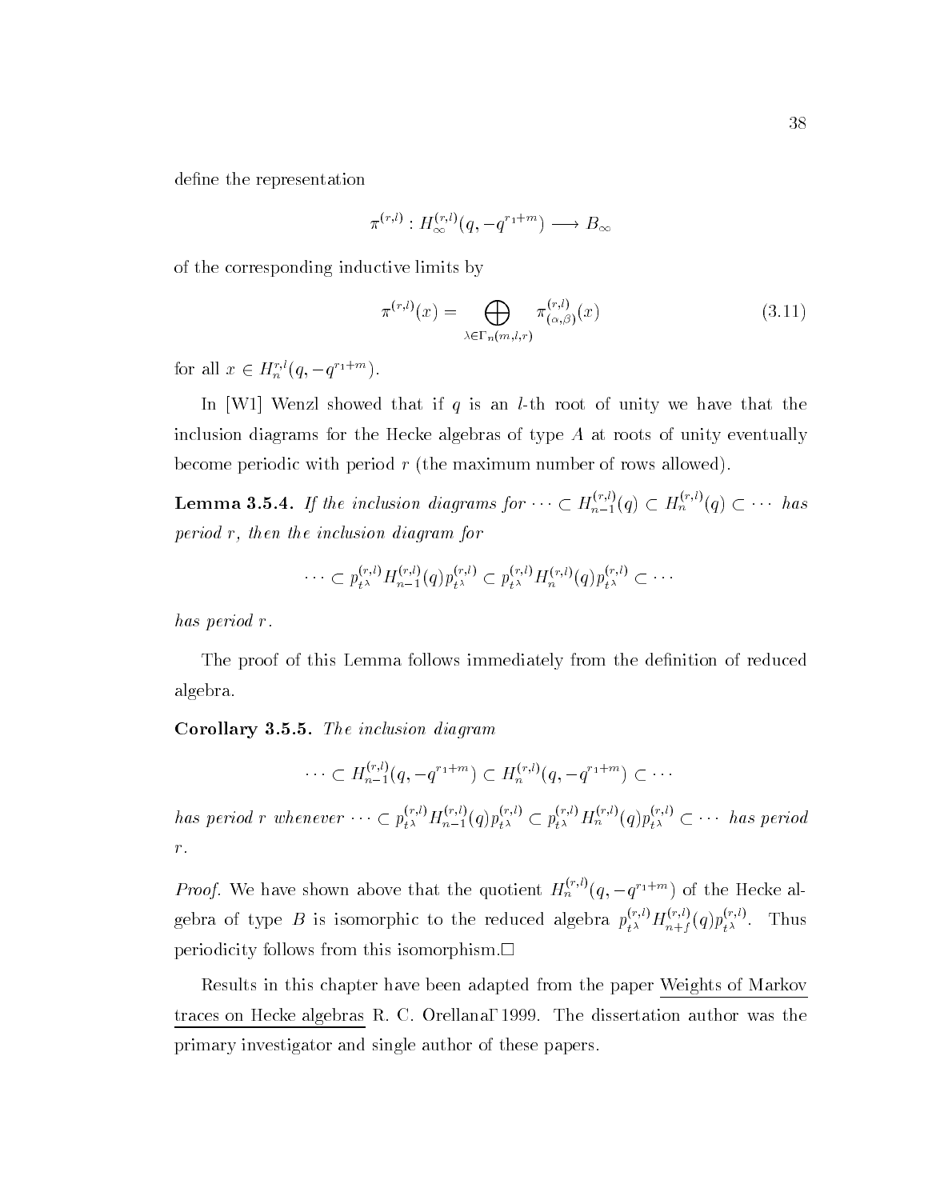define the representation

$$\pi^{(r,l)} : H_\infty^{(r,l)}(q, -q^{r_1+m}) \longrightarrow B_\infty$$

of the corresponding inductive limits by

$$\pi^{(r,l)}(x) = \bigoplus_{\lambda \in \Gamma_n(m,l,r)} \pi^{(r,l)}_{(\alpha,\beta)}(x) \tag{3.11}$$

for all $x \in H_n^{r,l}(q, -q^{r_1+m})$.

In [W1] Wenzl showed that if $q$ is an $l$-th root of unity we have that the inclusion diagrams for the Hecke algebras of type $A$ at roots of unity eventually become periodic with period $r$ (the maximum number of rows allowed).

**Lemma 3.5.4.** *If the inclusion diagrams for $\cdots \subset H_{n-1}^{(r,l)}(q) \subset H_n^{(r,l)}(q) \subset \cdots$ has period $r$, then the inclusion diagram for*

$$\cdots \subset p_{t^\lambda}^{(r,l)} H_{n-1}^{(r,l)}(q) p_{t^\lambda}^{(r,l)} \subset p_{t^\lambda}^{(r,l)} H_n^{(r,l)}(q) p_{t^\lambda}^{(r,l)} \subset \cdots$$

*has period $r$.*

The proof of this Lemma follows immediately from the definition of reduced algebra.

**Corollary 3.5.5.** *The inclusion diagram*

$$\cdots \subset H_{n-1}^{(r,l)}(q, -q^{r_1+m}) \subset H_n^{(r,l)}(q, -q^{r_1+m}) \subset \cdots$$

*has period $r$ whenever $\cdots \subset p_{t^\lambda}^{(r,l)} H_{n-1}^{(r,l)}(q) p_{t^\lambda}^{(r,l)} \subset p_{t^\lambda}^{(r,l)} H_n^{(r,l)}(q) p_{t^\lambda}^{(r,l)} \subset \cdots$ has period $r$.*

*Proof.* We have shown above that the quotient $H_n^{(r,l)}(q, -q^{r_1+m})$ of the Hecke algebra of type $B$ is isomorphic to the reduced algebra $p_{t^\lambda}^{(r,l)} H_{n+f}^{(r,l)}(q) p_{t^\lambda}^{(r,l)}$. Thus periodicity follows from this isomorphism.□

Results in this chapter have been adapted from the paper Weights of Markov traces on Hecke algebras R. C. Orellana, 1999. The dissertation author was the primary investigator and single author of these papers.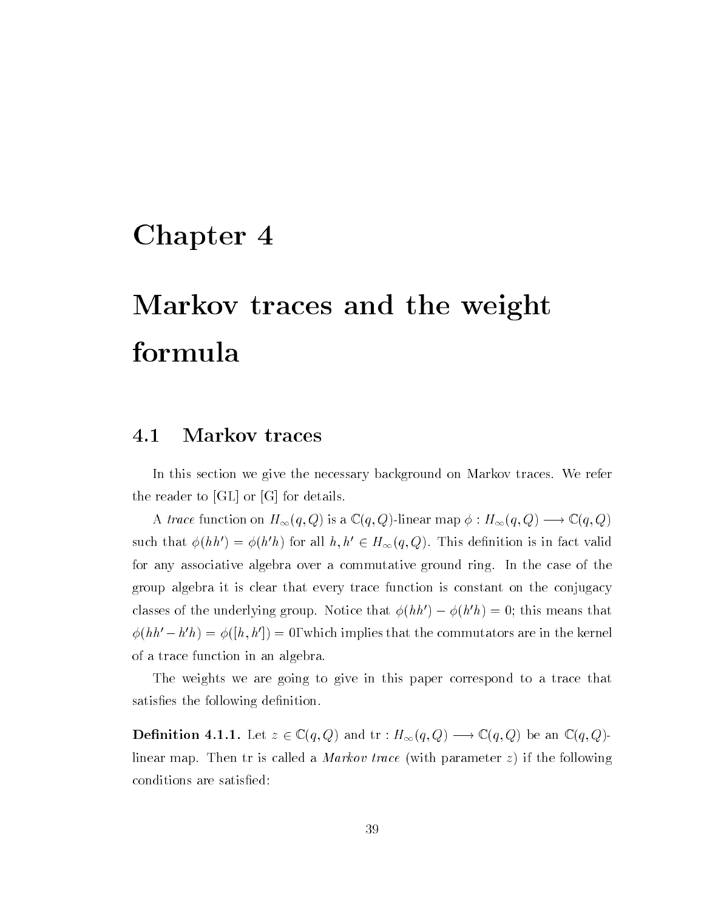# Chapter 4

# Markov traces and the weight formula

## 4.1 Markov traces

In this section we give the necessary background on Markov traces. We refer the reader to [GL] or [G] for details.

A *trace* function on $H_\infty(q, Q)$ is a $\mathbb{C}(q, Q)$-linear map $\phi : H_\infty(q, Q) \longrightarrow \mathbb{C}(q, Q)$ such that $\phi(hh') = \phi(h'h)$ for all $h, h' \in H_\infty(q, Q)$. This definition is in fact valid for any associative algebra over a commutative ground ring. In the case of the group algebra it is clear that every trace function is constant on the conjugacy classes of the underlying group. Notice that $\phi(hh') - \phi(h'h) = 0$; this means that $\phi(hh' - h'h) = \phi([h, h']) = 0$Γwhich implies that the commutators are in the kernel of a trace function in an algebra.

The weights we are going to give in this paper correspond to a trace that satisfies the following definition.

**Definition 4.1.1.** Let $z \in \mathbb{C}(q, Q)$ and $\text{tr} : H_\infty(q, Q) \longrightarrow \mathbb{C}(q, Q)$ be an $\mathbb{C}(q, Q)$-linear map. Then tr is called a *Markov trace* (with parameter $z$) if the following conditions are satisfied: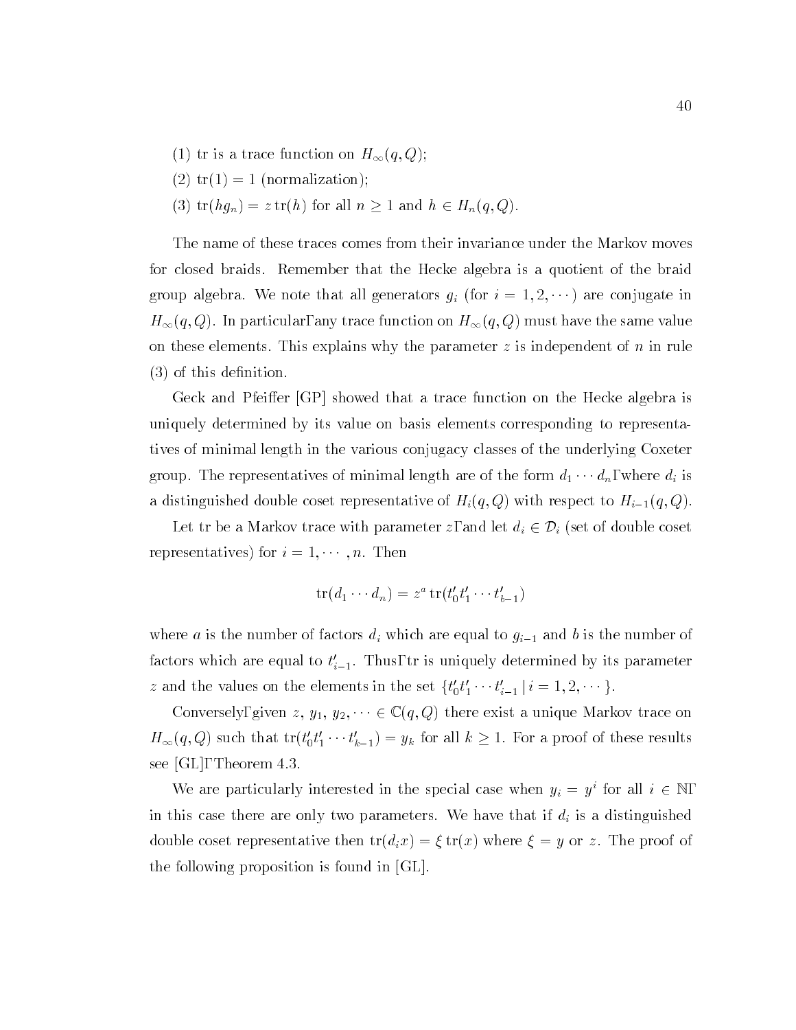(1) tr is a trace function on $H_\infty(q, Q)$;

(2) $\text{tr}(1) = 1$ (normalization);

(3) $\text{tr}(hg_n) = z\,\text{tr}(h)$ for all $n \geq 1$ and $h \in H_n(q, Q)$.

The name of these traces comes from their invariance under the Markov moves for closed braids. Remember that the Hecke algebra is a quotient of the braid group algebra. We note that all generators $g_i$ (for $i = 1, 2, \cdots$) are conjugate in $H_\infty(q, Q)$. In particular, any trace function on $H_\infty(q, Q)$ must have the same value on these elements. This explains why the parameter $z$ is independent of $n$ in rule (3) of this definition.

Geck and Pfeiffer [GP] showed that a trace function on the Hecke algebra is uniquely determined by its value on basis elements corresponding to representatives of minimal length in the various conjugacy classes of the underlying Coxeter group. The representatives of minimal length are of the form $d_1 \cdots d_n$, where $d_i$ is a distinguished double coset representative of $H_i(q, Q)$ with respect to $H_{i-1}(q, Q)$.

Let tr be a Markov trace with parameter $z$, and let $d_i \in \mathcal{D}_i$ (set of double coset representatives) for $i = 1, \cdots, n$. Then

$$\text{tr}(d_1 \cdots d_n) = z^a\,\text{tr}(t'_0 t'_1 \cdots t'_{b-1})$$

where $a$ is the number of factors $d_i$ which are equal to $g_{i-1}$ and $b$ is the number of factors which are equal to $t'_{i-1}$. Thus, tr is uniquely determined by its parameter $z$ and the values on the elements in the set $\{t'_0 t'_1 \cdots t'_{i-1} \,|\, i = 1, 2, \cdots\}$.

Conversely, given $z$, $y_1$, $y_2$, $\cdots \in \mathbb{C}(q, Q)$ there exist a unique Markov trace on $H_\infty(q, Q)$ such that $\text{tr}(t'_0 t'_1 \cdots t'_{k-1}) = y_k$ for all $k \geq 1$. For a proof of these results see [GL], Theorem 4.3.

We are particularly interested in the special case when $y_i = y^i$ for all $i \in \mathbb{N}$, in this case there are only two parameters. We have that if $d_i$ is a distinguished double coset representative then $\text{tr}(d_i x) = \xi\,\text{tr}(x)$ where $\xi = y$ or $z$. The proof of the following proposition is found in [GL].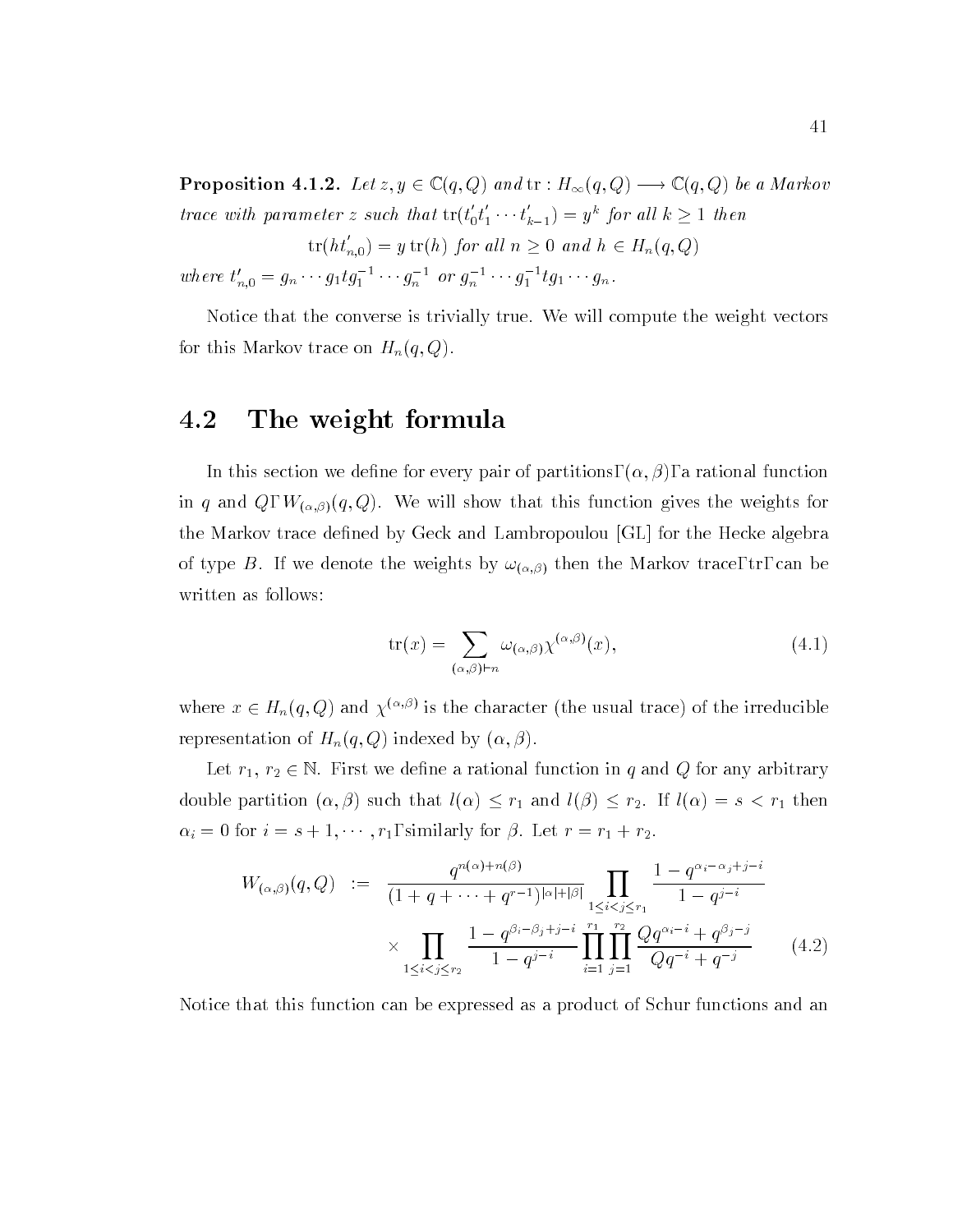**Proposition 4.1.2.** *Let $z, y \in \mathbb{C}(q,Q)$ and $\mathrm{tr} : H_\infty(q,Q) \longrightarrow \mathbb{C}(q,Q)$ be a Markov trace with parameter $z$ such that $\mathrm{tr}(t_0' t_1' \cdots t_{k-1}') = y^k$ for all $k \geq 1$ then*

$$\mathrm{tr}(h t_{n,0}') = y\,\mathrm{tr}(h) \text{ for all } n \geq 0 \text{ and } h \in H_n(q,Q)$$

*where $t_{n,0}' = g_n \cdots g_1 t g_1^{-1} \cdots g_n^{-1}$ or $g_n^{-1} \cdots g_1^{-1} t g_1 \cdots g_n$.*

Notice that the converse is trivially true. We will compute the weight vectors for this Markov trace on $H_n(q,Q)$.

## 4.2 The weight formula

In this section we define for every pair of partitions, $(\alpha, \beta)$, a rational function in $q$ and $Q$, $W_{(\alpha,\beta)}(q,Q)$. We will show that this function gives the weights for the Markov trace defined by Geck and Lambropoulou [GL] for the Hecke algebra of type $B$. If we denote the weights by $\omega_{(\alpha,\beta)}$ then the Markov trace, tr, can be written as follows:

$$\mathrm{tr}(x) = \sum_{(\alpha,\beta)\vdash n} \omega_{(\alpha,\beta)} \chi^{(\alpha,\beta)}(x), \tag{4.1}$$

where $x \in H_n(q,Q)$ and $\chi^{(\alpha,\beta)}$ is the character (the usual trace) of the irreducible representation of $H_n(q,Q)$ indexed by $(\alpha, \beta)$.

Let $r_1$, $r_2 \in \mathbb{N}$. First we define a rational function in $q$ and $Q$ for any arbitrary double partition $(\alpha, \beta)$ such that $l(\alpha) \leq r_1$ and $l(\beta) \leq r_2$. If $l(\alpha) = s < r_1$ then $\alpha_i = 0$ for $i = s+1, \cdots, r_1$, similarly for $\beta$. Let $r = r_1 + r_2$.

$$\begin{aligned} W_{(\alpha,\beta)}(q,Q) \;\; := \;\; & \frac{q^{n(\alpha)+n(\beta)}}{(1+q+\cdots+q^{r-1})^{|\alpha|+|\beta|}} \prod_{1\leq i<j\leq r_1} \frac{1-q^{\alpha_i-\alpha_j+j-i}}{1-q^{j-i}} \\ & \times \prod_{1\leq i<j\leq r_2} \frac{1-q^{\beta_i-\beta_j+j-i}}{1-q^{j-i}} \prod_{i=1}^{r_1}\prod_{j=1}^{r_2} \frac{Qq^{\alpha_i-i}+q^{\beta_j-j}}{Qq^{-i}+q^{-j}} \end{aligned} \tag{4.2}$$

Notice that this function can be expressed as a product of Schur functions and an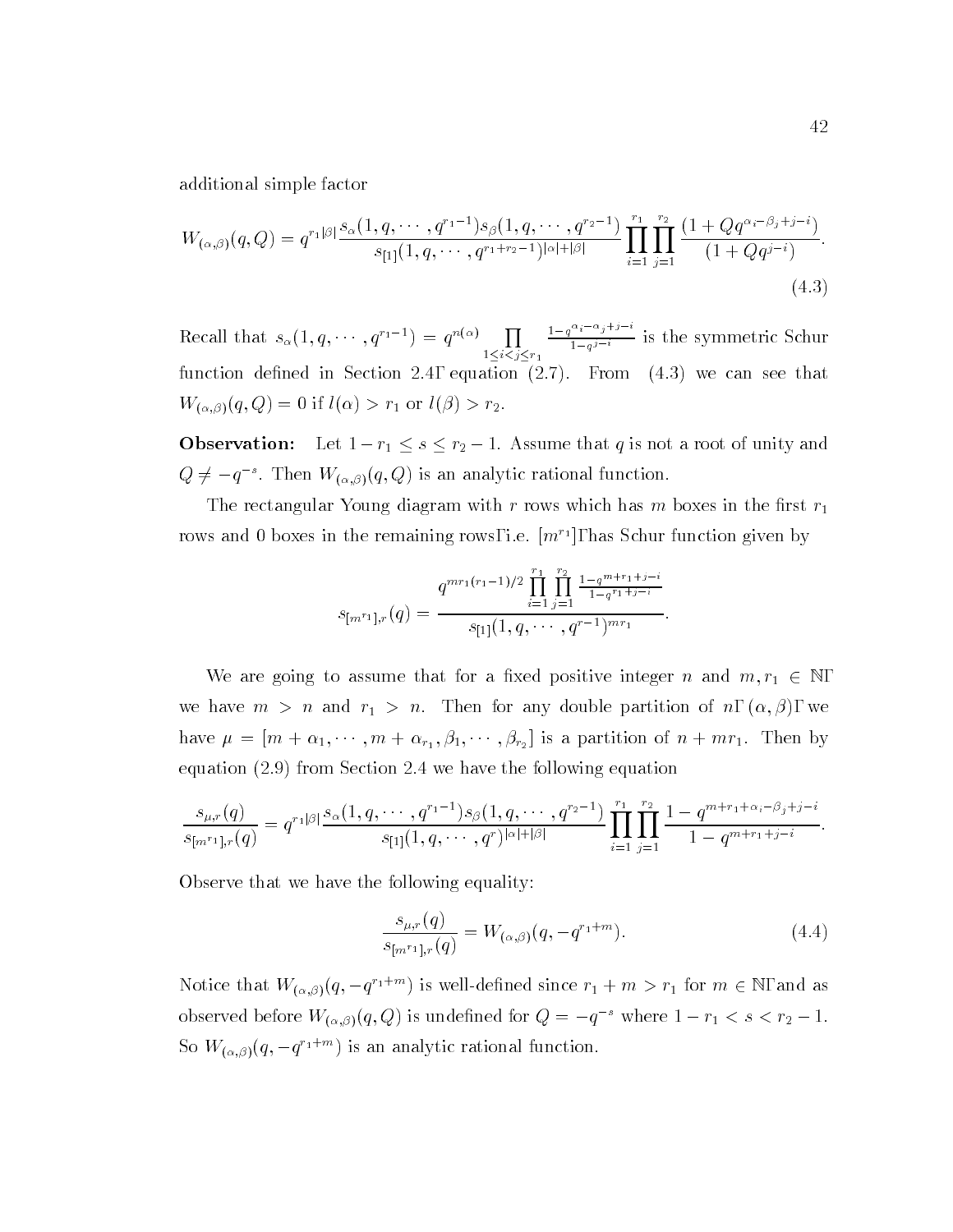additional simple factor

$$W_{(\alpha,\beta)}(q,Q) = q^{r_1|\beta|}\frac{s_\alpha(1,q,\cdots,q^{r_1-1})s_\beta(1,q,\cdots,q^{r_2-1})}{s_{[1]}(1,q,\cdots,q^{r_1+r_2-1})^{|\alpha|+|\beta|}}\prod_{i=1}^{r_1}\prod_{j=1}^{r_2}\frac{(1+Qq^{\alpha_i-\beta_j+j-i})}{(1+Qq^{j-i})}. \tag{4.3}$$

Recall that $s_\alpha(1,q,\cdots,q^{r_1-1}) = q^{n(\alpha)}\prod_{1\leq i<j\leq r_1}\frac{1-q^{\alpha_i-\alpha_j+j-i}}{1-q^{j-i}}$ is the symmetric Schur function defined in Section 2.4, equation (2.7). From (4.3) we can see that $W_{(\alpha,\beta)}(q,Q) = 0$ if $l(\alpha) > r_1$ or $l(\beta) > r_2$.

**Observation:** Let $1-r_1 \leq s \leq r_2-1$. Assume that $q$ is not a root of unity and $Q \neq -q^{-s}$. Then $W_{(\alpha,\beta)}(q,Q)$ is an analytic rational function.

The rectangular Young diagram with $r$ rows which has $m$ boxes in the first $r_1$ rows and 0 boxes in the remaining rows, i.e. $[m^{r_1}]$, has Schur function given by

$$s_{[m^{r_1}],r}(q) = \frac{q^{mr_1(r_1-1)/2}\prod_{i=1}^{r_1}\prod_{j=1}^{r_2}\frac{1-q^{m+r_1+j-i}}{1-q^{r_1+j-i}}}{s_{[1]}(1,q,\cdots,q^{r-1})^{mr_1}}.$$

We are going to assume that for a fixed positive integer $n$ and $m, r_1 \in \mathbb{N}$, we have $m > n$ and $r_1 > n$. Then for any double partition of $n$, $(\alpha,\beta)$, we have $\mu = [m+\alpha_1,\cdots,m+\alpha_{r_1},\beta_1,\cdots,\beta_{r_2}]$ is a partition of $n+mr_1$. Then by equation (2.9) from Section 2.4 we have the following equation

$$\frac{s_{\mu,r}(q)}{s_{[m^{r_1}],r}(q)} = q^{r_1|\beta|}\frac{s_\alpha(1,q,\cdots,q^{r_1-1})s_\beta(1,q,\cdots,q^{r_2-1})}{s_{[1]}(1,q,\cdots,q^{r})^{|\alpha|+|\beta|}}\prod_{i=1}^{r_1}\prod_{j=1}^{r_2}\frac{1-q^{m+r_1+\alpha_i-\beta_j+j-i}}{1-q^{m+r_1+j-i}}.$$

Observe that we have the following equality:

$$\frac{s_{\mu,r}(q)}{s_{[m^{r_1}],r}(q)} = W_{(\alpha,\beta)}(q,-q^{r_1+m}). \tag{4.4}$$

Notice that $W_{(\alpha,\beta)}(q,-q^{r_1+m})$ is well-defined since $r_1+m > r_1$ for $m \in \mathbb{N}$, and as observed before $W_{(\alpha,\beta)}(q,Q)$ is undefined for $Q = -q^{-s}$ where $1-r_1 < s < r_2-1$. So $W_{(\alpha,\beta)}(q,-q^{r_1+m})$ is an analytic rational function.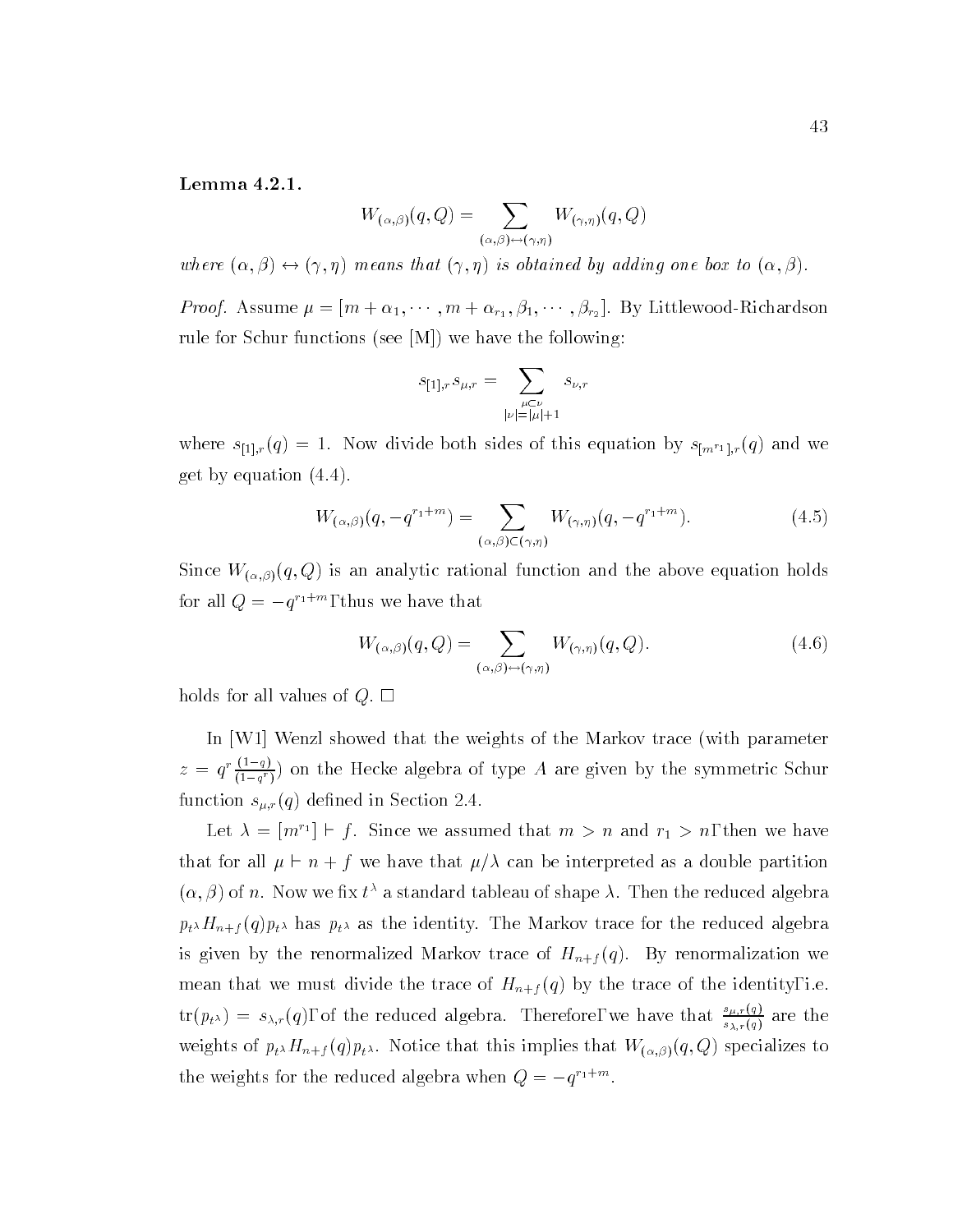**Lemma 4.2.1.**

$$W_{(\alpha,\beta)}(q,Q) = \sum_{(\alpha,\beta)\leftrightarrow(\gamma,\eta)} W_{(\gamma,\eta)}(q,Q)$$

*where* $(\alpha,\beta) \leftrightarrow (\gamma,\eta)$ *means that* $(\gamma,\eta)$ *is obtained by adding one box to* $(\alpha,\beta)$.

*Proof.* Assume $\mu = [m+\alpha_1, \cdots, m+\alpha_{r_1}, \beta_1, \cdots, \beta_{r_2}]$. By Littlewood-Richardson rule for Schur functions (see [M]) we have the following:

$$s_{[1],r}s_{\mu,r} = \sum_{\substack{\mu\subset\nu \\ |\nu|=|\mu|+1}} s_{\nu,r}$$

where $s_{[1],r}(q) = 1$. Now divide both sides of this equation by $s_{[m^{r_1}],r}(q)$ and we get by equation (4.4).

$$W_{(\alpha,\beta)}(q,-q^{r_1+m}) = \sum_{(\alpha,\beta)\subset(\gamma,\eta)} W_{(\gamma,\eta)}(q,-q^{r_1+m}). \tag{4.5}$$

Since $W_{(\alpha,\beta)}(q,Q)$ is an analytic rational function and the above equation holds for all $Q = -q^{r_1+m}$, thus we have that

$$W_{(\alpha,\beta)}(q,Q) = \sum_{(\alpha,\beta)\leftrightarrow(\gamma,\eta)} W_{(\gamma,\eta)}(q,Q). \tag{4.6}$$

holds for all values of $Q$. $\square$

In [W1] Wenzl showed that the weights of the Markov trace (with parameter $z = q^r\frac{(1-q)}{(1-q^r)}$) on the Hecke algebra of type $A$ are given by the symmetric Schur function $s_{\mu,r}(q)$ defined in Section 2.4.

Let $\lambda = [m^{r_1}] \vdash f$. Since we assumed that $m > n$ and $r_1 > n$, then we have that for all $\mu \vdash n+f$ we have that $\mu/\lambda$ can be interpreted as a double partition $(\alpha,\beta)$ of $n$. Now we fix $t^\lambda$ a standard tableau of shape $\lambda$. Then the reduced algebra $p_{t^\lambda}H_{n+f}(q)p_{t^\lambda}$ has $p_{t^\lambda}$ as the identity. The Markov trace for the reduced algebra is given by the renormalized Markov trace of $H_{n+f}(q)$. By renormalization we mean that we must divide the trace of $H_{n+f}(q)$ by the trace of the identity, i.e. $\mathrm{tr}(p_{t^\lambda}) = s_{\lambda,r}(q)$, of the reduced algebra. Therefore, we have that $\frac{s_{\mu,r}(q)}{s_{\lambda,r}(q)}$ are the weights of $p_{t^\lambda}H_{n+f}(q)p_{t^\lambda}$. Notice that this implies that $W_{(\alpha,\beta)}(q,Q)$ specializes to the weights for the reduced algebra when $Q = -q^{r_1+m}$.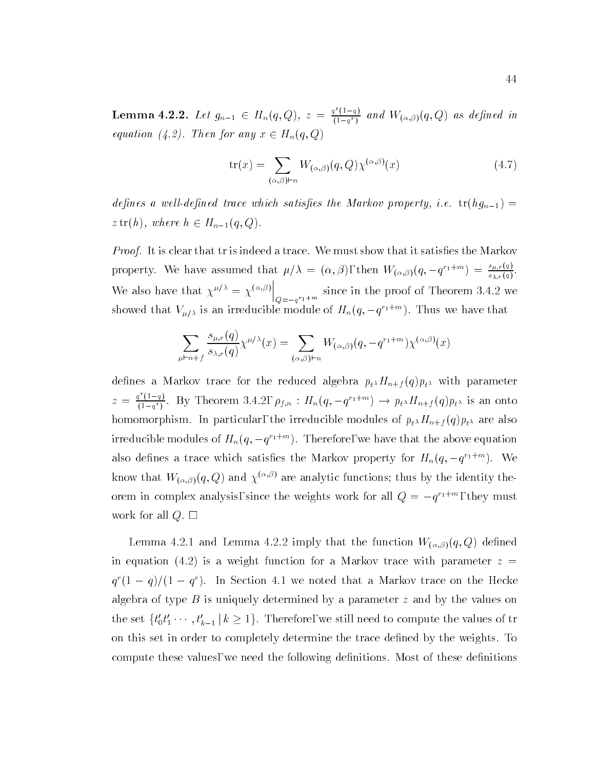**Lemma 4.2.2.** *Let $g_{n-1} \in H_n(q,Q)$, $z = \frac{q^r(1-q)}{(1-q^r)}$ and $W_{(\alpha,\beta)}(q,Q)$ as defined in equation (4.2). Then for any $x \in H_n(q,Q)$*

$$\operatorname{tr}(x) = \sum_{(\alpha,\beta)\vdash n} W_{(\alpha,\beta)}(q,Q)\chi^{(\alpha,\beta)}(x) \tag{4.7}$$

*defines a well-defined trace which satisfies the Markov property, i.e.* $\operatorname{tr}(hg_{n-1}) = z\operatorname{tr}(h)$, *where* $h \in H_{n-1}(q,Q)$.

*Proof.* It is clear that tr is indeed a trace. We must show that it satisfies the Markov property. We have assumed that $\mu/\lambda = (\alpha,\beta)$, then $W_{(\alpha,\beta)}(q,-q^{r_1+m}) = \frac{s_{\mu,r}(q)}{s_{\lambda,r}(q)}$. We also have that $\chi^{\mu/\lambda} = \chi^{(\alpha,\beta)}\Big|_{Q=-q^{r_1+m}}$ since in the proof of Theorem 3.4.2 we showed that $V_{\mu/\lambda}$ is an irreducible module of $H_n(q,-q^{r_1+m})$. Thus we have that

$$\sum_{\mu\vdash n+f} \frac{s_{\mu,r}(q)}{s_{\lambda,r}(q)}\chi^{\mu/\lambda}(x) = \sum_{(\alpha,\beta)\vdash n} W_{(\alpha,\beta)}(q,-q^{r_1+m})\chi^{(\alpha,\beta)}(x)$$

defines a Markov trace for the reduced algebra $p_{t^\lambda}H_{n+f}(q)p_{t^\lambda}$ with parameter $z = \frac{q^r(1-q)}{(1-q^r)}$. By Theorem 3.4.2, $\rho_{f,n} : H_n(q,-q^{r_1+m}) \to p_{t^\lambda}H_{n+f}(q)p_{t^\lambda}$ is an onto homomorphism. In particular, the irreducible modules of $p_{t^\lambda}H_{n+f}(q)p_{t^\lambda}$ are also irreducible modules of $H_n(q,-q^{r_1+m})$. Therefore, we have that the above equation also defines a trace which satisfies the Markov property for $H_n(q,-q^{r_1+m})$. We know that $W_{(\alpha,\beta)}(q,Q)$ and $\chi^{(\alpha,\beta)}$ are analytic functions; thus by the identity theorem in complex analysis, since the weights work for all $Q = -q^{r_1+m}$, they must work for all $Q$. □

Lemma 4.2.1 and Lemma 4.2.2 imply that the function $W_{(\alpha,\beta)}(q,Q)$ defined in equation (4.2) is a weight function for a Markov trace with parameter $z = q^r(1-q)/(1-q^r)$. In Section 4.1 we noted that a Markov trace on the Hecke algebra of type $B$ is uniquely determined by a parameter $z$ and by the values on the set $\{t_0't_1'\cdots,t_{k-1}' \mid k \geq 1\}$. Therefore, we still need to compute the values of tr on this set in order to completely determine the trace defined by the weights. To compute these values, we need the following definitions. Most of these definitions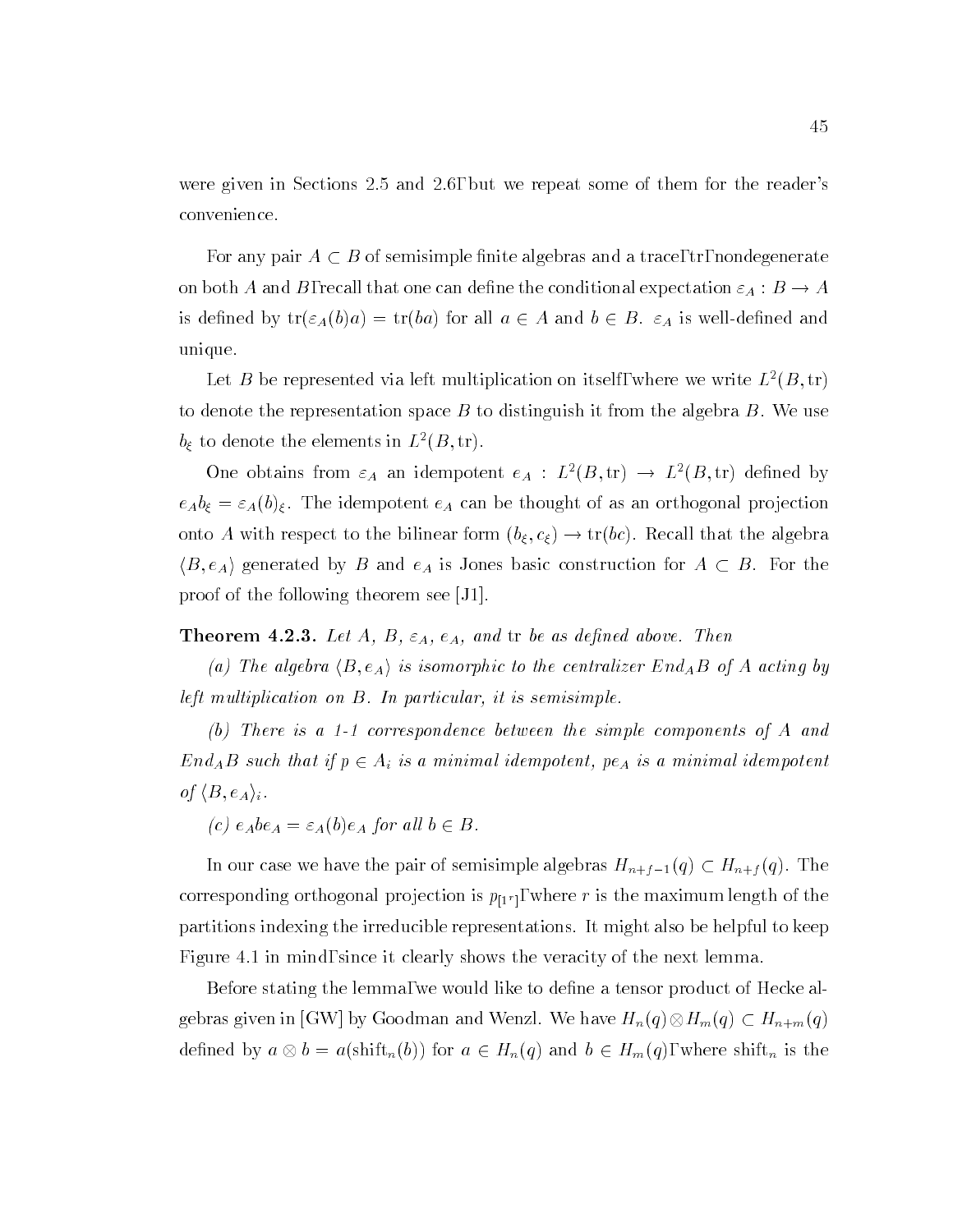were given in Sections 2.5 and 2.6, but we repeat some of them for the reader's convenience.

For any pair $A \subset B$ of semisimple finite algebras and a trace, tr, nondegenerate on both $A$ and $B$, recall that one can define the conditional expectation $\varepsilon_A : B \to A$ is defined by $\mathrm{tr}(\varepsilon_A(b)a) = \mathrm{tr}(ba)$ for all $a \in A$ and $b \in B$. $\varepsilon_A$ is well-defined and unique.

Let $B$ be represented via left multiplication on itself, where we write $L^2(B, \mathrm{tr})$ to denote the representation space $B$ to distinguish it from the algebra $B$. We use $b_\xi$ to denote the elements in $L^2(B, \mathrm{tr})$.

One obtains from $\varepsilon_A$ an idempotent $e_A : L^2(B, \mathrm{tr}) \to L^2(B, \mathrm{tr})$ defined by $e_A b_\xi = \varepsilon_A(b)_\xi$. The idempotent $e_A$ can be thought of as an orthogonal projection onto $A$ with respect to the bilinear form $(b_\xi, c_\xi) \to \mathrm{tr}(bc)$. Recall that the algebra $\langle B, e_A \rangle$ generated by $B$ and $e_A$ is Jones basic construction for $A \subset B$. For the proof of the following theorem see [J1].

**Theorem 4.2.3.** *Let $A$, $B$, $\varepsilon_A$, $e_A$, and* tr *be as defined above. Then*

*(a) The algebra $\langle B, e_A \rangle$ is isomorphic to the centralizer $End_A B$ of $A$ acting by left multiplication on $B$. In particular, it is semisimple.*

*(b) There is a 1-1 correspondence between the simple components of $A$ and $End_A B$ such that if $p \in A_i$ is a minimal idempotent, $pe_A$ is a minimal idempotent of $\langle B, e_A \rangle_i$.*

*(c) $e_A b e_A = \varepsilon_A(b) e_A$ for all $b \in B$.*

In our case we have the pair of semisimple algebras $H_{n+f-1}(q) \subset H_{n+f}(q)$. The corresponding orthogonal projection is $p_{[1^r]}$, where $r$ is the maximum length of the partitions indexing the irreducible representations. It might also be helpful to keep Figure 4.1 in mind, since it clearly shows the veracity of the next lemma.

Before stating the lemma, we would like to define a tensor product of Hecke algebras given in [GW] by Goodman and Wenzl. We have $H_n(q) \otimes H_m(q) \subset H_{n+m}(q)$ defined by $a \otimes b = a(\mathrm{shift}_n(b))$ for $a \in H_n(q)$ and $b \in H_m(q)$, where $\mathrm{shift}_n$ is the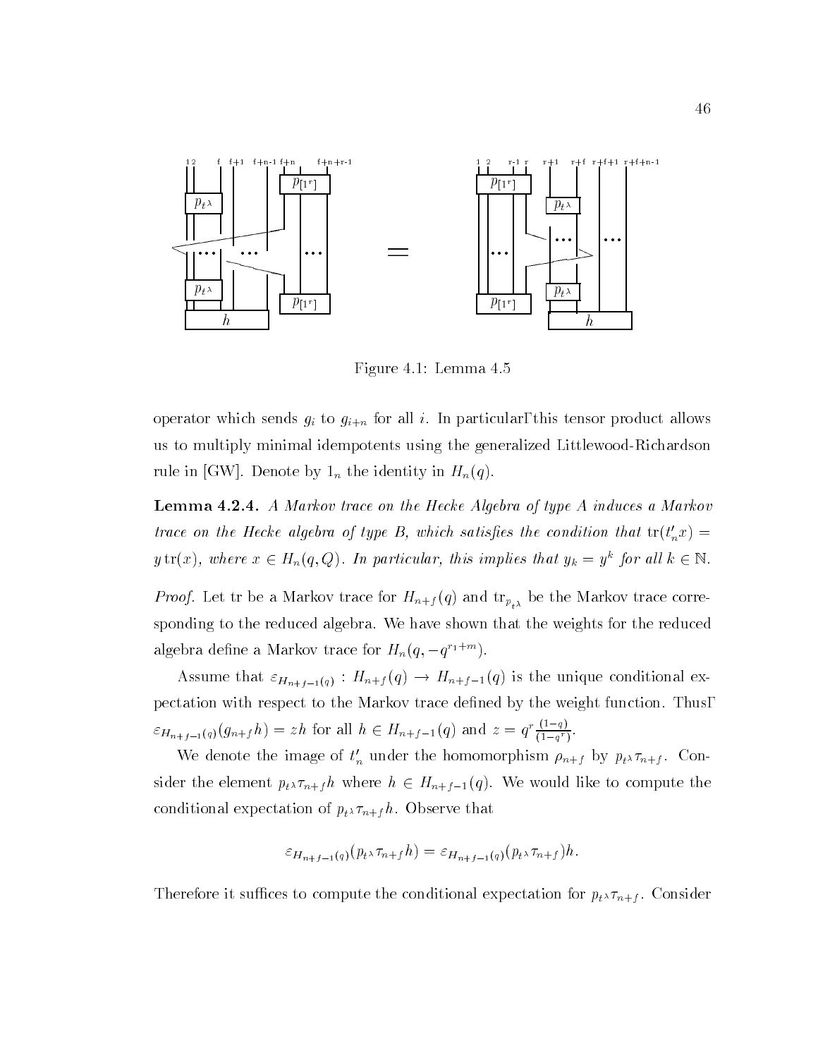Figure 4.1: Lemma 4.5

operator which sends $g_i$ to $g_{i+n}$ for all $i$. In particular, this tensor product allows us to multiply minimal idempotents using the generalized Littlewood-Richardson rule in [GW]. Denote by $1_n$ the identity in $H_n(q)$.

**Lemma 4.2.4.** *A Markov trace on the Hecke Algebra of type A induces a Markov trace on the Hecke algebra of type B, which satisfies the condition that* $\mathrm{tr}(t_n' x) = y\,\mathrm{tr}(x)$*, where* $x \in H_n(q,Q)$*. In particular, this implies that* $y_k = y^k$ *for all* $k \in \mathbb{N}$*.*

*Proof.* Let tr be a Markov trace for $H_{n+f}(q)$ and $\mathrm{tr}_{p_{t^\lambda}}$ be the Markov trace corresponding to the reduced algebra. We have shown that the weights for the reduced algebra define a Markov trace for $H_n(q, -q^{r_1+m})$.

Assume that $\varepsilon_{H_{n+f-1}(q)} : H_{n+f}(q) \to H_{n+f-1}(q)$ is the unique conditional expectation with respect to the Markov trace defined by the weight function. Thus, $\varepsilon_{H_{n+f-1}(q)}(g_{n+f}h) = zh$ for all $h \in H_{n+f-1}(q)$ and $z = q^r \frac{(1-q)}{(1-q^r)}$.

We denote the image of $t_n'$ under the homomorphism $\rho_{n+f}$ by $p_{t^\lambda}\tau_{n+f}$. Consider the element $p_{t^\lambda}\tau_{n+f}h$ where $h \in H_{n+f-1}(q)$. We would like to compute the conditional expectation of $p_{t^\lambda}\tau_{n+f}h$. Observe that

$$\varepsilon_{H_{n+f-1}(q)}(p_{t^\lambda}\tau_{n+f}h) = \varepsilon_{H_{n+f-1}(q)}(p_{t^\lambda}\tau_{n+f})h.$$

Therefore it suffices to compute the conditional expectation for $p_{t^\lambda}\tau_{n+f}$. Consider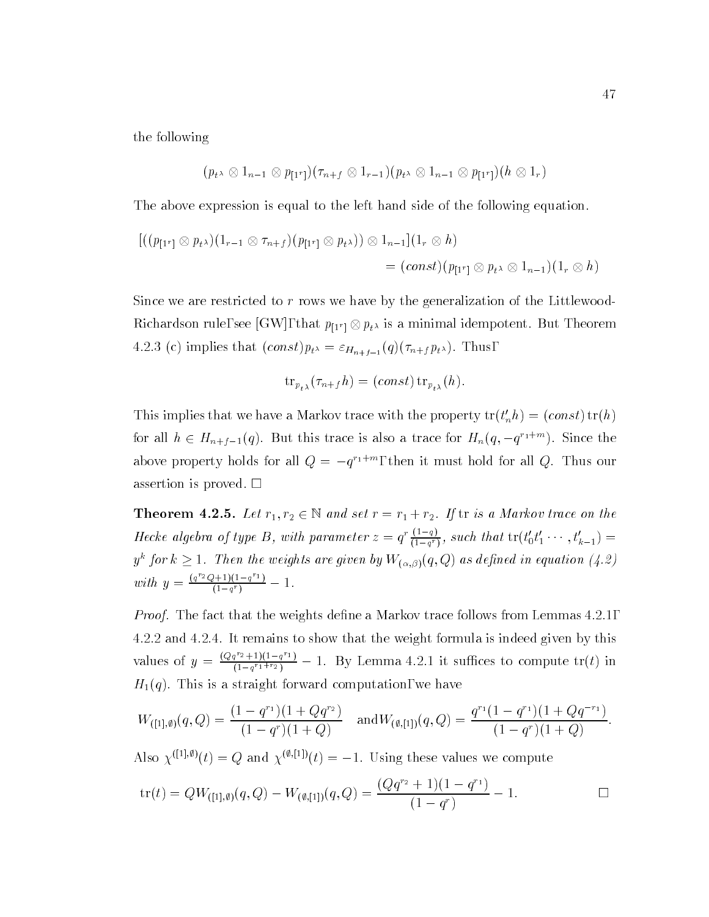the following

$$(p_{t^\lambda} \otimes 1_{n-1} \otimes p_{[1^r]})(\tau_{n+f} \otimes 1_{r-1})(p_{t^\lambda} \otimes 1_{n-1} \otimes p_{[1^r]})(h \otimes 1_r)$$

The above expression is equal to the left hand side of the following equation.

$$\begin{aligned}[((p_{[1^r]} \otimes p_{t^\lambda})(1_{r-1} \otimes \tau_{n+f})(p_{[1^r]} \otimes p_{t^\lambda})) \otimes 1_{n-1}](1_r \otimes h) \\ = (const)(p_{[1^r]} \otimes p_{t^\lambda} \otimes 1_{n-1})(1_r \otimes h)\end{aligned}$$

Since we are restricted to $r$ rows we have by the generalization of the Littlewood-Richardson rule, see [GW], that $p_{[1^r]} \otimes p_{t^\lambda}$ is a minimal idempotent. But Theorem 4.2.3 (c) implies that $(const)p_{t^\lambda} = \varepsilon_{H_{n+f-1}}(q)(\tau_{n+f} p_{t^\lambda})$. Thus,

$$\operatorname{tr}_{p_{t^\lambda}}(\tau_{n+f} h) = (const) \operatorname{tr}_{p_{t^\lambda}}(h).$$

This implies that we have a Markov trace with the property $\operatorname{tr}(t'_n h) = (const) \operatorname{tr}(h)$ for all $h \in H_{n+f-1}(q)$. But this trace is also a trace for $H_n(q, -q^{r_1+m})$. Since the above property holds for all $Q = -q^{r_1+m}$, then it must hold for all $Q$. Thus our assertion is proved. □

**Theorem 4.2.5.** *Let $r_1, r_2 \in \mathbb{N}$ and set $r = r_1 + r_2$. If $\operatorname{tr}$ is a Markov trace on the Hecke algebra of type B, with parameter $z = q^r \frac{(1-q)}{(1-q^r)}$, such that $\operatorname{tr}(t'_0 t'_1 \cdots, t'_{k-1}) = y^k$ for $k \geq 1$. Then the weights are given by $W_{(\alpha,\beta)}(q, Q)$ as defined in equation (4.2) with $y = \frac{(q^{r_2}Q+1)(1-q^{r_1})}{(1-q^r)} - 1$.*

*Proof.* The fact that the weights define a Markov trace follows from Lemmas 4.2.1, 4.2.2 and 4.2.4. It remains to show that the weight formula is indeed given by this values of $y = \frac{(Qq^{r_2}+1)(1-q^{r_1})}{(1-q^{r_1+r_2})} - 1$. By Lemma 4.2.1 it suffices to compute $\operatorname{tr}(t)$ in $H_1(q)$. This is a straight forward computation, we have

$$W_{([1],\emptyset)}(q, Q) = \frac{(1-q^{r_1})(1+Qq^{r_2})}{(1-q^r)(1+Q)} \quad \text{and} W_{(\emptyset,[1])}(q, Q) = \frac{q^{r_1}(1-q^{r_1})(1+Qq^{-r_1})}{(1-q^r)(1+Q)}.$$

Also $\chi^{([1],\emptyset)}(t) = Q$ and $\chi^{(\emptyset,[1])}(t) = -1$. Using these values we compute

$$\operatorname{tr}(t) = QW_{([1],\emptyset)}(q, Q) - W_{(\emptyset,[1])}(q, Q) = \frac{(Qq^{r_2}+1)(1-q^{r_1})}{(1-q^r)} - 1.$$

□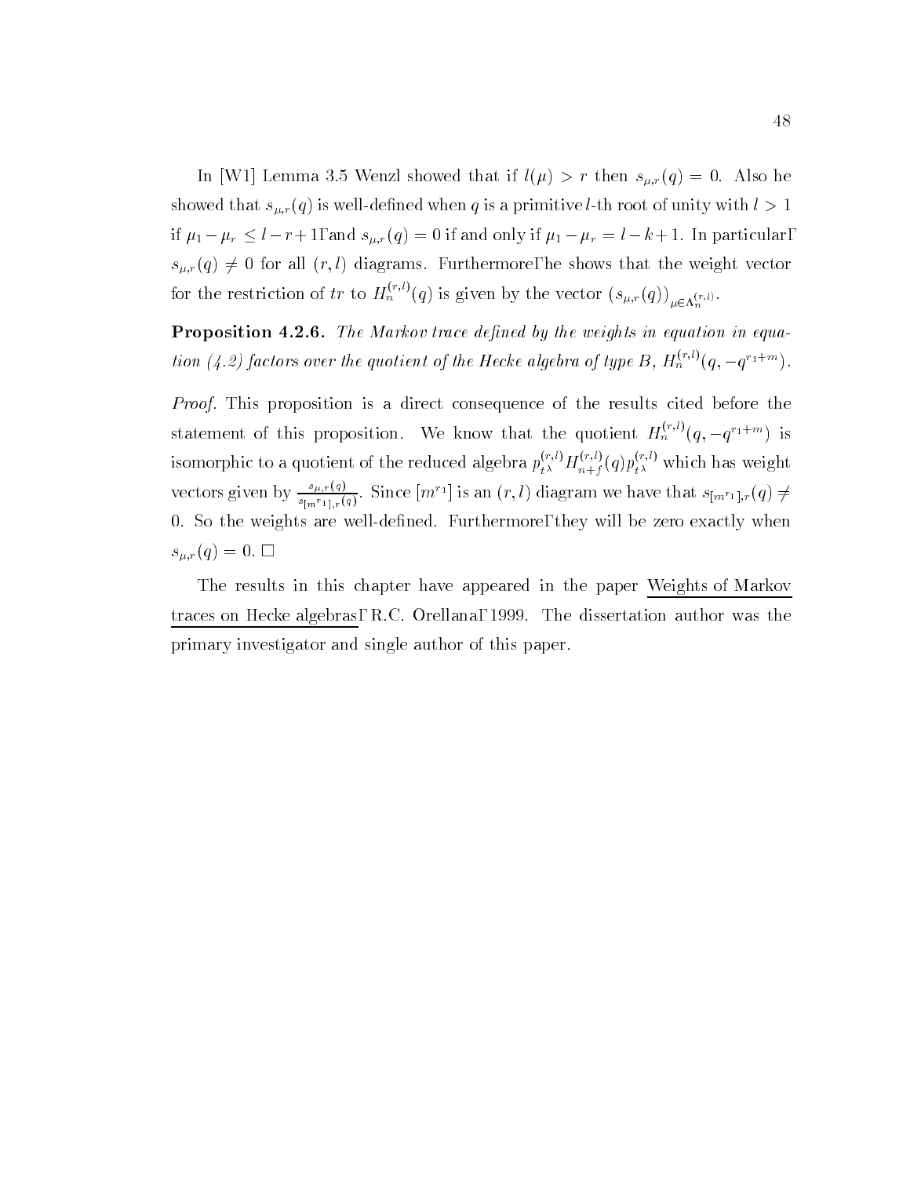In [W1] Lemma 3.5 Wenzl showed that if $l(\mu) > r$ then $s_{\mu,r}(q) = 0$. Also he showed that $s_{\mu,r}(q)$ is well-defined when $q$ is a primitive $l$-th root of unity with $l > 1$ if $\mu_1 - \mu_r \leq l - r + 1$, and $s_{\mu,r}(q) = 0$ if and only if $\mu_1 - \mu_r = l - k + 1$. In particular, $s_{\mu,r}(q) \neq 0$ for all $(r, l)$ diagrams. Furthermore, he shows that the weight vector for the restriction of $tr$ to $H_n^{(r,l)}(q)$ is given by the vector $(s_{\mu,r}(q))_{\mu \in \Lambda_n^{(r,l)}}$.

**Proposition 4.2.6.** *The Markov trace defined by the weights in equation in equation (4.2) factors over the quotient of the Hecke algebra of type B, $H_n^{(r,l)}(q, -q^{r_1+m})$.*

*Proof.* This proposition is a direct consequence of the results cited before the statement of this proposition. We know that the quotient $H_n^{(r,l)}(q, -q^{r_1+m})$ is isomorphic to a quotient of the reduced algebra $p_{t^\lambda}^{(r,l)} H_{n+f}^{(r,l)}(q) p_{t^\lambda}^{(r,l)}$ which has weight vectors given by $\frac{s_{\mu,r}(q)}{s_{[m^{r_1}],r}(q)}$. Since $[m^{r_1}]$ is an $(r, l)$ diagram we have that $s_{[m^{r_1}],r}(q) \neq 0$. So the weights are well-defined. Furthermore, they will be zero exactly when $s_{\mu,r}(q) = 0$. $\square$

The results in this chapter have appeared in the paper <u>Weights of Markov traces on Hecke algebras</u>, R.C. Orellana, 1999. The dissertation author was the primary investigator and single author of this paper.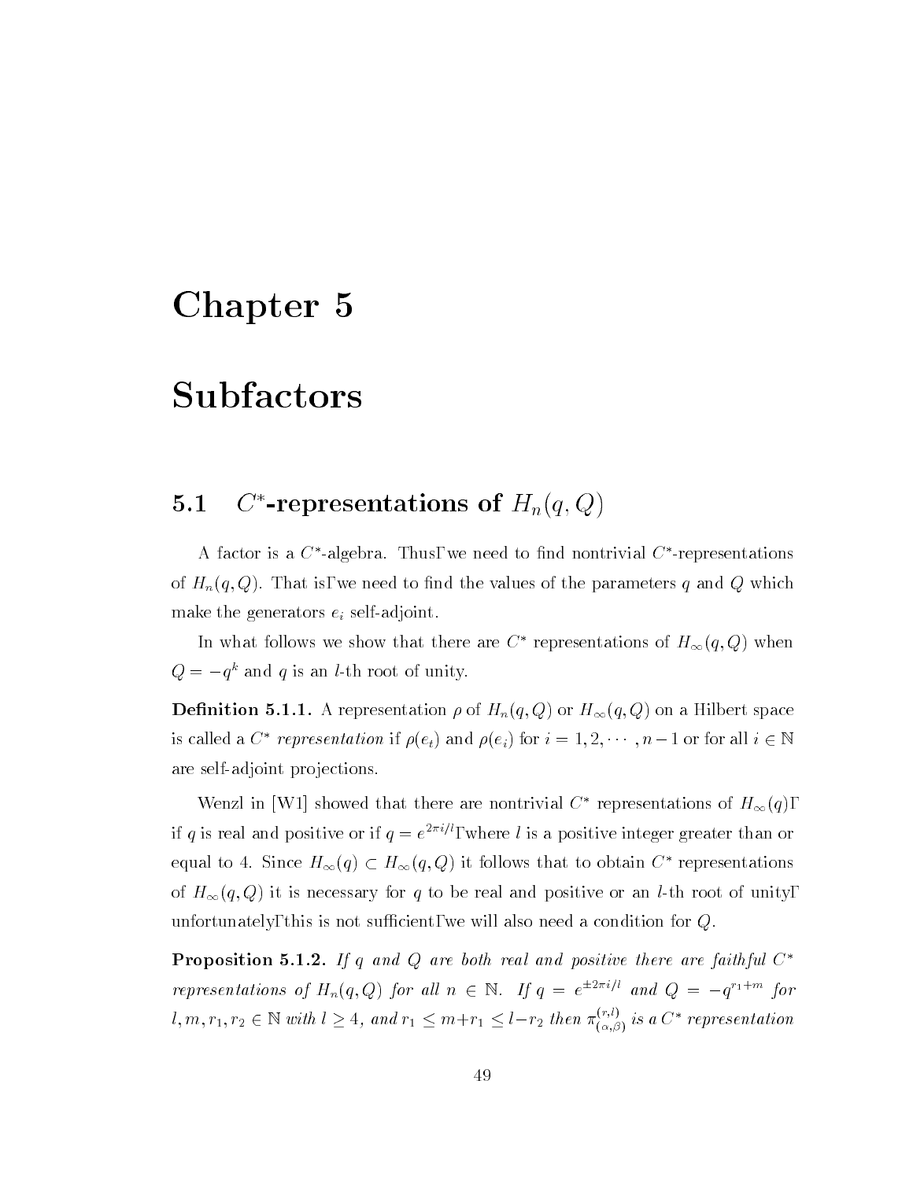# Chapter 5

# Subfactors

## 5.1 $C^*$-representations of $H_n(q, Q)$

A factor is a $C^*$-algebra. Thus, we need to find nontrivial $C^*$-representations of $H_n(q, Q)$. That is, we need to find the values of the parameters $q$ and $Q$ which make the generators $e_i$ self-adjoint.

In what follows we show that there are $C^*$ representations of $H_\infty(q, Q)$ when $Q = -q^k$ and $q$ is an $l$-th root of unity.

**Definition 5.1.1.** A representation $\rho$ of $H_n(q, Q)$ or $H_\infty(q, Q)$ on a Hilbert space is called a $C^*$ *representation* if $\rho(e_t)$ and $\rho(e_i)$ for $i = 1, 2, \cdots, n-1$ or for all $i \in \mathbb{N}$ are self-adjoint projections.

Wenzl in [W1] showed that there are nontrivial $C^*$ representations of $H_\infty(q)$, if $q$ is real and positive or if $q = e^{2\pi i/l}$, where $l$ is a positive integer greater than or equal to 4. Since $H_\infty(q) \subset H_\infty(q, Q)$ it follows that to obtain $C^*$ representations of $H_\infty(q, Q)$ it is necessary for $q$ to be real and positive or an $l$-th root of unity, unfortunately, this is not sufficient, we will also need a condition for $Q$.

**Proposition 5.1.2.** *If $q$ and $Q$ are both real and positive there are faithful $C^*$ representations of $H_n(q, Q)$ for all $n \in \mathbb{N}$. If $q = e^{\pm 2\pi i/l}$ and $Q = -q^{r_1+m}$ for $l, m, r_1, r_2 \in \mathbb{N}$ with $l \geq 4$, and $r_1 \leq m+r_1 \leq l-r_2$ then $\pi^{(r,l)}_{(\alpha,\beta)}$ is a $C^*$ representation*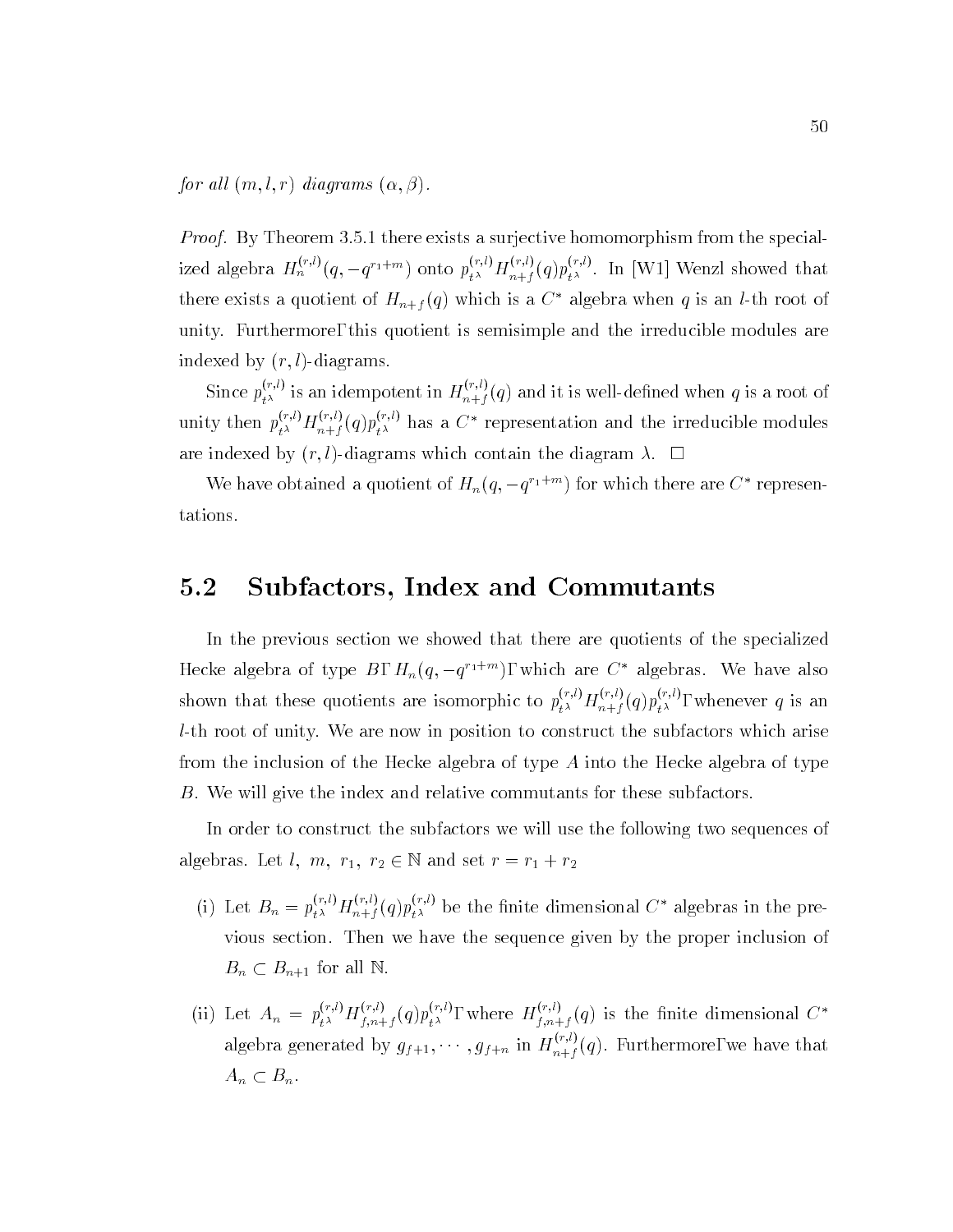*for all $(m, l, r)$ diagrams $(\alpha, \beta)$.*

*Proof.* By Theorem 3.5.1 there exists a surjective homomorphism from the specialized algebra $H_n^{(r,l)}(q, -q^{r_1+m})$ onto $p_{t^\lambda}^{(r,l)} H_{n+f}^{(r,l)}(q) p_{t^\lambda}^{(r,l)}$. In [W1] Wenzl showed that there exists a quotient of $H_{n+f}(q)$ which is a $C^*$ algebra when $q$ is an $l$-th root of unity. Furthermore, this quotient is semisimple and the irreducible modules are indexed by $(r, l)$-diagrams.

Since $p_{t^\lambda}^{(r,l)}$ is an idempotent in $H_{n+f}^{(r,l)}(q)$ and it is well-defined when $q$ is a root of unity then $p_{t^\lambda}^{(r,l)} H_{n+f}^{(r,l)}(q) p_{t^\lambda}^{(r,l)}$ has a $C^*$ representation and the irreducible modules are indexed by $(r, l)$-diagrams which contain the diagram $\lambda$. $\square$

We have obtained a quotient of $H_n(q, -q^{r_1+m})$ for which there are $C^*$ representations.

## 5.2 Subfactors, Index and Commutants

In the previous section we showed that there are quotients of the specialized Hecke algebra of type $B$, $H_n(q, -q^{r_1+m})$, which are $C^*$ algebras. We have also shown that these quotients are isomorphic to $p_{t^\lambda}^{(r,l)} H_{n+f}^{(r,l)}(q) p_{t^\lambda}^{(r,l)}$, whenever $q$ is an $l$-th root of unity. We are now in position to construct the subfactors which arise from the inclusion of the Hecke algebra of type $A$ into the Hecke algebra of type $B$. We will give the index and relative commutants for these subfactors.

In order to construct the subfactors we will use the following two sequences of algebras. Let $l$, $m$, $r_1$, $r_2 \in \mathbb{N}$ and set $r = r_1 + r_2$

(i) Let $B_n = p_{t^\lambda}^{(r,l)} H_{n+f}^{(r,l)}(q) p_{t^\lambda}^{(r,l)}$ be the finite dimensional $C^*$ algebras in the previous section. Then we have the sequence given by the proper inclusion of $B_n \subset B_{n+1}$ for all $\mathbb{N}$.

(ii) Let $A_n = p_{t^\lambda}^{(r,l)} H_{f,n+f}^{(r,l)}(q) p_{t^\lambda}^{(r,l)}$, where $H_{f,n+f}^{(r,l)}(q)$ is the finite dimensional $C^*$ algebra generated by $g_{f+1}, \cdots, g_{f+n}$ in $H_{n+f}^{(r,l)}(q)$. Furthermore, we have that $A_n \subset B_n$.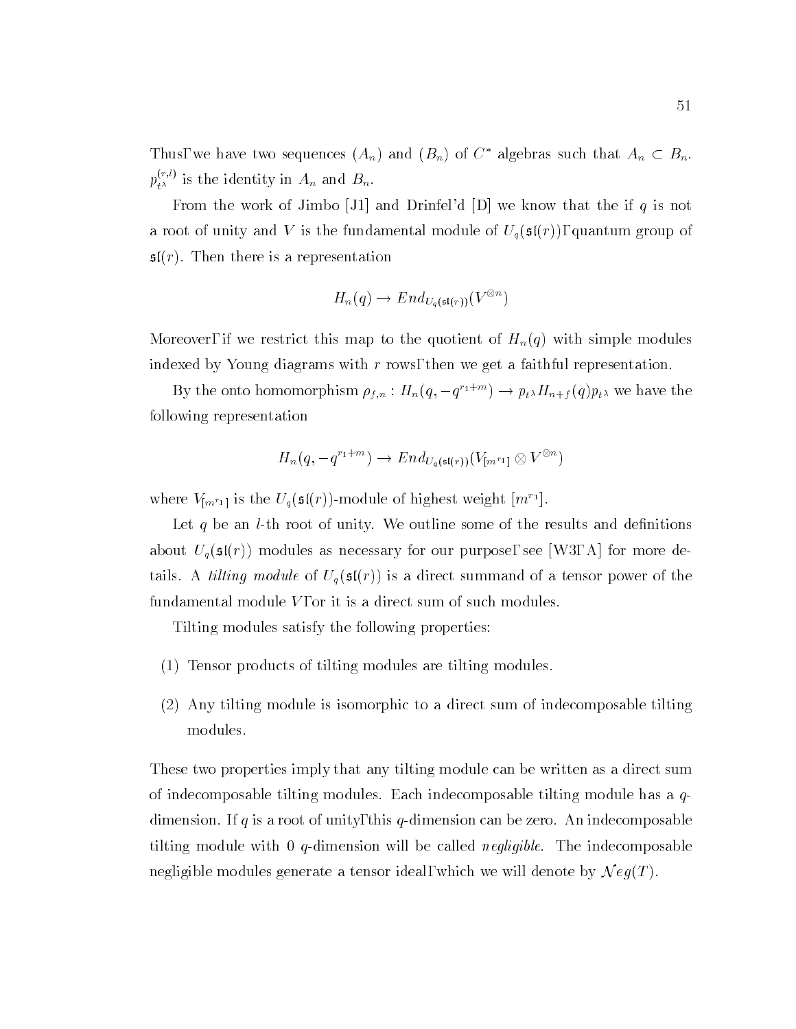Thus, we have two sequences $(A_n)$ and $(B_n)$ of $C^*$ algebras such that $A_n \subset B_n$. $p^{(r,l)}_{t^\lambda}$ is the identity in $A_n$ and $B_n$.

From the work of Jimbo [J1] and Drinfel'd [D] we know that the if $q$ is not a root of unity and $V$ is the fundamental module of $U_q(\mathfrak{sl}(r))$, quantum group of $\mathfrak{sl}(r)$. Then there is a representation

$$H_n(q) \to End_{U_q(\mathfrak{sl}(r))}(V^{\otimes n})$$

Moreover, if we restrict this map to the quotient of $H_n(q)$ with simple modules indexed by Young diagrams with $r$ rows, then we get a faithful representation.

By the onto homomorphism $\rho_{f,n} : H_n(q, -q^{r_1+m}) \to p_{t^\lambda} H_{n+f}(q) p_{t^\lambda}$ we have the following representation

$$H_n(q, -q^{r_1+m}) \to End_{U_q(\mathfrak{sl}(r))}(V_{[m^{r_1}]} \otimes V^{\otimes n})$$

where $V_{[m^{r_1}]}$ is the $U_q(\mathfrak{sl}(r))$-module of highest weight $[m^{r_1}]$.

Let $q$ be an $l$-th root of unity. We outline some of the results and definitions about $U_q(\mathfrak{sl}(r))$ modules as necessary for our purpose, see [W3, A] for more details. A *tilting module* of $U_q(\mathfrak{sl}(r))$ is a direct summand of a tensor power of the fundamental module $V$, or it is a direct sum of such modules.

Tilting modules satisfy the following properties:

(1) Tensor products of tilting modules are tilting modules.

(2) Any tilting module is isomorphic to a direct sum of indecomposable tilting modules.

These two properties imply that any tilting module can be written as a direct sum of indecomposable tilting modules. Each indecomposable tilting module has a $q$-dimension. If $q$ is a root of unity, this $q$-dimension can be zero. An indecomposable tilting module with 0 $q$-dimension will be called *negligible*. The indecomposable negligible modules generate a tensor ideal, which we will denote by $\mathcal{N}eg(T)$.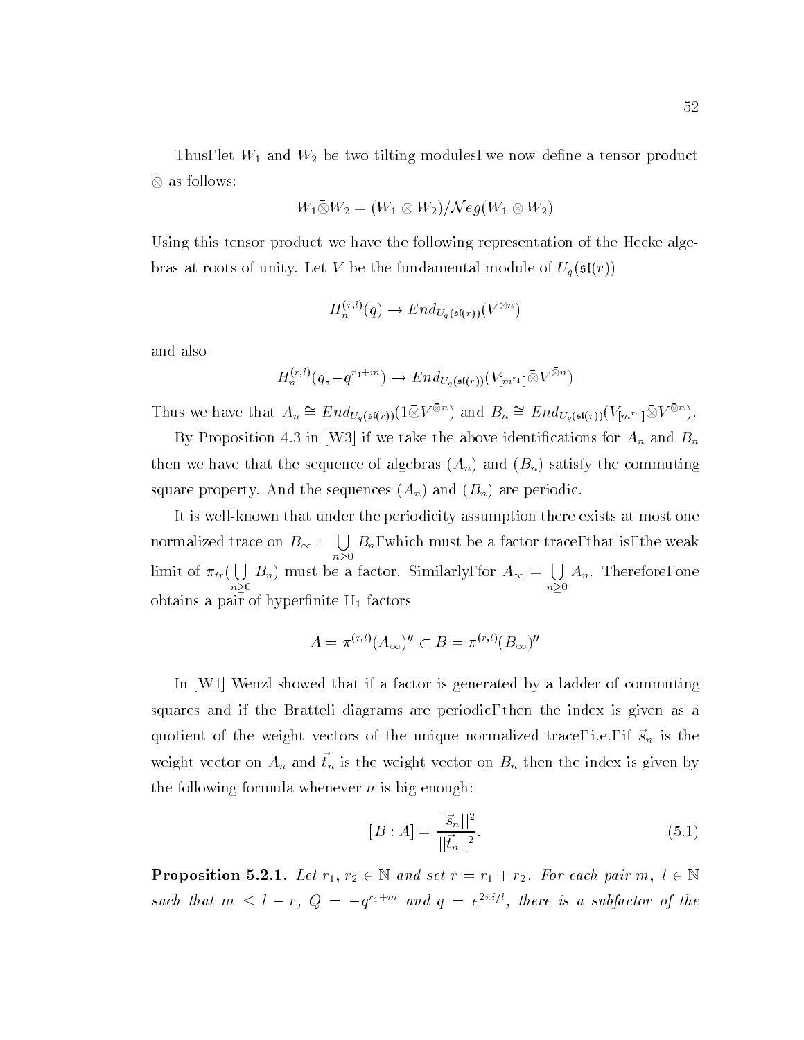Thus, let $W_1$ and $W_2$ be two tilting modules, we now define a tensor product $\bar{\otimes}$ as follows:

$$W_1 \bar{\otimes} W_2 = (W_1 \otimes W_2)/\mathcal{N}eg(W_1 \otimes W_2)$$

Using this tensor product we have the following representation of the Hecke algebras at roots of unity. Let $V$ be the fundamental module of $U_q(\mathfrak{sl}(r))$

$$H_n^{(r,l)}(q) \to End_{U_q(\mathfrak{sl}(r))}(V^{\bar{\otimes} n})$$

and also

$$H_n^{(r,l)}(q, -q^{r_1+m}) \to End_{U_q(\mathfrak{sl}(r))}(V_{[m^{r_1}]} \bar{\otimes} V^{\bar{\otimes} n})$$

Thus we have that $A_n \cong End_{U_q(\mathfrak{sl}(r))}(1 \bar{\otimes} V^{\bar{\otimes} n})$ and $B_n \cong End_{U_q(\mathfrak{sl}(r))}(V_{[m^{r_1}]} \bar{\otimes} V^{\bar{\otimes} n})$.

By Proposition 4.3 in [W3] if we take the above identifications for $A_n$ and $B_n$ then we have that the sequence of algebras $(A_n)$ and $(B_n)$ satisfy the commuting square property. And the sequences $(A_n)$ and $(B_n)$ are periodic.

It is well-known that under the periodicity assumption there exists at most one normalized trace on $B_\infty = \bigcup_{n \geq 0} B_n$, which must be a factor trace, that is, the weak limit of $\pi_{tr}(\bigcup_{n \geq 0} B_n)$ must be a factor. Similarly, for $A_\infty = \bigcup_{n \geq 0} A_n$. Therefore, one obtains a pair of hyperfinite $\mathrm{II}_1$ factors

$$A = \pi^{(r,l)}(A_\infty)'' \subset B = \pi^{(r,l)}(B_\infty)''$$

In [W1] Wenzl showed that if a factor is generated by a ladder of commuting squares and if the Bratteli diagrams are periodic, then the index is given as a quotient of the weight vectors of the unique normalized trace, i.e., if $\vec{s}_n$ is the weight vector on $A_n$ and $\vec{t}_n$ is the weight vector on $B_n$ then the index is given by the following formula whenever $n$ is big enough:

$$[B : A] = \frac{||\vec{s}_n||^2}{||\vec{t}_n||^2}. \tag{5.1}$$

**Proposition 5.2.1.** *Let $r_1, r_2 \in \mathbb{N}$ and set $r = r_1 + r_2$. For each pair $m,\ l \in \mathbb{N}$ such that $m \leq l - r$, $Q = -q^{r_1+m}$ and $q = e^{2\pi i/l}$, there is a subfactor of the*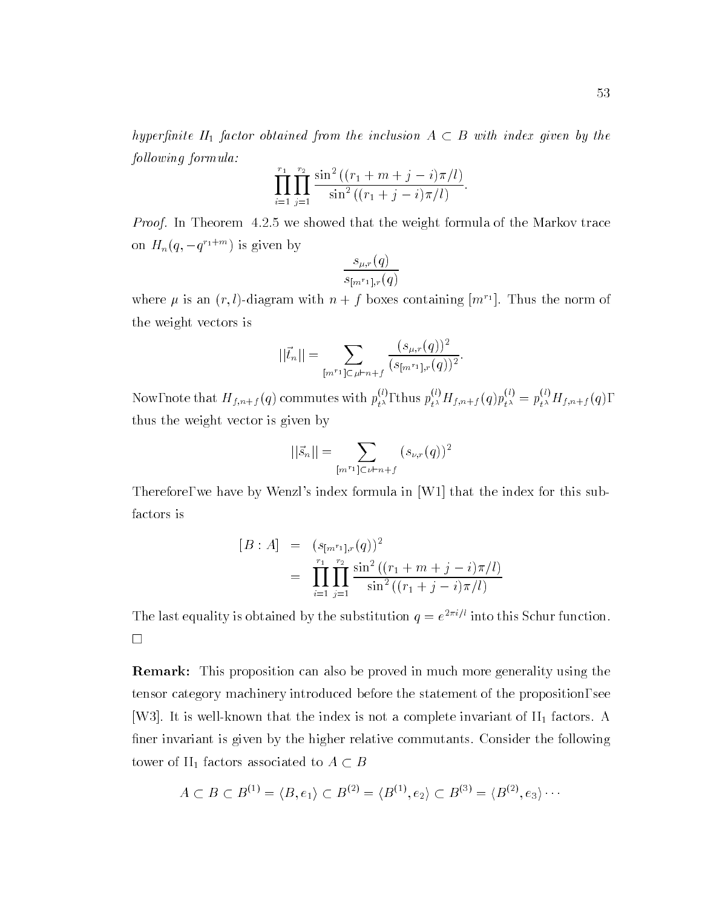*hyperfinite $II_1$ factor obtained from the inclusion $A \subset B$ with index given by the following formula:*

$$\prod_{i=1}^{r_1}\prod_{j=1}^{r_2}\frac{\sin^2((r_1+m+j-i)\pi/l)}{\sin^2((r_1+j-i)\pi/l)}.$$

*Proof.* In Theorem 4.2.5 we showed that the weight formula of the Markov trace on $H_n(q, -q^{r_1+m})$ is given by

$$\frac{s_{\mu,r}(q)}{s_{[m^{r_1}],r}(q)}$$

where $\mu$ is an $(r,l)$-diagram with $n+f$ boxes containing $[m^{r_1}]$. Thus the norm of the weight vectors is

$$||\vec{t}_n|| = \sum_{[m^{r_1}]\subset\mu\vdash n+f}\frac{(s_{\mu,r}(q))^2}{(s_{[m^{r_1}],r}(q))^2}.$$

Now, note that $H_{f,n+f}(q)$ commutes with $p_{t^\lambda}^{(l)}$, thus $p_{t^\lambda}^{(l)}H_{f,n+f}(q)p_{t^\lambda}^{(l)} = p_{t^\lambda}^{(l)}H_{f,n+f}(q)$, thus the weight vector is given by

$$||\vec{s}_n|| = \sum_{[m^{r_1}]\subset\nu\vdash n+f}(s_{\nu,r}(q))^2$$

Therefore, we have by Wenzl's index formula in [W1] that the index for this subfactors is

$$\begin{aligned}[B:A] &= (s_{[m^{r_1}],r}(q))^2 \\ &= \prod_{i=1}^{r_1}\prod_{j=1}^{r_2}\frac{\sin^2((r_1+m+j-i)\pi/l)}{\sin^2((r_1+j-i)\pi/l)}\end{aligned}$$

The last equality is obtained by the substitution $q = e^{2\pi i/l}$ into this Schur function. □

**Remark:** This proposition can also be proved in much more generality using the tensor category machinery introduced before the statement of the proposition, see [W3]. It is well-known that the index is not a complete invariant of $\mathrm{II}_1$ factors. A finer invariant is given by the higher relative commutants. Consider the following tower of $\mathrm{II}_1$ factors associated to $A \subset B$

$$A \subset B \subset B^{(1)} = \langle B, e_1\rangle \subset B^{(2)} = \langle B^{(1)}, e_2\rangle \subset B^{(3)} = \langle B^{(2)}, e_3\rangle \cdots$$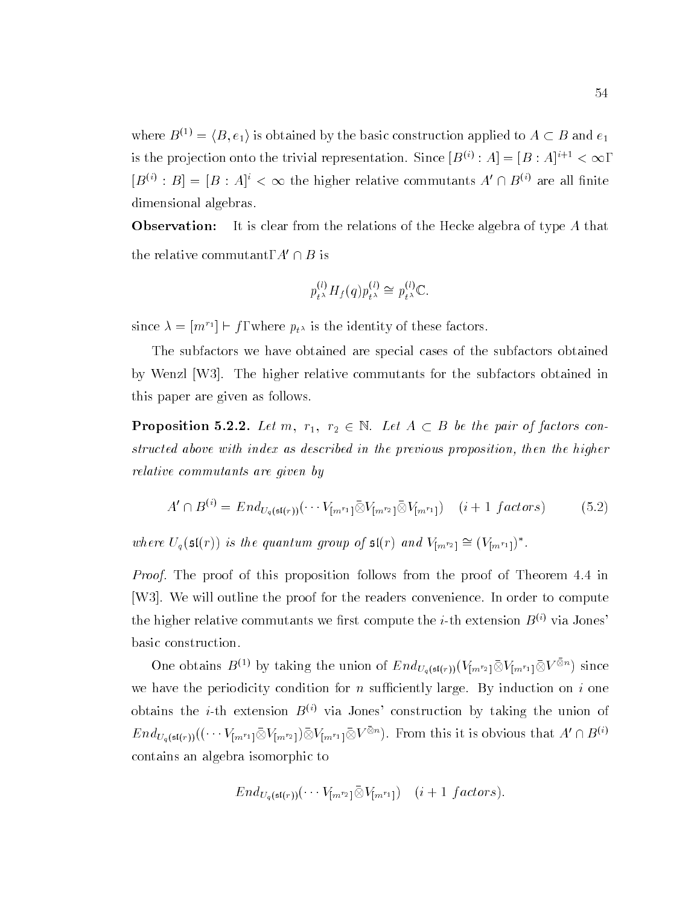where $B^{(1)} = \langle B, e_1 \rangle$ is obtained by the basic construction applied to $A \subset B$ and $e_1$ is the projection onto the trivial representation. Since $[B^{(i)} : A] = [B : A]^{i+1} < \infty$, $[B^{(i)} : B] = [B : A]^i < \infty$ the higher relative commutants $A' \cap B^{(i)}$ are all finite dimensional algebras.

**Observation:** It is clear from the relations of the Hecke algebra of type $A$ that the relative commutant, $A' \cap B$ is

$$p_{t^\lambda}^{(l)} H_f(q) p_{t^\lambda}^{(l)} \cong p_{t^\lambda}^{(l)} \mathbb{C}.$$

since $\lambda = [m^{r_1}] \vdash f$, where $p_{t^\lambda}$ is the identity of these factors.

The subfactors we have obtained are special cases of the subfactors obtained by Wenzl [W3]. The higher relative commutants for the subfactors obtained in this paper are given as follows.

**Proposition 5.2.2.** *Let $m$, $r_1$, $r_2 \in \mathbb{N}$. Let $A \subset B$ be the pair of factors constructed above with index as described in the previous proposition, then the higher relative commutants are given by*

$$A' \cap B^{(i)} = End_{U_q(\mathfrak{sl}(r))}(\cdots V_{[m^{r_1}]} \bar{\otimes} V_{[m^{r_2}]} \bar{\otimes} V_{[m^{r_1}]}) \quad (i+1 \ factors) \tag{5.2}$$

*where $U_q(\mathfrak{sl}(r))$ is the quantum group of $\mathfrak{sl}(r)$ and $V_{[m^{r_2}]} \cong (V_{[m^{r_1}]})^*$.*

*Proof.* The proof of this proposition follows from the proof of Theorem 4.4 in [W3]. We will outline the proof for the readers convenience. In order to compute the higher relative commutants we first compute the $i$-th extension $B^{(i)}$ via Jones' basic construction.

One obtains $B^{(1)}$ by taking the union of $End_{U_q(\mathfrak{sl}(r))}(V_{[m^{r_2}]} \bar{\otimes} V_{[m^{r_1}]} \bar{\otimes} V^{\bar{\otimes} n})$ since we have the periodicity condition for $n$ sufficiently large. By induction on $i$ one obtains the $i$-th extension $B^{(i)}$ via Jones' construction by taking the union of $End_{U_q(\mathfrak{sl}(r))}((\cdots V_{[m^{r_1}]} \bar{\otimes} V_{[m^{r_2}]}) \bar{\otimes} V_{[m^{r_1}]} \bar{\otimes} V^{\bar{\otimes} n})$. From this it is obvious that $A' \cap B^{(i)}$ contains an algebra isomorphic to

$$End_{U_q(\mathfrak{sl}(r))}(\cdots V_{[m^{r_2}]} \bar{\otimes} V_{[m^{r_1}]}) \quad (i+1 \ factors).$$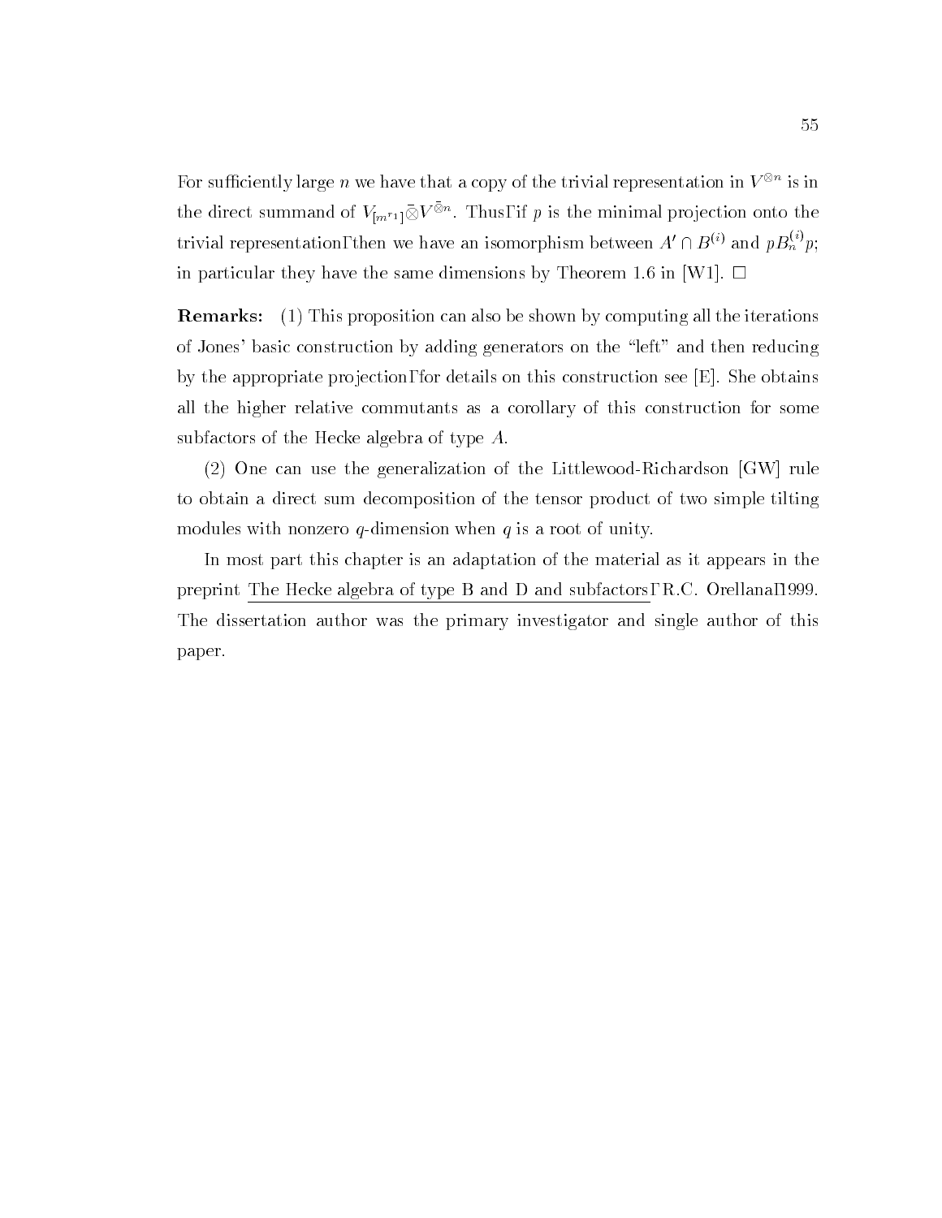For sufficiently large $n$ we have that a copy of the trivial representation in $V^{\otimes n}$ is in the direct summand of $V_{[m^{r_1}]}\bar{\otimes}V^{\bar{\otimes}n}$. Thus, if $p$ is the minimal projection onto the trivial representation, then we have an isomorphism between $A' \cap B^{(i)}$ and $pB_n^{(i)}p$; in particular they have the same dimensions by Theorem 1.6 in [W1]. $\square$

**Remarks:** (1) This proposition can also be shown by computing all the iterations of Jones' basic construction by adding generators on the "left" and then reducing by the appropriate projection, for details on this construction see [E]. She obtains all the higher relative commutants as a corollary of this construction for some subfactors of the Hecke algebra of type $A$.

(2) One can use the generalization of the Littlewood-Richardson [GW] rule to obtain a direct sum decomposition of the tensor product of two simple tilting modules with nonzero $q$-dimension when $q$ is a root of unity.

In most part this chapter is an adaptation of the material as it appears in the preprint The Hecke algebra of type B and D and subfactors, R.C. Orellana, 1999. The dissertation author was the primary investigator and single author of this paper.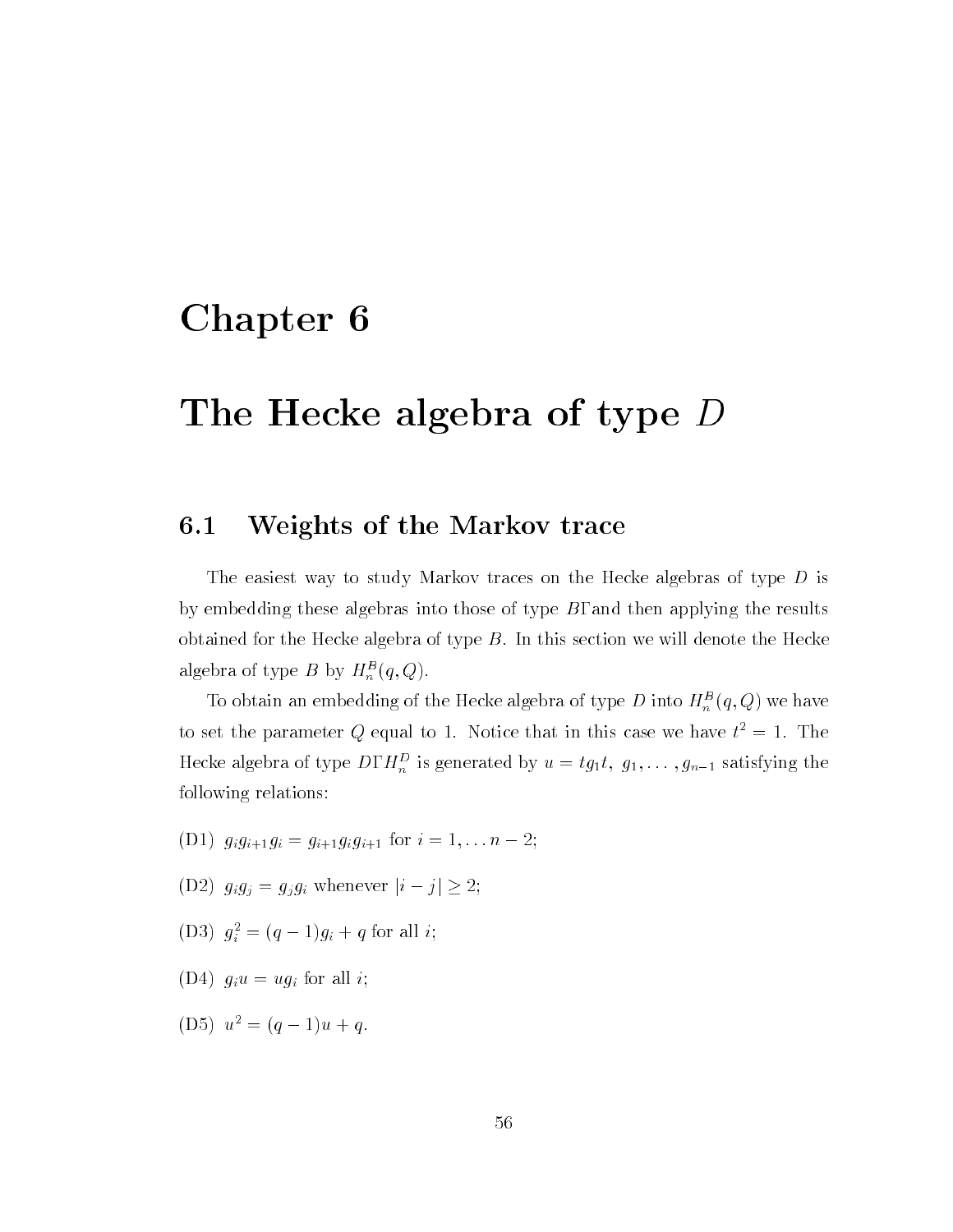# Chapter 6

# The Hecke algebra of type $D$

## 6.1 Weights of the Markov trace

The easiest way to study Markov traces on the Hecke algebras of type $D$ is by embedding these algebras into those of type $B$, and then applying the results obtained for the Hecke algebra of type $B$. In this section we will denote the Hecke algebra of type $B$ by $H_n^B(q, Q)$.

To obtain an embedding of the Hecke algebra of type $D$ into $H_n^B(q, Q)$ we have to set the parameter $Q$ equal to 1. Notice that in this case we have $t^2 = 1$. The Hecke algebra of type $D$, $H_n^D$ is generated by $u = tg_1t,\ g_1, \ldots, g_{n-1}$ satisfying the following relations:

(D1) $g_i g_{i+1} g_i = g_{i+1} g_i g_{i+1}$ for $i = 1, \ldots n-2$;

(D2) $g_i g_j = g_j g_i$ whenever $|i - j| \geq 2$;

(D3) $g_i^2 = (q-1)g_i + q$ for all $i$;

(D4) $g_i u = u g_i$ for all $i$;

(D5) $u^2 = (q-1)u + q$.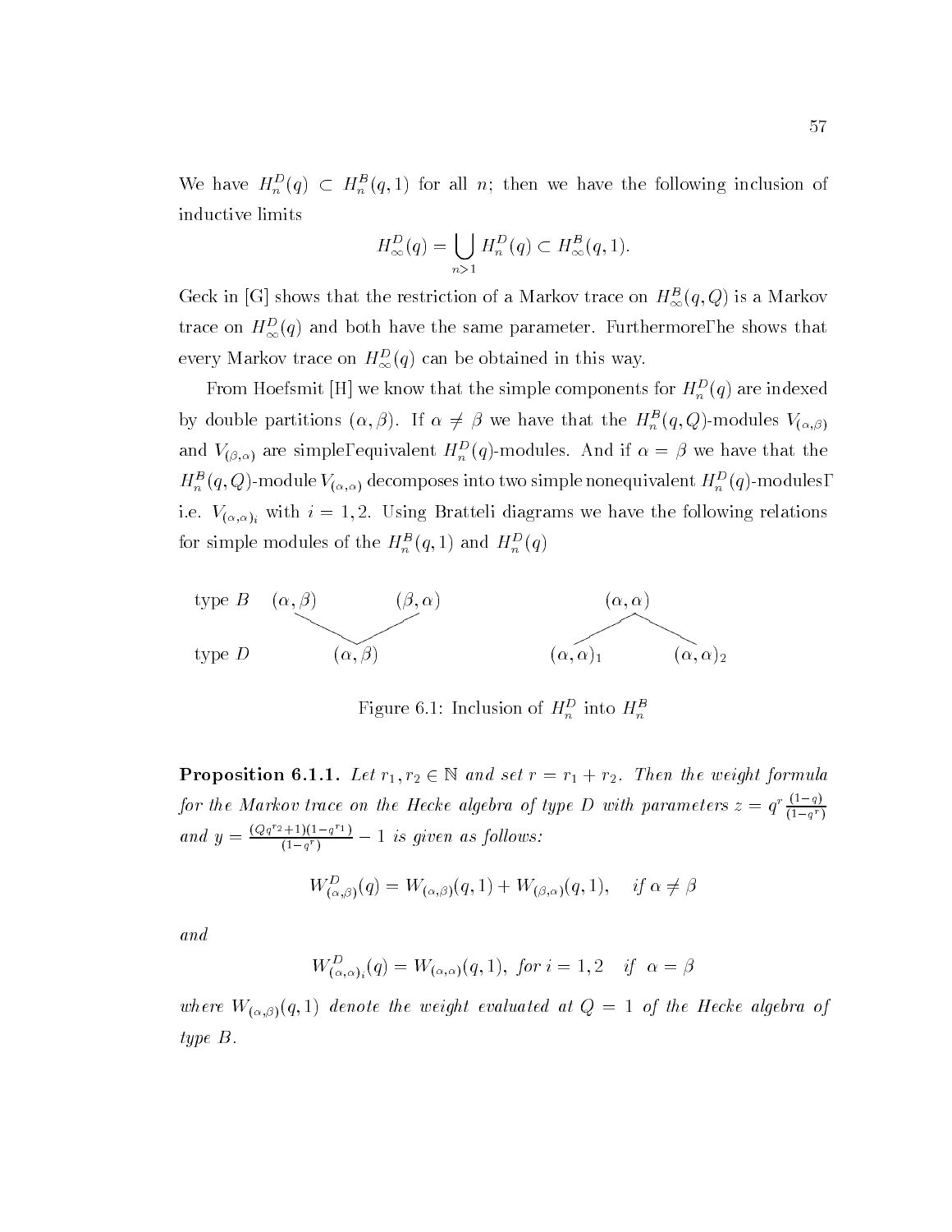We have $H_n^D(q) \subset H_n^B(q,1)$ for all $n$; then we have the following inclusion of inductive limits

$$H_\infty^D(q) = \bigcup_{n>1} H_n^D(q) \subset H_\infty^B(q,1).$$

Geck in [G] shows that the restriction of a Markov trace on $H_\infty^B(q,Q)$ is a Markov trace on $H_\infty^D(q)$ and both have the same parameter. Furthermore, he shows that every Markov trace on $H_\infty^D(q)$ can be obtained in this way.

From Hoefsmit [H] we know that the simple components for $H_n^D(q)$ are indexed by double partitions $(\alpha,\beta)$. If $\alpha \neq \beta$ we have that the $H_n^B(q,Q)$-modules $V_{(\alpha,\beta)}$ and $V_{(\beta,\alpha)}$ are simple, equivalent $H_n^D(q)$-modules. And if $\alpha = \beta$ we have that the $H_n^B(q,Q)$-module $V_{(\alpha,\alpha)}$ decomposes into two simple nonequivalent $H_n^D(q)$-modules, i.e. $V_{(\alpha,\alpha)_i}$ with $i = 1,2$. Using Bratteli diagrams we have the following relations for simple modules of the $H_n^B(q,1)$ and $H_n^D(q)$

| | | | | | |
|---|---|---|---|---|---|
| type $B$ | $(\alpha,\beta)$ | $(\beta,\alpha)$ | | $(\alpha,\alpha)$ | |
| type $D$ | $(\alpha,\beta)$ | | $(\alpha,\alpha)_1$ | | $(\alpha,\alpha)_2$ |

Figure 6.1: Inclusion of $H_n^D$ into $H_n^B$

**Proposition 6.1.1.** *Let $r_1, r_2 \in \mathbb{N}$ and set $r = r_1 + r_2$. Then the weight formula for the Markov trace on the Hecke algebra of type D with parameters $z = q^r \frac{(1-q)}{(1-q^r)}$ and $y = \frac{(Qq^{r_2}+1)(1-q^{r_1})}{(1-q^r)} - 1$ is given as follows:*

$$W_{(\alpha,\beta)}^D(q) = W_{(\alpha,\beta)}(q,1) + W_{(\beta,\alpha)}(q,1), \quad \text{if } \alpha \neq \beta$$

*and*

$$W_{(\alpha,\alpha)_i}^D(q) = W_{(\alpha,\alpha)}(q,1), \text{ for } i = 1,2 \quad \text{if } \alpha = \beta$$

*where $W_{(\alpha,\beta)}(q,1)$ denote the weight evaluated at $Q = 1$ of the Hecke algebra of type $B$.*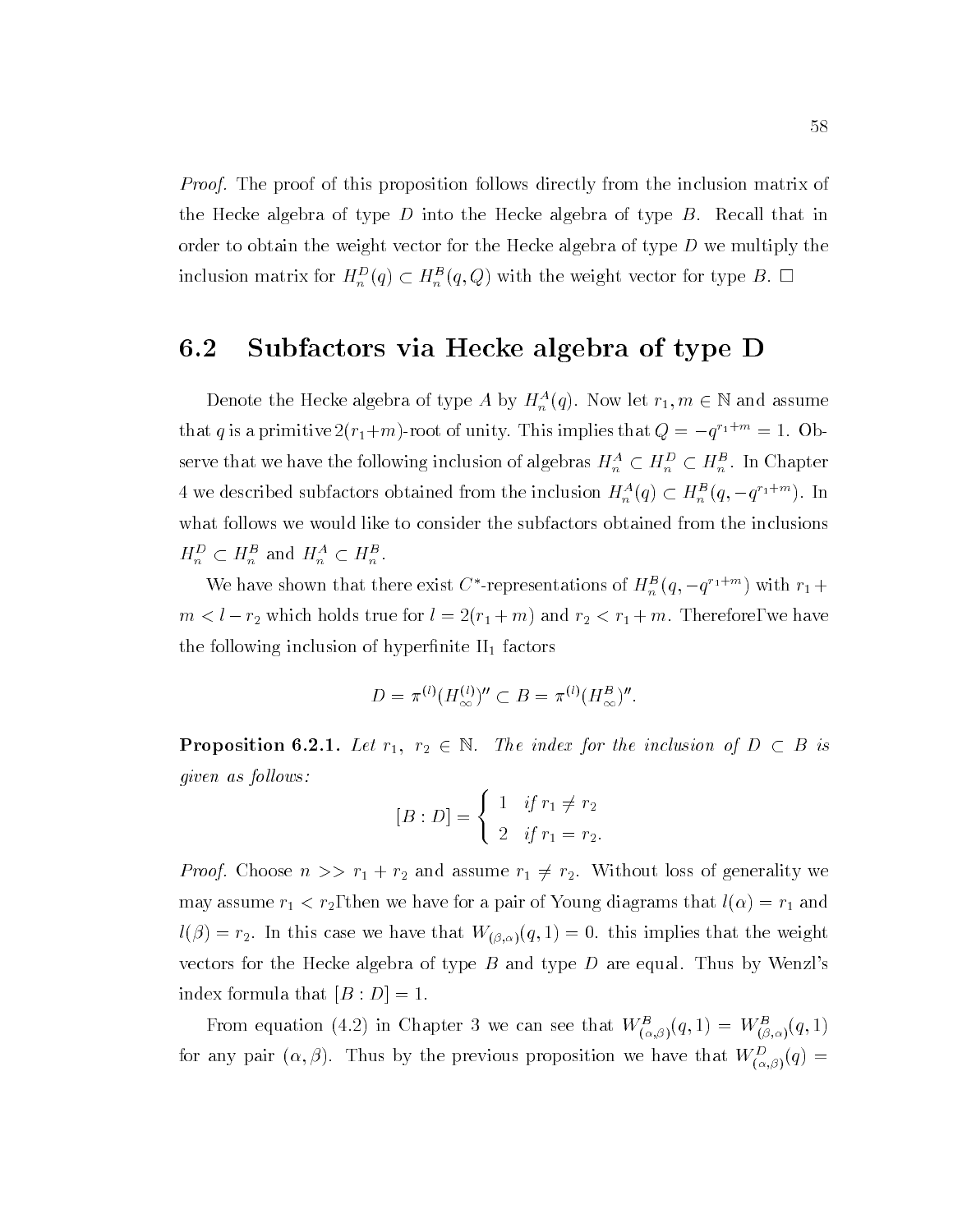*Proof.* The proof of this proposition follows directly from the inclusion matrix of the Hecke algebra of type $D$ into the Hecke algebra of type $B$. Recall that in order to obtain the weight vector for the Hecke algebra of type $D$ we multiply the inclusion matrix for $H_n^D(q) \subset H_n^B(q, Q)$ with the weight vector for type $B$. $\square$

## 6.2 Subfactors via Hecke algebra of type D

Denote the Hecke algebra of type $A$ by $H_n^A(q)$. Now let $r_1, m \in \mathbb{N}$ and assume that $q$ is a primitive $2(r_1+m)$-root of unity. This implies that $Q = -q^{r_1+m} = 1$. Observe that we have the following inclusion of algebras $H_n^A \subset H_n^D \subset H_n^B$. In Chapter 4 we described subfactors obtained from the inclusion $H_n^A(q) \subset H_n^B(q, -q^{r_1+m})$. In what follows we would like to consider the subfactors obtained from the inclusions $H_n^D \subset H_n^B$ and $H_n^A \subset H_n^B$.

We have shown that there exist $C^*$-representations of $H_n^B(q, -q^{r_1+m})$ with $r_1 + m < l - r_2$ which holds true for $l = 2(r_1 + m)$ and $r_2 < r_1 + m$. Therefore, we have the following inclusion of hyperfinite $\text{II}_1$ factors

$$D = \pi^{(l)}(H_\infty^{(l)})'' \subset B = \pi^{(l)}(H_\infty^B)''.$$

**Proposition 6.2.1.** *Let $r_1$, $r_2 \in \mathbb{N}$. The index for the inclusion of $D \subset B$ is given as follows:*

$$[B : D] = \begin{cases} 1 & \text{if } r_1 \neq r_2 \\ 2 & \text{if } r_1 = r_2. \end{cases}$$

*Proof.* Choose $n >> r_1 + r_2$ and assume $r_1 \neq r_2$. Without loss of generality we may assume $r_1 < r_2$, then we have for a pair of Young diagrams that $l(\alpha) = r_1$ and $l(\beta) = r_2$. In this case we have that $W_{(\beta,\alpha)}(q, 1) = 0$. this implies that the weight vectors for the Hecke algebra of type $B$ and type $D$ are equal. Thus by Wenzl's index formula that $[B : D] = 1$.

From equation (4.2) in Chapter 3 we can see that $W^B_{(\alpha,\beta)}(q, 1) = W^B_{(\beta,\alpha)}(q, 1)$ for any pair $(\alpha, \beta)$. Thus by the previous proposition we have that $W^D_{(\alpha,\beta)}(q) =$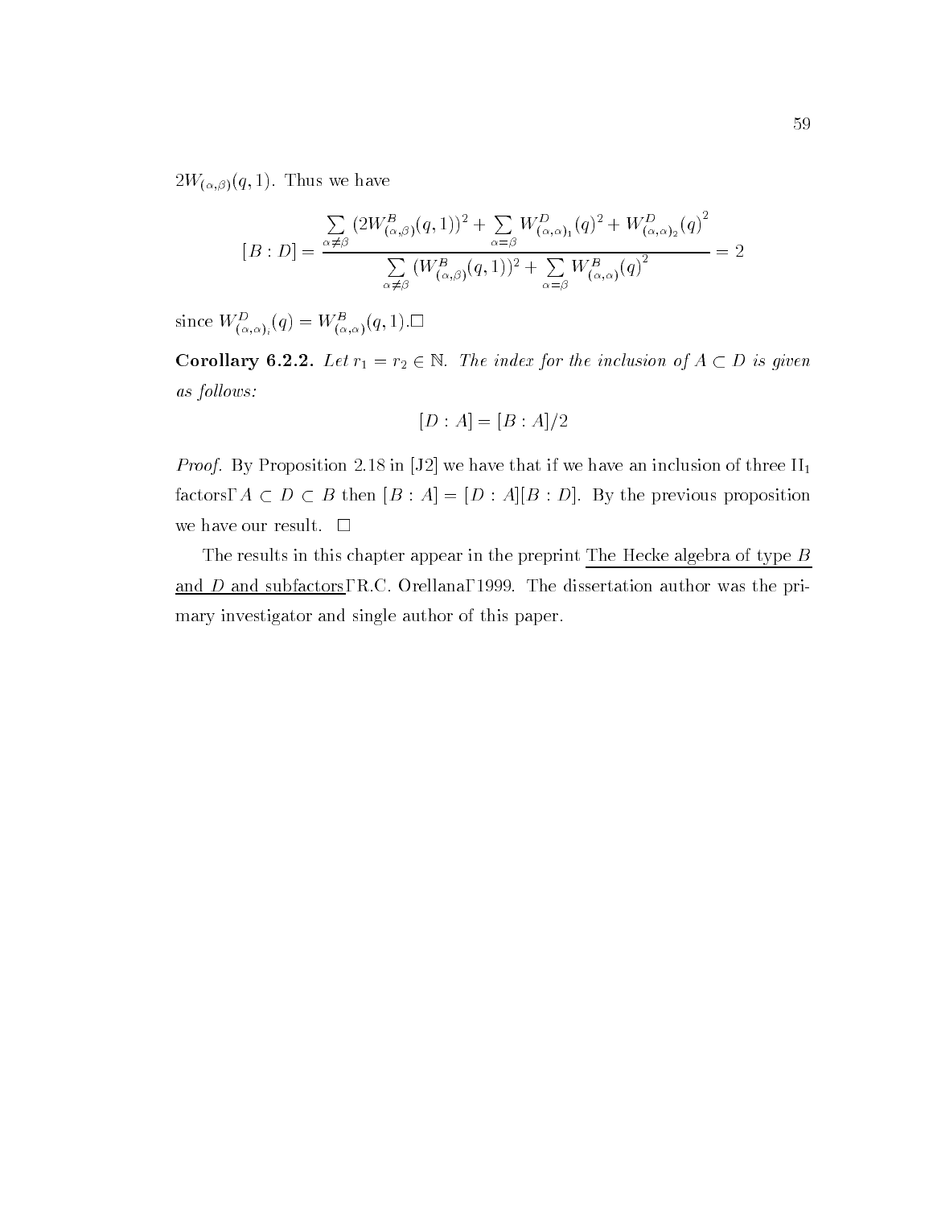$2W_{(\alpha,\beta)}(q,1)$. Thus we have

$$[B:D] = \frac{\sum_{\alpha\neq\beta}(2W^B_{(\alpha,\beta)}(q,1))^2 + \sum_{\alpha=\beta} W^D_{(\alpha,\alpha)_1}(q)^2 + W^D_{(\alpha,\alpha)_2}(q)^2}{\sum_{\alpha\neq\beta}(W^B_{(\alpha,\beta)}(q,1))^2 + \sum_{\alpha=\beta} W^B_{(\alpha,\alpha)}(q)^2} = 2$$

since $W^D_{(\alpha,\alpha)_i}(q) = W^B_{(\alpha,\alpha)}(q,1)$.□

**Corollary 6.2.2.** *Let $r_1 = r_2 \in \mathbb{N}$. The index for the inclusion of $A \subset D$ is given as follows:*

$$[D:A] = [B:A]/2$$

*Proof.* By Proposition 2.18 in [J2] we have that if we have an inclusion of three $\mathrm{II}_1$ factors, $A \subset D \subset B$ then $[B:A] = [D:A][B:D]$. By the previous proposition we have our result. □

The results in this chapter appear in the preprint The Hecke algebra of type $B$ and $D$ and subfactors, R.C. Orellana, 1999. The dissertation author was the primary investigator and single author of this paper.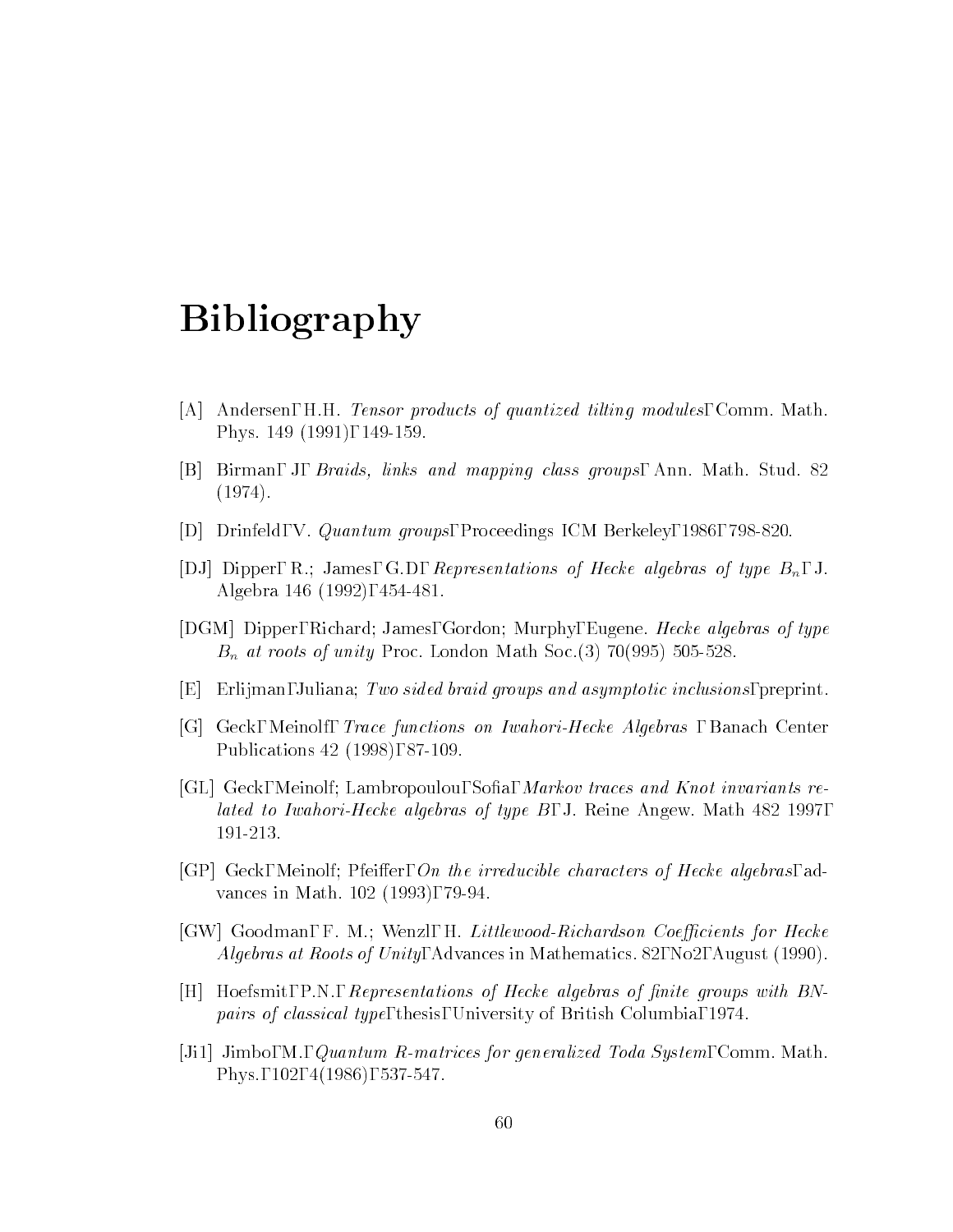# Bibliography

[A] Andersen, H.H. *Tensor products of quantized tilting modules*, Comm. Math. Phys. 149 (1991), 149-159.

[B] Birman, J, *Braids, links and mapping class groups*, Ann. Math. Stud. 82 (1974).

[D] Drinfeld, V. *Quantum groups*, Proceedings ICM Berkeley, 1986, 798-820.

[DJ] Dipper, R.; James, G.D, *Representations of Hecke algebras of type $B_n$*, J. Algebra 146 (1992), 454-481.

[DGM] Dipper, Richard; James, Gordon; Murphy, Eugene. *Hecke algebras of type $B_n$ at roots of unity* Proc. London Math Soc.(3) 70(995) 505-528.

[E] Erlijman, Juliana; *Two sided braid groups and asymptotic inclusions*, preprint.

[G] Geck, Meinolf, *Trace functions on Iwahori-Hecke Algebras* , Banach Center Publications 42 (1998), 87-109.

[GL] Geck, Meinolf; Lambropoulou, Sofia, *Markov traces and Knot invariants related to Iwahori-Hecke algebras of type B*, J. Reine Angew. Math 482 1997, 191-213.

[GP] Geck, Meinolf; Pfeiffer, *On the irreducible characters of Hecke algebras*, advances in Math. 102 (1993), 79-94.

[GW] Goodman, F. M.; Wenzl, H. *Littlewood-Richardson Coefficients for Hecke Algebras at Roots of Unity*, Advances in Mathematics. 82, No2, August (1990).

[H] Hoefsmit, P.N., *Representations of Hecke algebras of finite groups with BN-pairs of classical type*, thesis, University of British Columbia, 1974.

[Ji1] Jimbo, M., *Quantum R-matrices for generalized Toda System*, Comm. Math. Phys., 102, 4(1986), 537-547.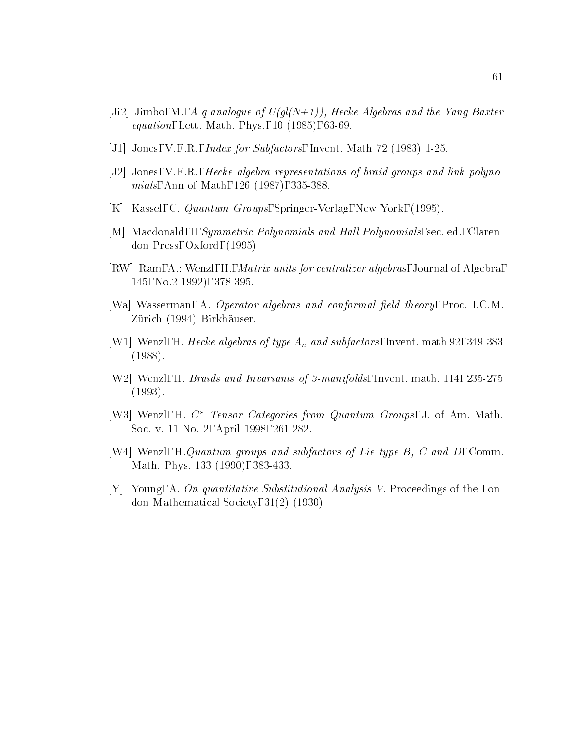[Ji2] Jimbo, M., *A q-analogue of U(gl(N+1)), Hecke Algebras and the Yang-Baxter equation*, Lett. Math. Phys., 10 (1985), 63-69.

[J1] Jones, V.F.R., *Index for Subfactors*, Invent. Math 72 (1983) 1-25.

[J2] Jones, V.F.R., *Hecke algebra representations of braid groups and link polynomials*, Ann of Math, 126 (1987), 335-388.

[K] Kassel, C. *Quantum Groups*, Springer-Verlag, New York, (1995).

[M] Macdonald, I, *Symmetric Polynomials and Hall Polynomials*, sec. ed., Clarendon Press, Oxford, (1995)

[RW] Ram, A.; Wenzl, H., *Matrix units for centralizer algebras*, Journal of Algebra, 145, No.2 1992), 378-395.

[Wa] Wasserman, A. *Operator algebras and conformal field theory*, Proc. I.C.M. Zürich (1994) Birkhäuser.

[W1] Wenzl, H. *Hecke algebras of type $A_n$ and subfactors*, Invent. math 92, 349-383 (1988).

[W2] Wenzl, H. *Braids and Invariants of 3-manifolds*, Invent. math. 114, 235-275 (1993).

[W3] Wenzl, H. *$C^*$ Tensor Categories from Quantum Groups*, J. of Am. Math. Soc. v. 11 No. 2, April 1998, 261-282.

[W4] Wenzl, H. *Quantum groups and subfactors of Lie type B, C and D*, Comm. Math. Phys. 133 (1990), 383-433.

[Y] Young, A. *On quantitative Substitutional Analysis V*. Proceedings of the London Mathematical Society, 31(2) (1930)